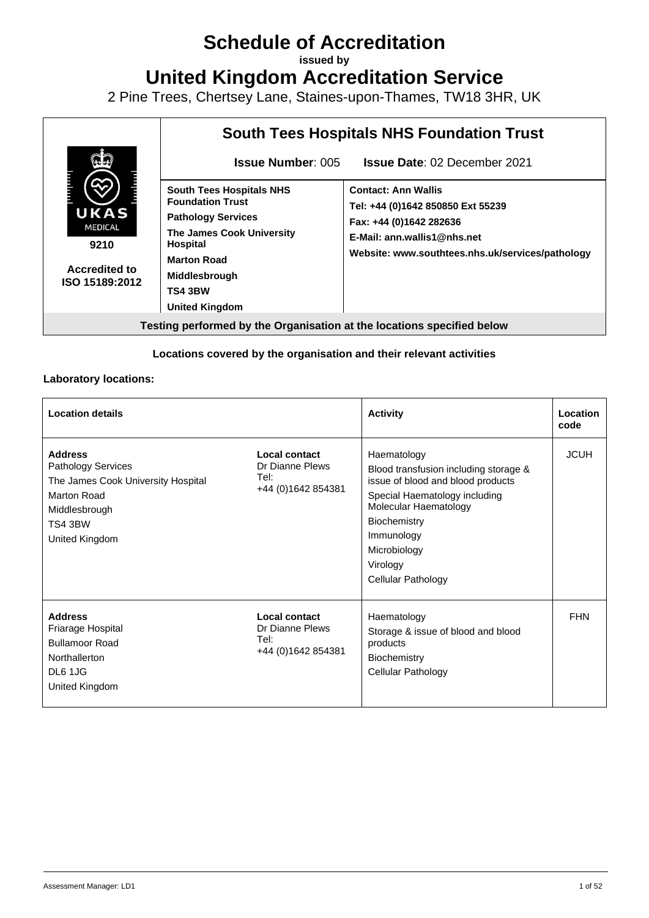# Schedule of Accreditation

**issued by**

# United Kingdom Accreditation Service

2 Pine Trees, Chertsey Lane, Staines-upon-Thames, TW18 3HR, UK

| | **South Tees Hospitals NHS Foundation Trust** | |
|---|---|---|
| UKAS MEDICAL 9210 Accredited to ISO 15189:2012 | **Issue Number**: 005 | **Issue Date**: 02 December 2021 |
| | **South Tees Hospitals NHS Foundation Trust**<br>**Pathology Services**<br>**The James Cook University Hospital**<br>**Marton Road**<br>**Middlesbrough**<br>**TS4 3BW**<br>**United Kingdom** | **Contact: Ann Wallis**<br>**Tel: +44 (0)1642 850850 Ext 55239**<br>**Fax: +44 (0)1642 282636**<br>**E-Mail: ann.wallis1@nhs.net**<br>**Website: www.southtees.nhs.uk/services/pathology** |

**Testing performed by the Organisation at the locations specified below**

**Locations covered by the organisation and their relevant activities**

**Laboratory locations:**

| Location details | | Activity | Location code |
|---|---|---|---|
| **Address**<br>Pathology Services<br>The James Cook University Hospital<br>Marton Road<br>Middlesbrough<br>TS4 3BW<br>United Kingdom | **Local contact**<br>Dr Dianne Plews<br>Tel:<br>+44 (0)1642 854381 | Haematology<br>Blood transfusion including storage & issue of blood and blood products<br>Special Haematology including Molecular Haematology<br>Biochemistry<br>Immunology<br>Microbiology<br>Virology<br>Cellular Pathology | JCUH |
| **Address**<br>Friarage Hospital<br>Bullamoor Road<br>Northallerton<br>DL6 1JG<br>United Kingdom | **Local contact**<br>Dr Dianne Plews<br>Tel:<br>+44 (0)1642 854381 | Haematology<br>Storage & issue of blood and blood products<br>Biochemistry<br>Cellular Pathology | FHN |

Assessment Manager: LD1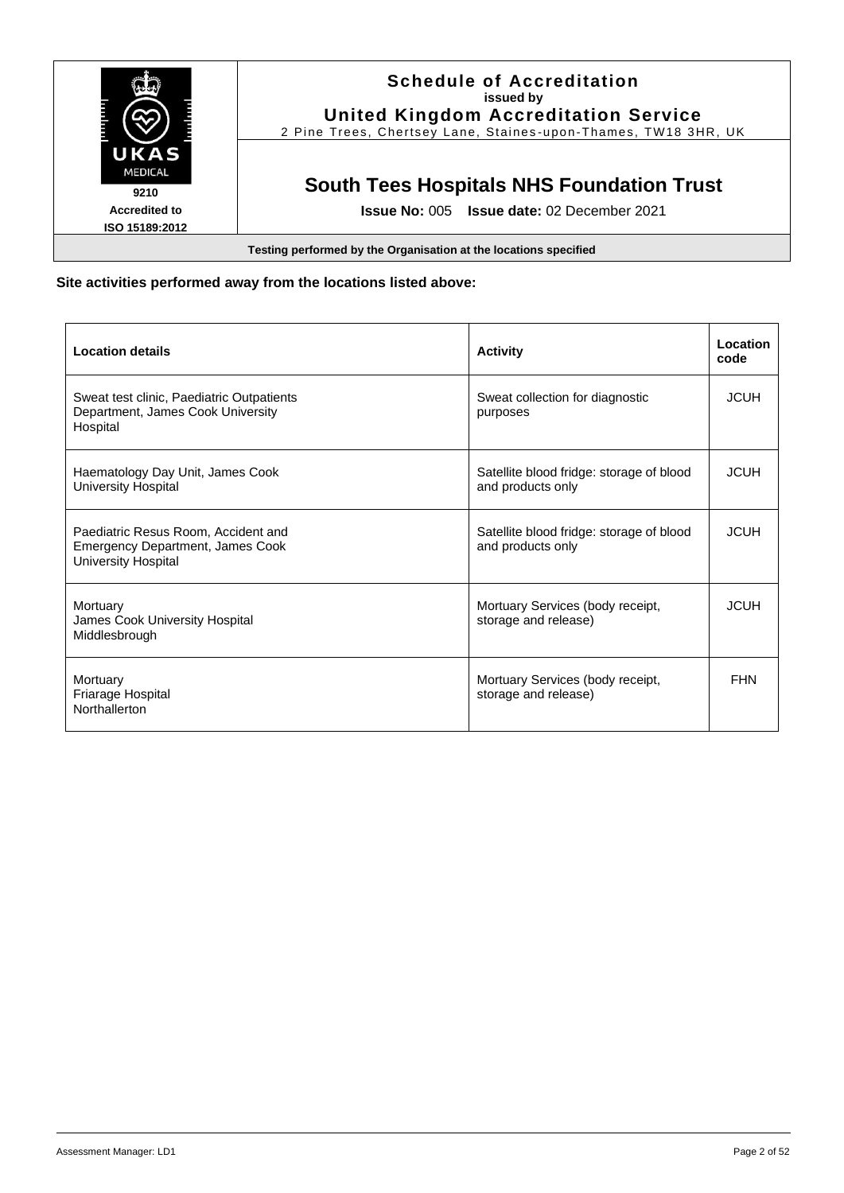**Site activities performed away from the locations listed above:**

| Location details | Activity | Location code |
|---|---|---|
| Sweat test clinic, Paediatric Outpatients Department, James Cook University Hospital | Sweat collection for diagnostic purposes | JCUH |
| Haematology Day Unit, James Cook University Hospital | Satellite blood fridge: storage of blood and products only | JCUH |
| Paediatric Resus Room, Accident and Emergency Department, James Cook University Hospital | Satellite blood fridge: storage of blood and products only | JCUH |
| Mortuary<br>James Cook University Hospital<br>Middlesbrough | Mortuary Services (body receipt, storage and release) | JCUH |
| Mortuary<br>Friarage Hospital<br>Northallerton | Mortuary Services (body receipt, storage and release) | FHN |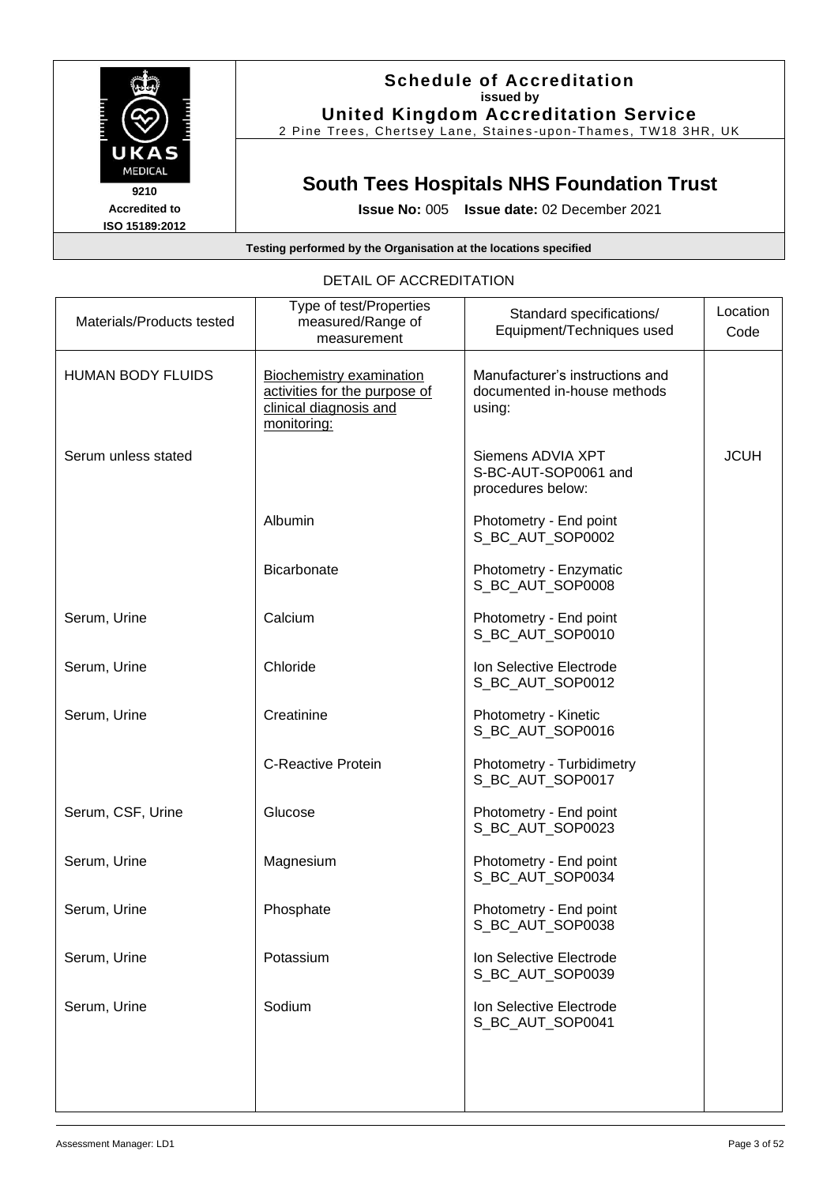# Schedule of Accreditation

**issued by**

**United Kingdom Accreditation Service**

2 Pine Trees, Chertsey Lane, Staines-upon-Thames, TW18 3HR, UK

**9210**
**Accredited to**
**ISO 15189:2012**

## South Tees Hospitals NHS Foundation Trust

**Issue No:** 005 **Issue date:** 02 December 2021

**Testing performed by the Organisation at the locations specified**

DETAIL OF ACCREDITATION

| Materials/Products tested | Type of test/Properties measured/Range of measurement | Standard specifications/ Equipment/Techniques used | Location Code |
|---|---|---|---|
| HUMAN BODY FLUIDS | Biochemistry examination activities for the purpose of clinical diagnosis and monitoring: | Manufacturer's instructions and documented in-house methods using: | |
| Serum unless stated | | Siemens ADVIA XPT S-BC-AUT-SOP0061 and procedures below: | JCUH |
| | Albumin | Photometry - End point S_BC_AUT_SOP0002 | |
| | Bicarbonate | Photometry - Enzymatic S_BC_AUT_SOP0008 | |
| Serum, Urine | Calcium | Photometry - End point S_BC_AUT_SOP0010 | |
| Serum, Urine | Chloride | Ion Selective Electrode S_BC_AUT_SOP0012 | |
| Serum, Urine | Creatinine | Photometry - Kinetic S_BC_AUT_SOP0016 | |
| | C-Reactive Protein | Photometry - Turbidimetry S_BC_AUT_SOP0017 | |
| Serum, CSF, Urine | Glucose | Photometry - End point S_BC_AUT_SOP0023 | |
| Serum, Urine | Magnesium | Photometry - End point S_BC_AUT_SOP0034 | |
| Serum, Urine | Phosphate | Photometry - End point S_BC_AUT_SOP0038 | |
| Serum, Urine | Potassium | Ion Selective Electrode S_BC_AUT_SOP0039 | |
| Serum, Urine | Sodium | Ion Selective Electrode S_BC_AUT_SOP0041 | |

Assessment Manager: LD1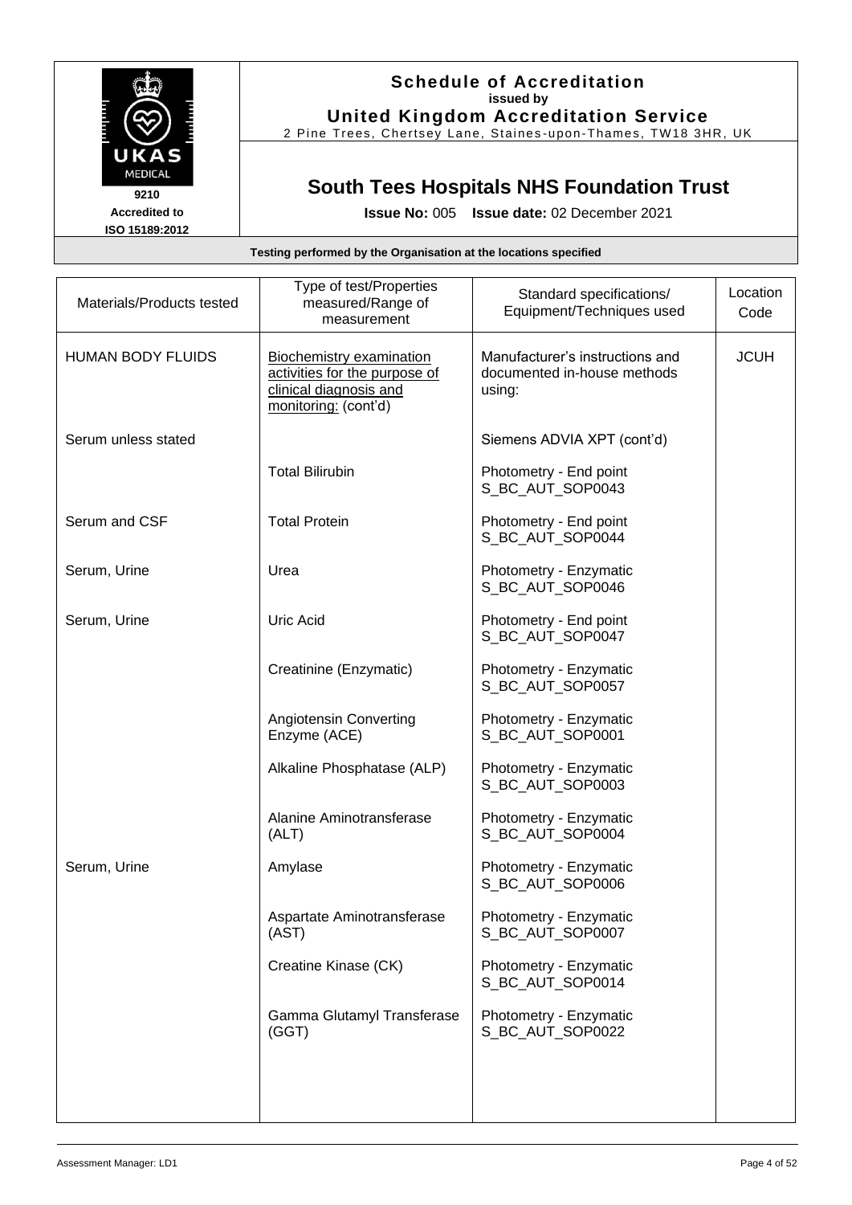# Schedule of Accreditation

**issued by**

**United Kingdom Accreditation Service**

2 Pine Trees, Chertsey Lane, Staines-upon-Thames, TW18 3HR, UK

UKAS MEDICAL

9210

Accredited to ISO 15189:2012

## South Tees Hospitals NHS Foundation Trust

**Issue No:** 005 **Issue date:** 02 December 2021

**Testing performed by the Organisation at the locations specified**

| Materials/Products tested | Type of test/Properties measured/Range of measurement | Standard specifications/ Equipment/Techniques used | Location Code |
|---|---|---|---|
| HUMAN BODY FLUIDS | Biochemistry examination activities for the purpose of clinical diagnosis and monitoring: (cont'd) | Manufacturer's instructions and documented in-house methods using: | JCUH |
| Serum unless stated | | Siemens ADVIA XPT (cont'd) | |
| | Total Bilirubin | Photometry - End point S_BC_AUT_SOP0043 | |
| Serum and CSF | Total Protein | Photometry - End point S_BC_AUT_SOP0044 | |
| Serum, Urine | Urea | Photometry - Enzymatic S_BC_AUT_SOP0046 | |
| Serum, Urine | Uric Acid | Photometry - End point S_BC_AUT_SOP0047 | |
| | Creatinine (Enzymatic) | Photometry - Enzymatic S_BC_AUT_SOP0057 | |
| | Angiotensin Converting Enzyme (ACE) | Photometry - Enzymatic S_BC_AUT_SOP0001 | |
| | Alkaline Phosphatase (ALP) | Photometry - Enzymatic S_BC_AUT_SOP0003 | |
| | Alanine Aminotransferase (ALT) | Photometry - Enzymatic S_BC_AUT_SOP0004 | |
| Serum, Urine | Amylase | Photometry - Enzymatic S_BC_AUT_SOP0006 | |
| | Aspartate Aminotransferase (AST) | Photometry - Enzymatic S_BC_AUT_SOP0007 | |
| | Creatine Kinase (CK) | Photometry - Enzymatic S_BC_AUT_SOP0014 | |
| | Gamma Glutamyl Transferase (GGT) | Photometry - Enzymatic S_BC_AUT_SOP0022 | |

Assessment Manager: LD1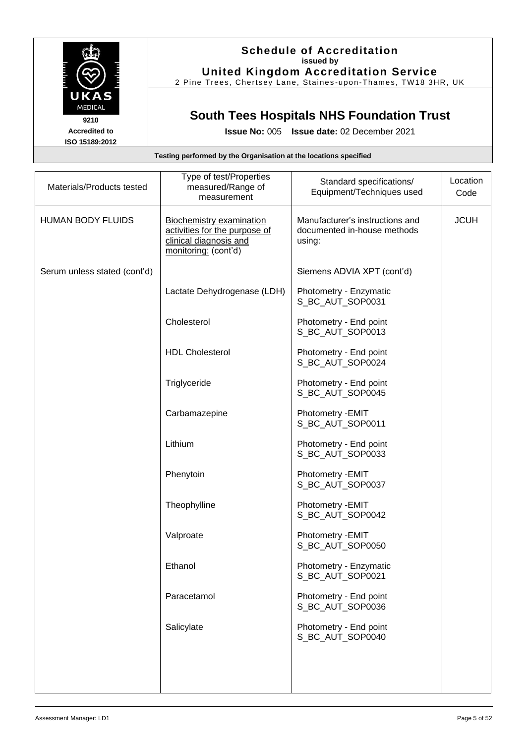# Schedule of Accreditation
**issued by**
**United Kingdom Accreditation Service**
2 Pine Trees, Chertsey Lane, Staines-upon-Thames, TW18 3HR, UK

UKAS MEDICAL
9210
Accredited to
ISO 15189:2012

## South Tees Hospitals NHS Foundation Trust

**Issue No:** 005 **Issue date:** 02 December 2021

**Testing performed by the Organisation at the locations specified**

| Materials/Products tested | Type of test/Properties measured/Range of measurement | Standard specifications/ Equipment/Techniques used | Location Code |
|---|---|---|---|
| HUMAN BODY FLUIDS | Biochemistry examination activities for the purpose of clinical diagnosis and monitoring: (cont'd) | Manufacturer's instructions and documented in-house methods using: | JCUH |
| Serum unless stated (cont'd) | | Siemens ADVIA XPT (cont'd) | |
| | Lactate Dehydrogenase (LDH) | Photometry - Enzymatic S_BC_AUT_SOP0031 | |
| | Cholesterol | Photometry - End point S_BC_AUT_SOP0013 | |
| | HDL Cholesterol | Photometry - End point S_BC_AUT_SOP0024 | |
| | Triglyceride | Photometry - End point S_BC_AUT_SOP0045 | |
| | Carbamazepine | Photometry -EMIT S_BC_AUT_SOP0011 | |
| | Lithium | Photometry - End point S_BC_AUT_SOP0033 | |
| | Phenytoin | Photometry -EMIT S_BC_AUT_SOP0037 | |
| | Theophylline | Photometry -EMIT S_BC_AUT_SOP0042 | |
| | Valproate | Photometry -EMIT S_BC_AUT_SOP0050 | |
| | Ethanol | Photometry - Enzymatic S_BC_AUT_SOP0021 | |
| | Paracetamol | Photometry - End point S_BC_AUT_SOP0036 | |
| | Salicylate | Photometry - End point S_BC_AUT_SOP0040 | |

Assessment Manager: LD1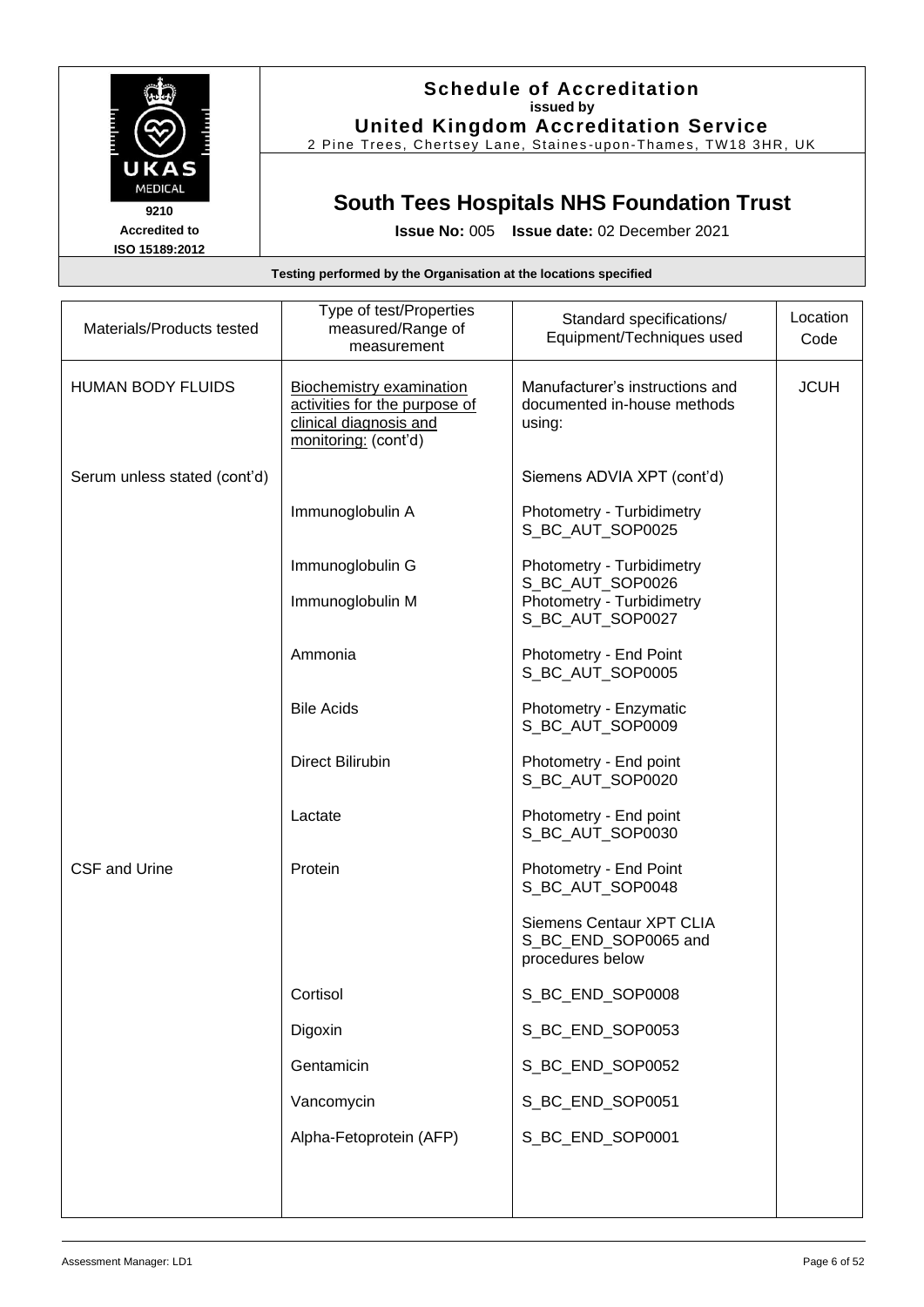**Schedule of Accreditation**
**issued by**
**United Kingdom Accreditation Service**
2 Pine Trees, Chertsey Lane, Staines-upon-Thames, TW18 3HR, UK

UKAS MEDICAL
9210
Accredited to
ISO 15189:2012

## South Tees Hospitals NHS Foundation Trust

**Issue No:** 005 **Issue date:** 02 December 2021

**Testing performed by the Organisation at the locations specified**

| Materials/Products tested | Type of test/Properties measured/Range of measurement | Standard specifications/ Equipment/Techniques used | Location Code |
|---|---|---|---|
| HUMAN BODY FLUIDS | Biochemistry examination activities for the purpose of clinical diagnosis and monitoring: (cont'd) | Manufacturer's instructions and documented in-house methods using: | JCUH |
| Serum unless stated (cont'd) | | Siemens ADVIA XPT (cont'd) | |
| | Immunoglobulin A | Photometry - Turbidimetry S_BC_AUT_SOP0025 | |
| | Immunoglobulin G | Photometry - Turbidimetry S_BC_AUT_SOP0026 | |
| | Immunoglobulin M | Photometry - Turbidimetry S_BC_AUT_SOP0027 | |
| | Ammonia | Photometry - End Point S_BC_AUT_SOP0005 | |
| | Bile Acids | Photometry - Enzymatic S_BC_AUT_SOP0009 | |
| | Direct Bilirubin | Photometry - End point S_BC_AUT_SOP0020 | |
| | Lactate | Photometry - End point S_BC_AUT_SOP0030 | |
| CSF and Urine | Protein | Photometry - End Point S_BC_AUT_SOP0048 | |
| | | Siemens Centaur XPT CLIA S_BC_END_SOP0065 and procedures below | |
| | Cortisol | S_BC_END_SOP0008 | |
| | Digoxin | S_BC_END_SOP0053 | |
| | Gentamicin | S_BC_END_SOP0052 | |
| | Vancomycin | S_BC_END_SOP0051 | |
| | Alpha-Fetoprotein (AFP) | S_BC_END_SOP0001 | |

Assessment Manager: LD1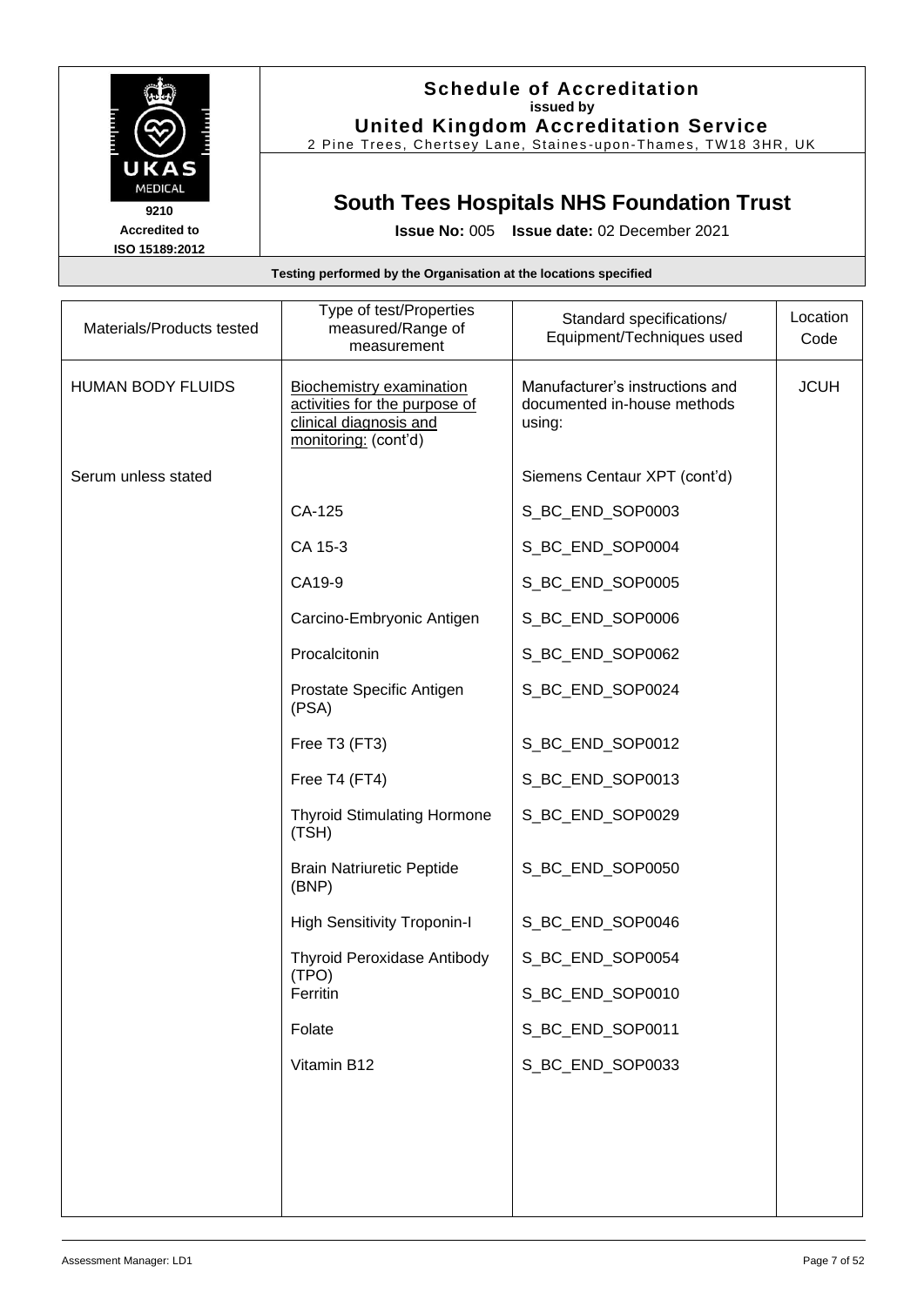**Schedule of Accreditation**
**issued by**
**United Kingdom Accreditation Service**
2 Pine Trees, Chertsey Lane, Staines-upon-Thames, TW18 3HR, UK

9210
Accredited to
ISO 15189:2012

# South Tees Hospitals NHS Foundation Trust

**Issue No:** 005 **Issue date:** 02 December 2021

**Testing performed by the Organisation at the locations specified**

| Materials/Products tested | Type of test/Properties measured/Range of measurement | Standard specifications/ Equipment/Techniques used | Location Code |
|---|---|---|---|
| HUMAN BODY FLUIDS | Biochemistry examination activities for the purpose of clinical diagnosis and monitoring: (cont'd) | Manufacturer's instructions and documented in-house methods using: | JCUH |
| Serum unless stated | | Siemens Centaur XPT (cont'd) | |
| | CA-125 | S_BC_END_SOP0003 | |
| | CA 15-3 | S_BC_END_SOP0004 | |
| | CA19-9 | S_BC_END_SOP0005 | |
| | Carcino-Embryonic Antigen | S_BC_END_SOP0006 | |
| | Procalcitonin | S_BC_END_SOP0062 | |
| | Prostate Specific Antigen (PSA) | S_BC_END_SOP0024 | |
| | Free T3 (FT3) | S_BC_END_SOP0012 | |
| | Free T4 (FT4) | S_BC_END_SOP0013 | |
| | Thyroid Stimulating Hormone (TSH) | S_BC_END_SOP0029 | |
| | Brain Natriuretic Peptide (BNP) | S_BC_END_SOP0050 | |
| | High Sensitivity Troponin-I | S_BC_END_SOP0046 | |
| | Thyroid Peroxidase Antibody (TPO) | S_BC_END_SOP0054 | |
| | Ferritin | S_BC_END_SOP0010 | |
| | Folate | S_BC_END_SOP0011 | |
| | Vitamin B12 | S_BC_END_SOP0033 | |

Assessment Manager: LD1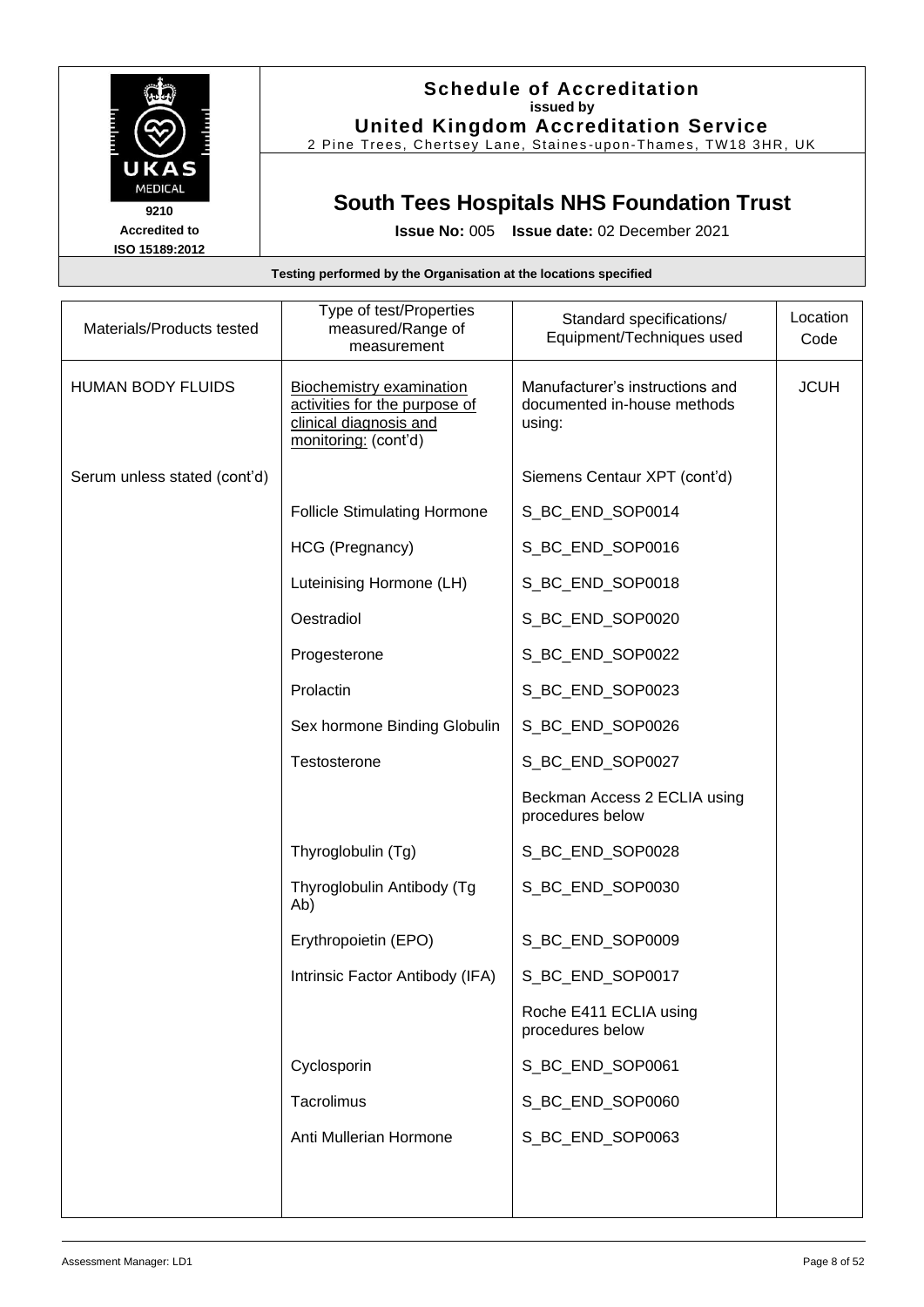## Schedule of Accreditation
**issued by**
**United Kingdom Accreditation Service**
2 Pine Trees, Chertsey Lane, Staines-upon-Thames, TW18 3HR, UK

9210
Accredited to
ISO 15189:2012

# South Tees Hospitals NHS Foundation Trust

**Issue No:** 005 **Issue date:** 02 December 2021

**Testing performed by the Organisation at the locations specified**

| Materials/Products tested | Type of test/Properties measured/Range of measurement | Standard specifications/ Equipment/Techniques used | Location Code |
|---|---|---|---|
| HUMAN BODY FLUIDS | Biochemistry examination activities for the purpose of clinical diagnosis and monitoring: (cont'd) | Manufacturer's instructions and documented in-house methods using: | JCUH |
| Serum unless stated (cont'd) | | Siemens Centaur XPT (cont'd) | |
| | Follicle Stimulating Hormone | S_BC_END_SOP0014 | |
| | HCG (Pregnancy) | S_BC_END_SOP0016 | |
| | Luteinising Hormone (LH) | S_BC_END_SOP0018 | |
| | Oestradiol | S_BC_END_SOP0020 | |
| | Progesterone | S_BC_END_SOP0022 | |
| | Prolactin | S_BC_END_SOP0023 | |
| | Sex hormone Binding Globulin | S_BC_END_SOP0026 | |
| | Testosterone | S_BC_END_SOP0027 | |
| | | Beckman Access 2 ECLIA using procedures below | |
| | Thyroglobulin (Tg) | S_BC_END_SOP0028 | |
| | Thyroglobulin Antibody (Tg Ab) | S_BC_END_SOP0030 | |
| | Erythropoietin (EPO) | S_BC_END_SOP0009 | |
| | Intrinsic Factor Antibody (IFA) | S_BC_END_SOP0017 | |
| | | Roche E411 ECLIA using procedures below | |
| | Cyclosporin | S_BC_END_SOP0061 | |
| | Tacrolimus | S_BC_END_SOP0060 | |
| | Anti Mullerian Hormone | S_BC_END_SOP0063 | |

Assessment Manager: LD1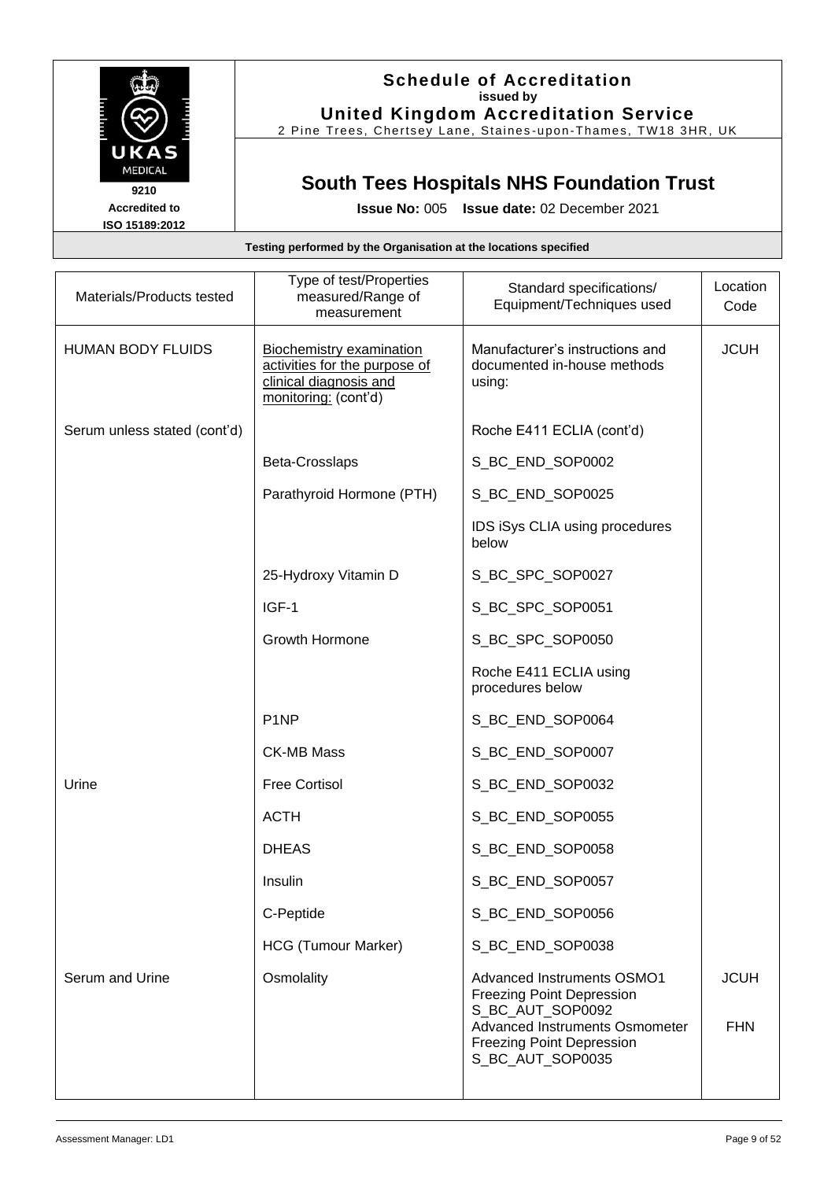**Schedule of Accreditation**
**issued by**
**United Kingdom Accreditation Service**
2 Pine Trees, Chertsey Lane, Staines-upon-Thames, TW18 3HR, UK

UKAS MEDICAL
9210
Accredited to
ISO 15189:2012

# South Tees Hospitals NHS Foundation Trust

**Issue No:** 005 **Issue date:** 02 December 2021

**Testing performed by the Organisation at the locations specified**

| Materials/Products tested | Type of test/Properties measured/Range of measurement | Standard specifications/ Equipment/Techniques used | Location Code |
|---|---|---|---|
| HUMAN BODY FLUIDS | Biochemistry examination activities for the purpose of clinical diagnosis and monitoring: (cont'd) | Manufacturer's instructions and documented in-house methods using: | JCUH |
| Serum unless stated (cont'd) | | Roche E411 ECLIA (cont'd) | |
| | Beta-Crosslaps | S_BC_END_SOP0002 | |
| | Parathyroid Hormone (PTH) | S_BC_END_SOP0025 | |
| | | IDS iSys CLIA using procedures below | |
| | 25-Hydroxy Vitamin D | S_BC_SPC_SOP0027 | |
| | IGF-1 | S_BC_SPC_SOP0051 | |
| | Growth Hormone | S_BC_SPC_SOP0050 | |
| | | Roche E411 ECLIA using procedures below | |
| | P1NP | S_BC_END_SOP0064 | |
| | CK-MB Mass | S_BC_END_SOP0007 | |
| Urine | Free Cortisol | S_BC_END_SOP0032 | |
| | ACTH | S_BC_END_SOP0055 | |
| | DHEAS | S_BC_END_SOP0058 | |
| | Insulin | S_BC_END_SOP0057 | |
| | C-Peptide | S_BC_END_SOP0056 | |
| | HCG (Tumour Marker) | S_BC_END_SOP0038 | |
| Serum and Urine | Osmolality | Advanced Instruments OSMO1 Freezing Point Depression S_BC_AUT_SOP0092 | JCUH |
| | | Advanced Instruments Osmometer Freezing Point Depression S_BC_AUT_SOP0035 | FHN |

Assessment Manager: LD1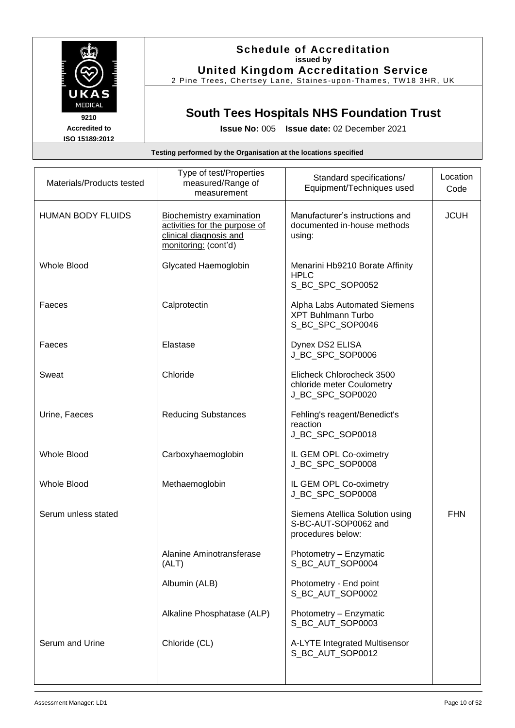## Schedule of Accreditation

issued by

**United Kingdom Accreditation Service**

2 Pine Trees, Chertsey Lane, Staines-upon-Thames, TW18 3HR, UK

9210

Accredited to ISO 15189:2012

# South Tees Hospitals NHS Foundation Trust

**Issue No:** 005 **Issue date:** 02 December 2021

**Testing performed by the Organisation at the locations specified**

| Materials/Products tested | Type of test/Properties measured/Range of measurement | Standard specifications/ Equipment/Techniques used | Location Code |
|---|---|---|---|
| HUMAN BODY FLUIDS | Biochemistry examination activities for the purpose of clinical diagnosis and monitoring: (cont'd) | Manufacturer's instructions and documented in-house methods using: | JCUH |
| Whole Blood | Glycated Haemoglobin | Menarini Hb9210 Borate Affinity HPLC S_BC_SPC_SOP0052 | |
| Faeces | Calprotectin | Alpha Labs Automated Siemens XPT Buhlmann Turbo S_BC_SPC_SOP0046 | |
| Faeces | Elastase | Dynex DS2 ELISA J_BC_SPC_SOP0006 | |
| Sweat | Chloride | Elicheck Chlorocheck 3500 chloride meter Coulometry J_BC_SPC_SOP0020 | |
| Urine, Faeces | Reducing Substances | Fehling's reagent/Benedict's reaction J_BC_SPC_SOP0018 | |
| Whole Blood | Carboxyhaemoglobin | IL GEM OPL Co-oximetry J_BC_SPC_SOP0008 | |
| Whole Blood | Methaemoglobin | IL GEM OPL Co-oximetry J_BC_SPC_SOP0008 | |
| Serum unless stated | | Siemens Atellica Solution using S-BC-AUT-SOP0062 and procedures below: | FHN |
| | Alanine Aminotransferase (ALT) | Photometry – Enzymatic S_BC_AUT_SOP0004 | |
| | Albumin (ALB) | Photometry - End point S_BC_AUT_SOP0002 | |
| | Alkaline Phosphatase (ALP) | Photometry – Enzymatic S_BC_AUT_SOP0003 | |
| Serum and Urine | Chloride (CL) | A-LYTE Integrated Multisensor S_BC_AUT_SOP0012 | |

Assessment Manager: LD1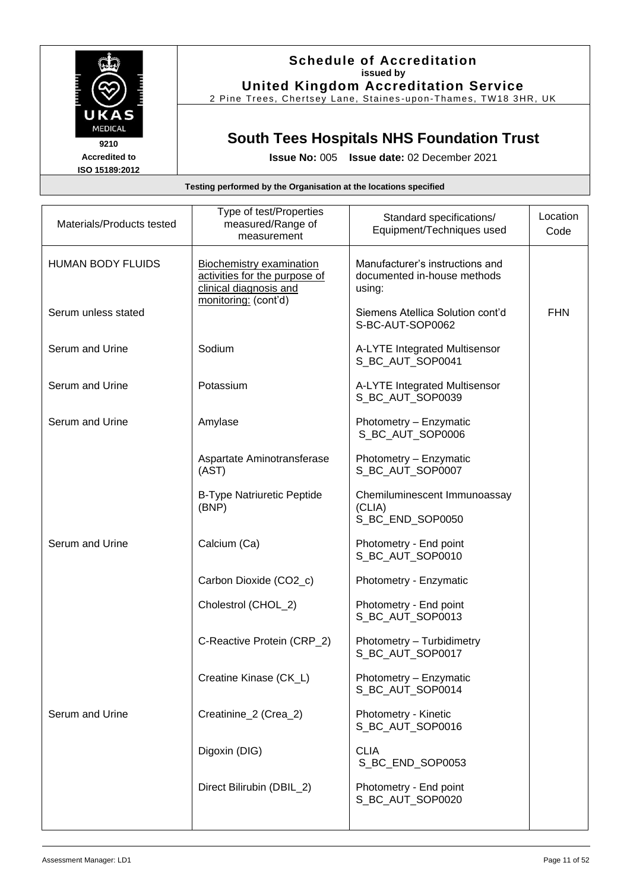# Schedule of Accreditation

**issued by**

**United Kingdom Accreditation Service**

2 Pine Trees, Chertsey Lane, Staines-upon-Thames, TW18 3HR, UK

9210
Accredited to
ISO 15189:2012

## South Tees Hospitals NHS Foundation Trust

**Issue No:** 005 **Issue date:** 02 December 2021

**Testing performed by the Organisation at the locations specified**

| Materials/Products tested | Type of test/Properties measured/Range of measurement | Standard specifications/ Equipment/Techniques used | Location Code |
|---|---|---|---|
| HUMAN BODY FLUIDS | Biochemistry examination activities for the purpose of clinical diagnosis and monitoring: (cont'd) | Manufacturer's instructions and documented in-house methods using: | |
| Serum unless stated | | Siemens Atellica Solution cont'd S-BC-AUT-SOP0062 | FHN |
| Serum and Urine | Sodium | A-LYTE Integrated Multisensor S_BC_AUT_SOP0041 | |
| Serum and Urine | Potassium | A-LYTE Integrated Multisensor S_BC_AUT_SOP0039 | |
| Serum and Urine | Amylase | Photometry – Enzymatic S_BC_AUT_SOP0006 | |
| | Aspartate Aminotransferase (AST) | Photometry – Enzymatic S_BC_AUT_SOP0007 | |
| | B-Type Natriuretic Peptide (BNP) | Chemiluminescent Immunoassay (CLIA) S_BC_END_SOP0050 | |
| Serum and Urine | Calcium (Ca) | Photometry - End point S_BC_AUT_SOP0010 | |
| | Carbon Dioxide (CO2_c) | Photometry - Enzymatic | |
| | Cholestrol (CHOL_2) | Photometry - End point S_BC_AUT_SOP0013 | |
| | C-Reactive Protein (CRP_2) | Photometry – Turbidimetry S_BC_AUT_SOP0017 | |
| | Creatine Kinase (CK_L) | Photometry – Enzymatic S_BC_AUT_SOP0014 | |
| Serum and Urine | Creatinine_2 (Crea_2) | Photometry - Kinetic S_BC_AUT_SOP0016 | |
| | Digoxin (DIG) | CLIA S_BC_END_SOP0053 | |
| | Direct Bilirubin (DBIL_2) | Photometry - End point S_BC_AUT_SOP0020 | |

Assessment Manager: LD1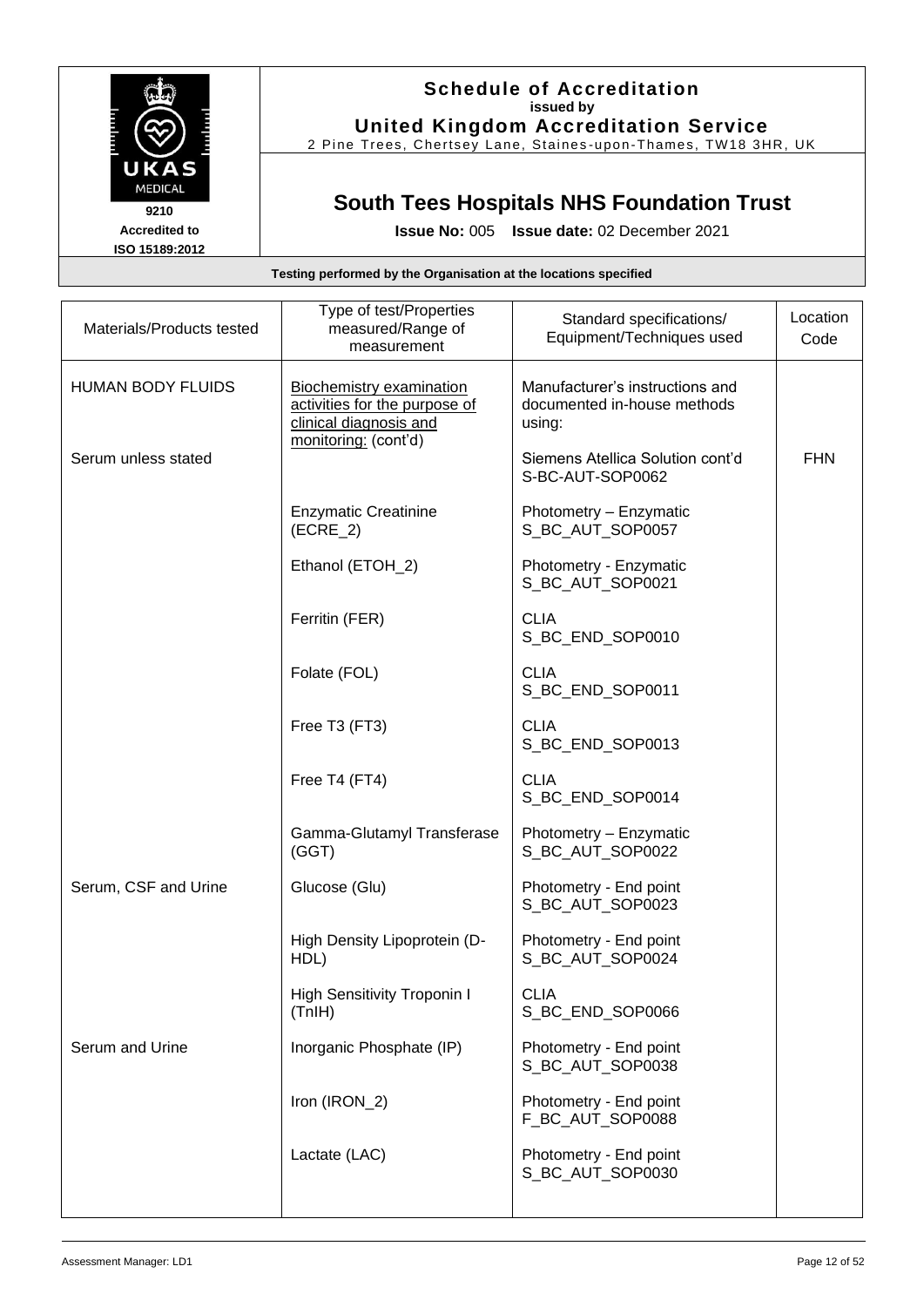# Schedule of Accreditation

**issued by**

**United Kingdom Accreditation Service**

2 Pine Trees, Chertsey Lane, Staines-upon-Thames, TW18 3HR, UK

UKAS MEDICAL

9210

Accredited to ISO 15189:2012

## South Tees Hospitals NHS Foundation Trust

**Issue No:** 005 **Issue date:** 02 December 2021

**Testing performed by the Organisation at the locations specified**

| Materials/Products tested | Type of test/Properties measured/Range of measurement | Standard specifications/ Equipment/Techniques used | Location Code |
|---|---|---|---|
| HUMAN BODY FLUIDS | <u>Biochemistry examination activities for the purpose of clinical diagnosis and monitoring:</u> (cont'd) | Manufacturer's instructions and documented in-house methods using: | |
| Serum unless stated | | Siemens Atellica Solution cont'd S-BC-AUT-SOP0062 | FHN |
| | Enzymatic Creatinine (ECRE_2) | Photometry – Enzymatic S_BC_AUT_SOP0057 | |
| | Ethanol (ETOH_2) | Photometry - Enzymatic S_BC_AUT_SOP0021 | |
| | Ferritin (FER) | CLIA S_BC_END_SOP0010 | |
| | Folate (FOL) | CLIA S_BC_END_SOP0011 | |
| | Free T3 (FT3) | CLIA S_BC_END_SOP0013 | |
| | Free T4 (FT4) | CLIA S_BC_END_SOP0014 | |
| | Gamma-Glutamyl Transferase (GGT) | Photometry – Enzymatic S_BC_AUT_SOP0022 | |
| Serum, CSF and Urine | Glucose (Glu) | Photometry - End point S_BC_AUT_SOP0023 | |
| | High Density Lipoprotein (D-HDL) | Photometry - End point S_BC_AUT_SOP0024 | |
| | High Sensitivity Troponin I (TnIH) | CLIA S_BC_END_SOP0066 | |
| Serum and Urine | Inorganic Phosphate (IP) | Photometry - End point S_BC_AUT_SOP0038 | |
| | Iron (IRON_2) | Photometry - End point F_BC_AUT_SOP0088 | |
| | Lactate (LAC) | Photometry - End point S_BC_AUT_SOP0030 | |

Assessment Manager: LD1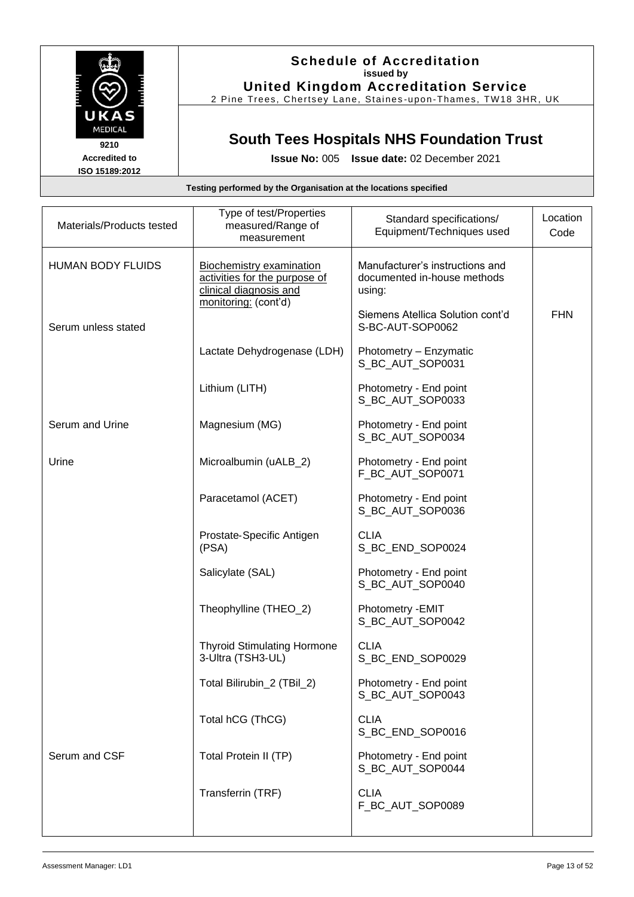**Schedule of Accreditation**
**issued by**
**United Kingdom Accreditation Service**
2 Pine Trees, Chertsey Lane, Staines-upon-Thames, TW18 3HR, UK

9210
Accredited to
ISO 15189:2012

## South Tees Hospitals NHS Foundation Trust

**Issue No:** 005 **Issue date:** 02 December 2021

**Testing performed by the Organisation at the locations specified**

| Materials/Products tested | Type of test/Properties measured/Range of measurement | Standard specifications/ Equipment/Techniques used | Location Code |
|---|---|---|---|
| HUMAN BODY FLUIDS | Biochemistry examination activities for the purpose of clinical diagnosis and monitoring: (cont'd) | Manufacturer's instructions and documented in-house methods using: | |
| Serum unless stated | | Siemens Atellica Solution cont'd S-BC-AUT-SOP0062 | FHN |
| | Lactate Dehydrogenase (LDH) | Photometry – Enzymatic S_BC_AUT_SOP0031 | |
| | Lithium (LITH) | Photometry - End point S_BC_AUT_SOP0033 | |
| Serum and Urine | Magnesium (MG) | Photometry - End point S_BC_AUT_SOP0034 | |
| Urine | Microalbumin (uALB_2) | Photometry - End point F_BC_AUT_SOP0071 | |
| | Paracetamol (ACET) | Photometry - End point S_BC_AUT_SOP0036 | |
| | Prostate-Specific Antigen (PSA) | CLIA S_BC_END_SOP0024 | |
| | Salicylate (SAL) | Photometry - End point S_BC_AUT_SOP0040 | |
| | Theophylline (THEO_2) | Photometry -EMIT S_BC_AUT_SOP0042 | |
| | Thyroid Stimulating Hormone 3-Ultra (TSH3-UL) | CLIA S_BC_END_SOP0029 | |
| | Total Bilirubin_2 (TBil_2) | Photometry - End point S_BC_AUT_SOP0043 | |
| | Total hCG (ThCG) | CLIA S_BC_END_SOP0016 | |
| Serum and CSF | Total Protein II (TP) | Photometry - End point S_BC_AUT_SOP0044 | |
| | Transferrin (TRF) | CLIA F_BC_AUT_SOP0089 | |

Assessment Manager: LD1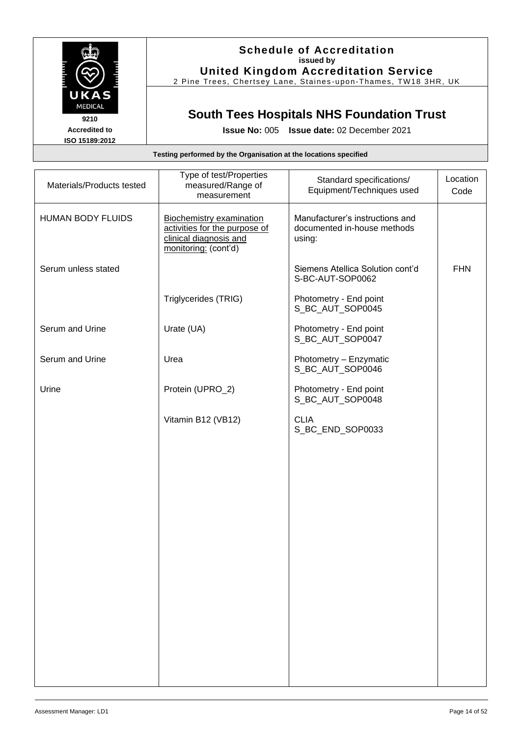**Schedule of Accreditation**
**issued by**
**United Kingdom Accreditation Service**
2 Pine Trees, Chertsey Lane, Staines-upon-Thames, TW18 3HR, UK

9210
**Accredited to**
**ISO 15189:2012**

## South Tees Hospitals NHS Foundation Trust

**Issue No:** 005 **Issue date:** 02 December 2021

**Testing performed by the Organisation at the locations specified**

| Materials/Products tested | Type of test/Properties measured/Range of measurement | Standard specifications/ Equipment/Techniques used | Location Code |
|---|---|---|---|
| HUMAN BODY FLUIDS | Biochemistry examination activities for the purpose of clinical diagnosis and monitoring: (cont'd) | Manufacturer's instructions and documented in-house methods using: | |
| Serum unless stated | | Siemens Atellica Solution cont'd S-BC-AUT-SOP0062 | FHN |
| | Triglycerides (TRIG) | Photometry - End point S_BC_AUT_SOP0045 | |
| Serum and Urine | Urate (UA) | Photometry - End point S_BC_AUT_SOP0047 | |
| Serum and Urine | Urea | Photometry – Enzymatic S_BC_AUT_SOP0046 | |
| Urine | Protein (UPRO_2) | Photometry - End point S_BC_AUT_SOP0048 | |
| | Vitamin B12 (VB12) | CLIA S_BC_END_SOP0033 | |

Assessment Manager: LD1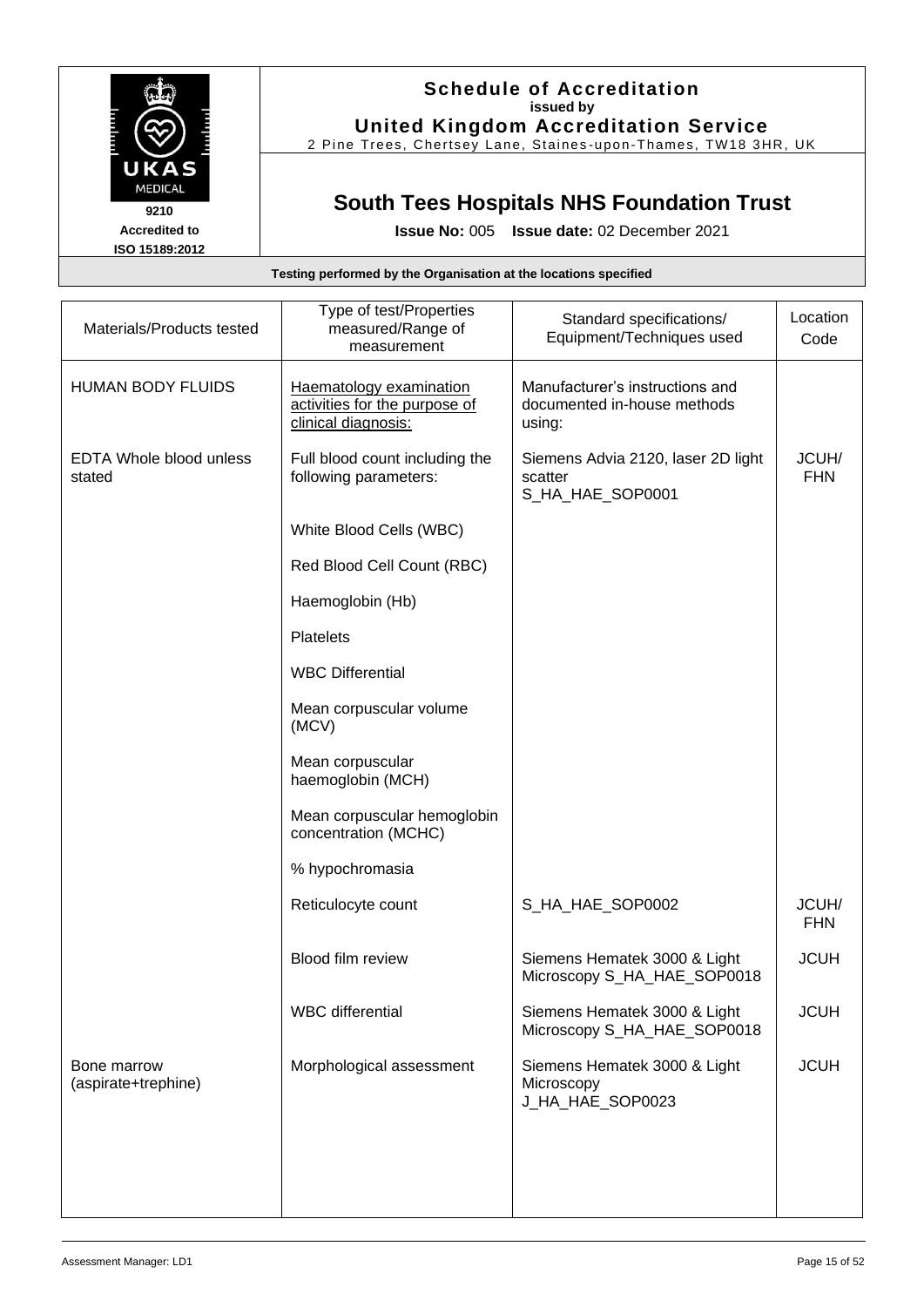# Schedule of Accreditation

**issued by**

**United Kingdom Accreditation Service**

2 Pine Trees, Chertsey Lane, Staines-upon-Thames, TW18 3HR, UK

UKAS MEDICAL

9210

**Accredited to ISO 15189:2012**

## South Tees Hospitals NHS Foundation Trust

**Issue No:** 005 **Issue date:** 02 December 2021

**Testing performed by the Organisation at the locations specified**

| Materials/Products tested | Type of test/Properties measured/Range of measurement | Standard specifications/ Equipment/Techniques used | Location Code |
|---|---|---|---|
| HUMAN BODY FLUIDS | Haematology examination activities for the purpose of clinical diagnosis: | Manufacturer's instructions and documented in-house methods using: | |
| EDTA Whole blood unless stated | Full blood count including the following parameters: | Siemens Advia 2120, laser 2D light scatter S_HA_HAE_SOP0001 | JCUH/ FHN |
| | White Blood Cells (WBC) | | |
| | Red Blood Cell Count (RBC) | | |
| | Haemoglobin (Hb) | | |
| | Platelets | | |
| | WBC Differential | | |
| | Mean corpuscular volume (MCV) | | |
| | Mean corpuscular haemoglobin (MCH) | | |
| | Mean corpuscular hemoglobin concentration (MCHC) | | |
| | % hypochromasia | | |
| | Reticulocyte count | S_HA_HAE_SOP0002 | JCUH/ FHN |
| | Blood film review | Siemens Hematek 3000 & Light Microscopy S_HA_HAE_SOP0018 | JCUH |
| | WBC differential | Siemens Hematek 3000 & Light Microscopy S_HA_HAE_SOP0018 | JCUH |
| Bone marrow (aspirate+trephine) | Morphological assessment | Siemens Hematek 3000 & Light Microscopy J_HA_HAE_SOP0023 | JCUH |

Assessment Manager: LD1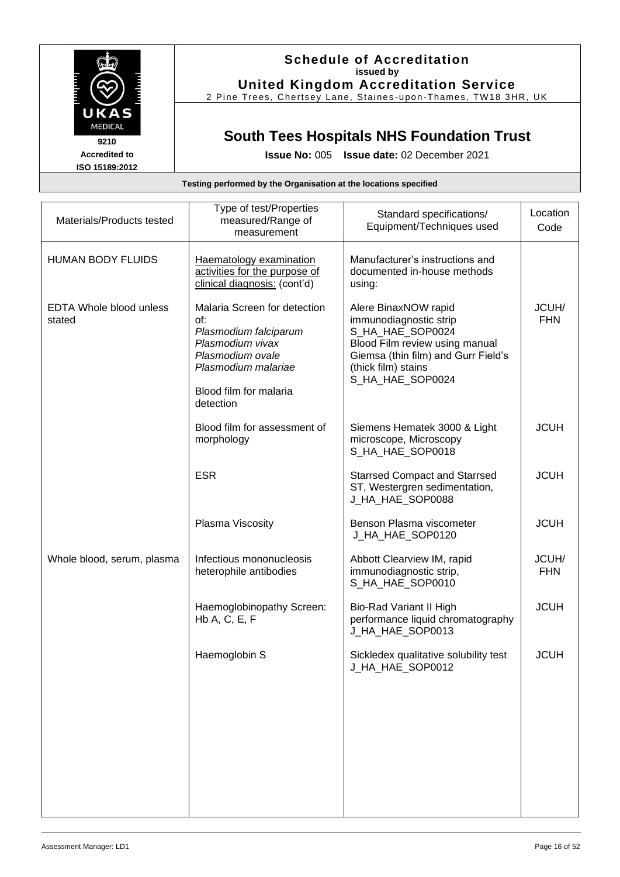## Schedule of Accreditation

issued by

**United Kingdom Accreditation Service**

2 Pine Trees, Chertsey Lane, Staines-upon-Thames, TW18 3HR, UK

UKAS MEDICAL
9210
Accredited to ISO 15189:2012

# South Tees Hospitals NHS Foundation Trust

**Issue No:** 005 **Issue date:** 02 December 2021

**Testing performed by the Organisation at the locations specified**

| Materials/Products tested | Type of test/Properties measured/Range of measurement | Standard specifications/ Equipment/Techniques used | Location Code |
|---|---|---|---|
| HUMAN BODY FLUIDS | Haematology examination activities for the purpose of clinical diagnosis: (cont'd) | Manufacturer's instructions and documented in-house methods using: | |
| EDTA Whole blood unless stated | Malaria Screen for detection of: *Plasmodium falciparum* *Plasmodium vivax* *Plasmodium ovale* *Plasmodium malariae*<br><br>Blood film for malaria detection | Alere BinaxNOW rapid immunodiagnostic strip S_HA_HAE_SOP0024<br>Blood Film review using manual Giemsa (thin film) and Gurr Field's (thick film) stains S_HA_HAE_SOP0024 | JCUH/ FHN |
| | Blood film for assessment of morphology | Siemens Hematek 3000 & Light microscope, Microscopy S_HA_HAE_SOP0018 | JCUH |
| | ESR | Starrsed Compact and Starrsed ST, Westergren sedimentation, J_HA_HAE_SOP0088 | JCUH |
| | Plasma Viscosity | Benson Plasma viscometer J_HA_HAE_SOP0120 | JCUH |
| Whole blood, serum, plasma | Infectious mononucleosis heterophile antibodies | Abbott Clearview IM, rapid immunodiagnostic strip, S_HA_HAE_SOP0010 | JCUH/ FHN |
| | Haemoglobinopathy Screen: Hb A, C, E, F | Bio-Rad Variant II High performance liquid chromatography J_HA_HAE_SOP0013 | JCUH |
| | Haemoglobin S | Sickledex qualitative solubility test J_HA_HAE_SOP0012 | JCUH |

Assessment Manager: LD1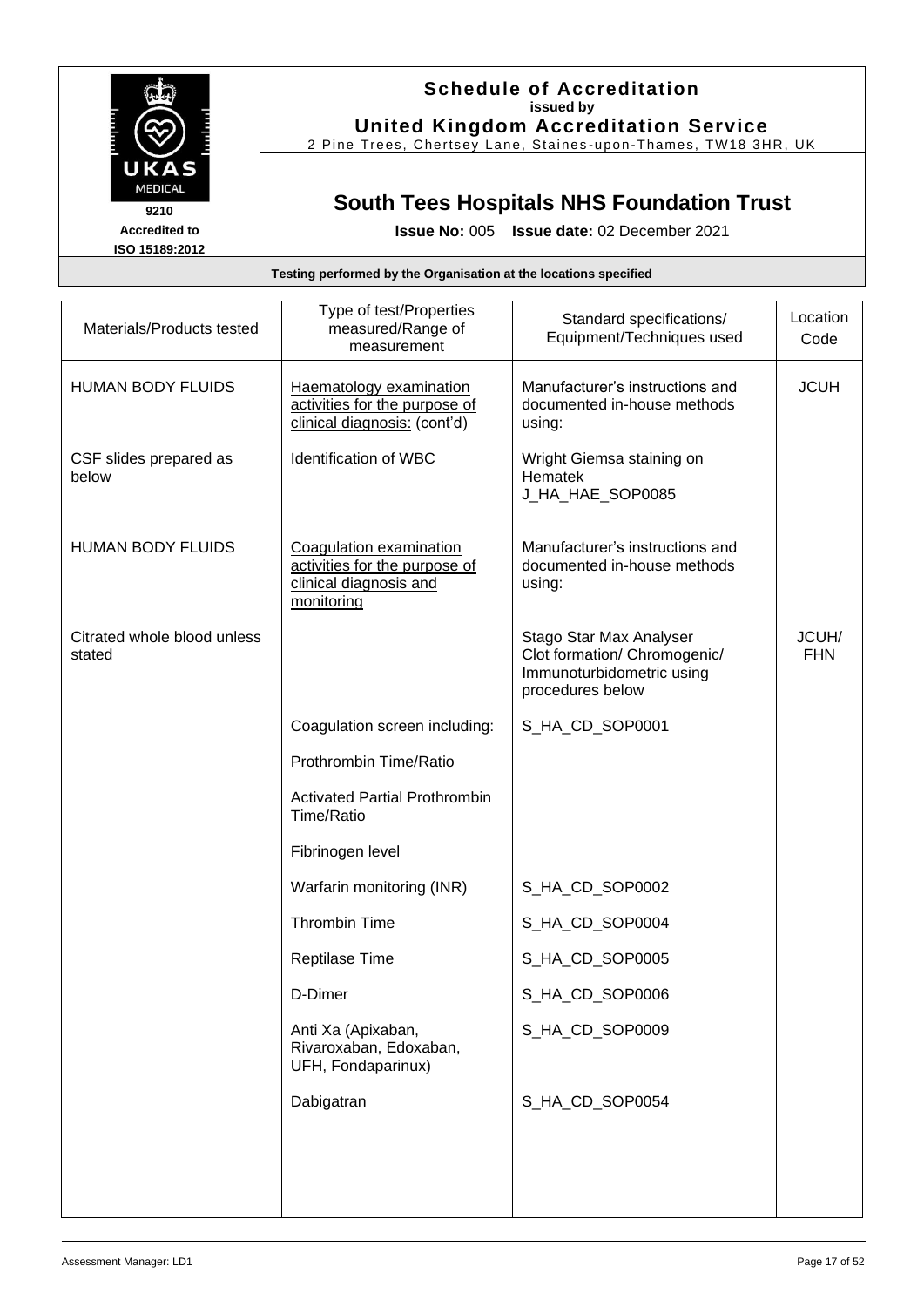# Schedule of Accreditation
**issued by**
**United Kingdom Accreditation Service**
2 Pine Trees, Chertsey Lane, Staines-upon-Thames, TW18 3HR, UK

9210
**Accredited to ISO 15189:2012**

## South Tees Hospitals NHS Foundation Trust

**Issue No:** 005 **Issue date:** 02 December 2021

**Testing performed by the Organisation at the locations specified**

| Materials/Products tested | Type of test/Properties measured/Range of measurement | Standard specifications/ Equipment/Techniques used | Location Code |
|---|---|---|---|
| HUMAN BODY FLUIDS | Haematology examination activities for the purpose of clinical diagnosis: (cont'd) | Manufacturer's instructions and documented in-house methods using: | JCUH |
| CSF slides prepared as below | Identification of WBC | Wright Giemsa staining on Hematek J_HA_HAE_SOP0085 | |
| HUMAN BODY FLUIDS | Coagulation examination activities for the purpose of clinical diagnosis and monitoring | Manufacturer's instructions and documented in-house methods using: | |
| Citrated whole blood unless stated | | Stago Star Max Analyser Clot formation/ Chromogenic/ Immunoturbidometric using procedures below | JCUH/ FHN |
| | Coagulation screen including: | S_HA_CD_SOP0001 | |
| | Prothrombin Time/Ratio | | |
| | Activated Partial Prothrombin Time/Ratio | | |
| | Fibrinogen level | | |
| | Warfarin monitoring (INR) | S_HA_CD_SOP0002 | |
| | Thrombin Time | S_HA_CD_SOP0004 | |
| | Reptilase Time | S_HA_CD_SOP0005 | |
| | D-Dimer | S_HA_CD_SOP0006 | |
| | Anti Xa (Apixaban, Rivaroxaban, Edoxaban, UFH, Fondaparinux) | S_HA_CD_SOP0009 | |
| | Dabigatran | S_HA_CD_SOP0054 | |

Assessment Manager: LD1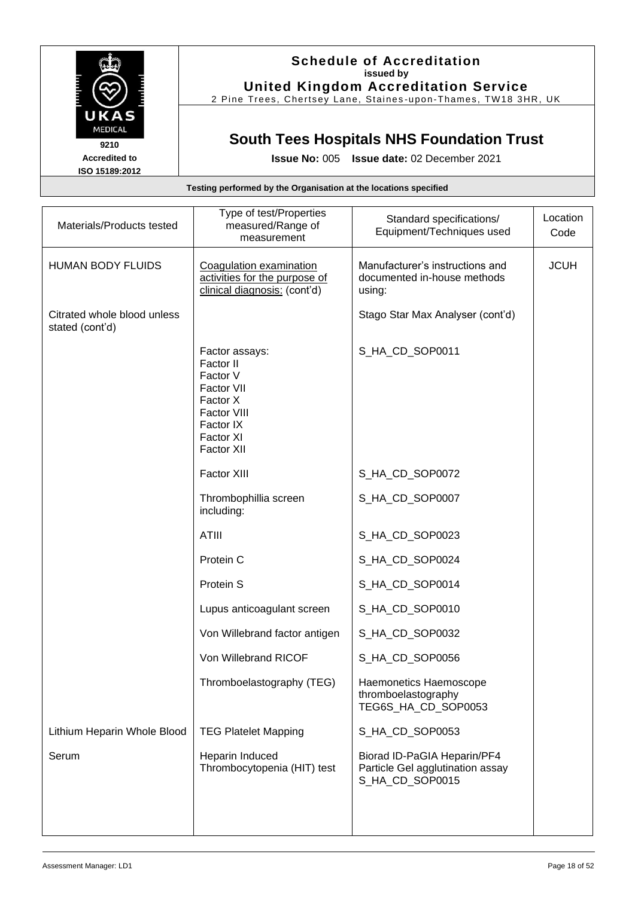**Schedule of Accreditation**
**issued by**
**United Kingdom Accreditation Service**
2 Pine Trees, Chertsey Lane, Staines-upon-Thames, TW18 3HR, UK

UKAS MEDICAL
9210
Accredited to
ISO 15189:2012

## South Tees Hospitals NHS Foundation Trust

**Issue No:** 005 **Issue date:** 02 December 2021

**Testing performed by the Organisation at the locations specified**

| Materials/Products tested | Type of test/Properties measured/Range of measurement | Standard specifications/ Equipment/Techniques used | Location Code |
|---|---|---|---|
| HUMAN BODY FLUIDS | Coagulation examination activities for the purpose of clinical diagnosis: (cont'd) | Manufacturer's instructions and documented in-house methods using: | JCUH |
| Citrated whole blood unless stated (cont'd) | | Stago Star Max Analyser (cont'd) | |
| | Factor assays:<br>Factor II<br>Factor V<br>Factor VII<br>Factor X<br>Factor VIII<br>Factor IX<br>Factor XI<br>Factor XII | S_HA_CD_SOP0011 | |
| | Factor XIII | S_HA_CD_SOP0072 | |
| | Thrombophillia screen including: | S_HA_CD_SOP0007 | |
| | ATIII | S_HA_CD_SOP0023 | |
| | Protein C | S_HA_CD_SOP0024 | |
| | Protein S | S_HA_CD_SOP0014 | |
| | Lupus anticoagulant screen | S_HA_CD_SOP0010 | |
| | Von Willebrand factor antigen | S_HA_CD_SOP0032 | |
| | Von Willebrand RICOF | S_HA_CD_SOP0056 | |
| | Thromboelastography (TEG) | Haemonetics Haemoscope thromboelastography TEG6S_HA_CD_SOP0053 | |
| Lithium Heparin Whole Blood | TEG Platelet Mapping | S_HA_CD_SOP0053 | |
| Serum | Heparin Induced Thrombocytopenia (HIT) test | Biorad ID-PaGIA Heparin/PF4 Particle Gel agglutination assay S_HA_CD_SOP0015 | |

Assessment Manager: LD1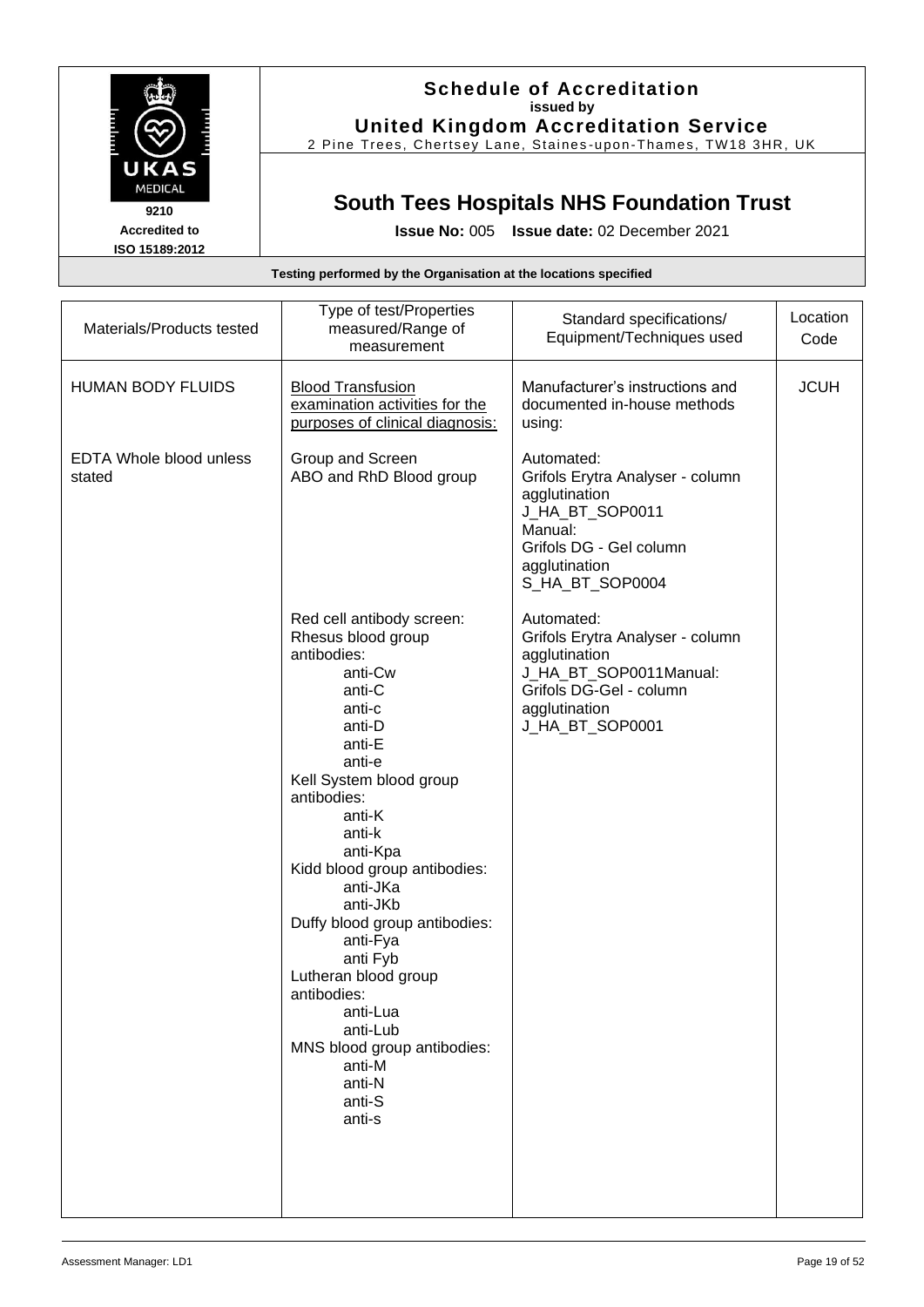# Schedule of Accreditation

issued by

**United Kingdom Accreditation Service**

2 Pine Trees, Chertsey Lane, Staines-upon-Thames, TW18 3HR, UK

9210
Accredited to
ISO 15189:2012

## South Tees Hospitals NHS Foundation Trust

**Issue No:** 005 **Issue date:** 02 December 2021

**Testing performed by the Organisation at the locations specified**

| Materials/Products tested | Type of test/Properties measured/Range of measurement | Standard specifications/ Equipment/Techniques used | Location Code |
|---|---|---|---|
| HUMAN BODY FLUIDS | <u>Blood Transfusion examination activities for the purposes of clinical diagnosis:</u> | Manufacturer's instructions and documented in-house methods using: | JCUH |
| EDTA Whole blood unless stated | Group and Screen<br>ABO and RhD Blood group | Automated:<br>Grifols Erytra Analyser - column agglutination<br>J_HA_BT_SOP0011<br>Manual:<br>Grifols DG - Gel column agglutination<br>S_HA_BT_SOP0004 | |
| | Red cell antibody screen:<br>Rhesus blood group antibodies:<br>anti-Cw<br>anti-C<br>anti-c<br>anti-D<br>anti-E<br>anti-e<br>Kell System blood group antibodies:<br>anti-K<br>anti-k<br>anti-Kpa<br>Kidd blood group antibodies:<br>anti-JKa<br>anti-JKb<br>Duffy blood group antibodies:<br>anti-Fya<br>anti Fyb<br>Lutheran blood group antibodies:<br>anti-Lua<br>anti-Lub<br>MNS blood group antibodies:<br>anti-M<br>anti-N<br>anti-S<br>anti-s | Automated:<br>Grifols Erytra Analyser - column agglutination<br>J_HA_BT_SOP0011Manual:<br>Grifols DG-Gel - column agglutination<br>J_HA_BT_SOP0001 | |

Assessment Manager: LD1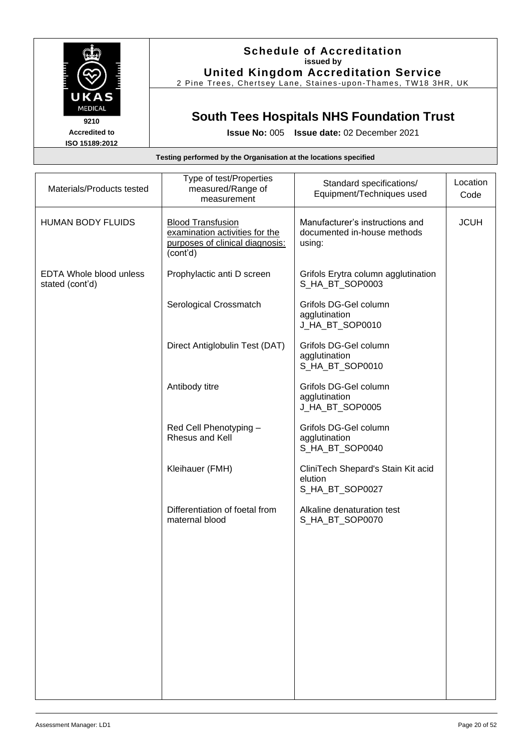**Schedule of Accreditation**
**issued by**
**United Kingdom Accreditation Service**
2 Pine Trees, Chertsey Lane, Staines-upon-Thames, TW18 3HR, UK

UKAS MEDICAL
**9210**
**Accredited to**
**ISO 15189:2012**

# South Tees Hospitals NHS Foundation Trust

**Issue No:** 005 **Issue date:** 02 December 2021

**Testing performed by the Organisation at the locations specified**

| Materials/Products tested | Type of test/Properties measured/Range of measurement | Standard specifications/ Equipment/Techniques used | Location Code |
|---|---|---|---|
| HUMAN BODY FLUIDS | Blood Transfusion examination activities for the purposes of clinical diagnosis: (cont'd) | Manufacturer's instructions and documented in-house methods using: | JCUH |
| EDTA Whole blood unless stated (cont'd) | Prophylactic anti D screen | Grifols Erytra column agglutination S_HA_BT_SOP0003 | |
| | Serological Crossmatch | Grifols DG-Gel column agglutination J_HA_BT_SOP0010 | |
| | Direct Antiglobulin Test (DAT) | Grifols DG-Gel column agglutination S_HA_BT_SOP0010 | |
| | Antibody titre | Grifols DG-Gel column agglutination J_HA_BT_SOP0005 | |
| | Red Cell Phenotyping – Rhesus and Kell | Grifols DG-Gel column agglutination S_HA_BT_SOP0040 | |
| | Kleihauer (FMH) | CliniTech Shepard's Stain Kit acid elution S_HA_BT_SOP0027 | |
| | Differentiation of foetal from maternal blood | Alkaline denaturation test S_HA_BT_SOP0070 | |

Assessment Manager: LD1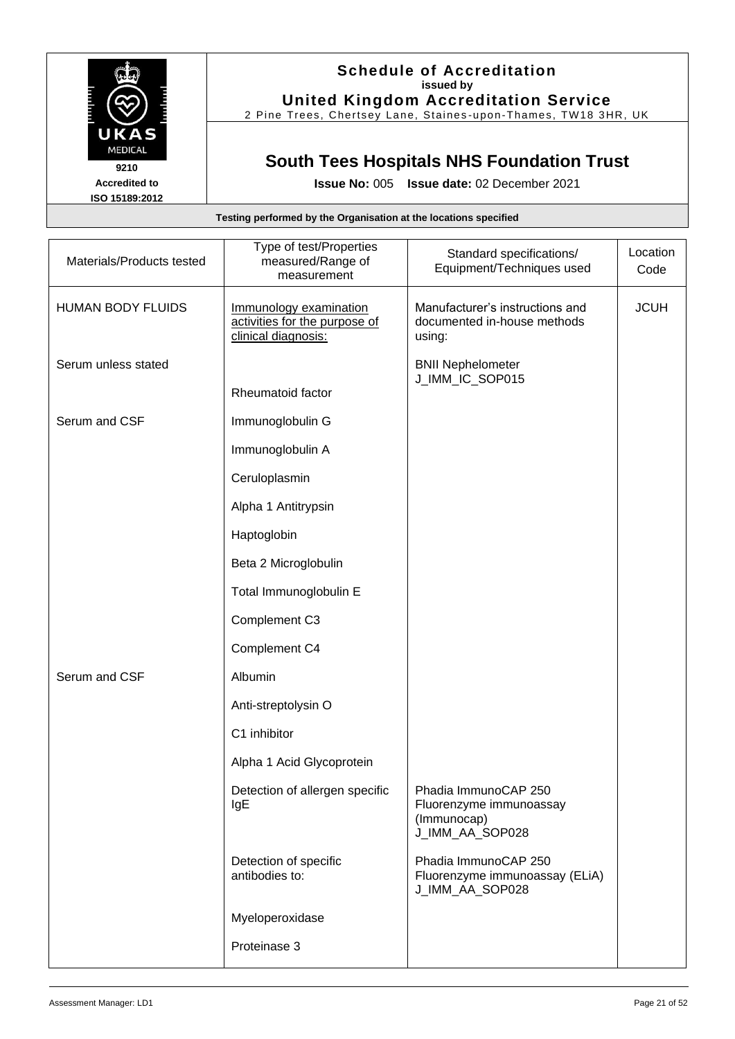# Schedule of Accreditation

**issued by**

**United Kingdom Accreditation Service**

2 Pine Trees, Chertsey Lane, Staines-upon-Thames, TW18 3HR, UK

9210 Accredited to ISO 15189:2012

## South Tees Hospitals NHS Foundation Trust

**Issue No:** 005 **Issue date:** 02 December 2021

**Testing performed by the Organisation at the locations specified**

| Materials/Products tested | Type of test/Properties measured/Range of measurement | Standard specifications/ Equipment/Techniques used | Location Code |
|---|---|---|---|
| HUMAN BODY FLUIDS | Immunology examination activities for the purpose of clinical diagnosis: | Manufacturer's instructions and documented in-house methods using: | JCUH |
| Serum unless stated | | BNII Nephelometer J_IMM_IC_SOP015 | |
| | Rheumatoid factor | | |
| Serum and CSF | Immunoglobulin G | | |
| | Immunoglobulin A | | |
| | Ceruloplasmin | | |
| | Alpha 1 Antitrypsin | | |
| | Haptoglobin | | |
| | Beta 2 Microglobulin | | |
| | Total Immunoglobulin E | | |
| | Complement C3 | | |
| | Complement C4 | | |
| Serum and CSF | Albumin | | |
| | Anti-streptolysin O | | |
| | C1 inhibitor | | |
| | Alpha 1 Acid Glycoprotein | | |
| | Detection of allergen specific IgE | Phadia ImmunoCAP 250 Fluorenzyme immunoassay (Immunocap) J_IMM_AA_SOP028 | |
| | Detection of specific antibodies to: | Phadia ImmunoCAP 250 Fluorenzyme immunoassay (ELiA) J_IMM_AA_SOP028 | |
| | Myeloperoxidase | | |
| | Proteinase 3 | | |

Assessment Manager: LD1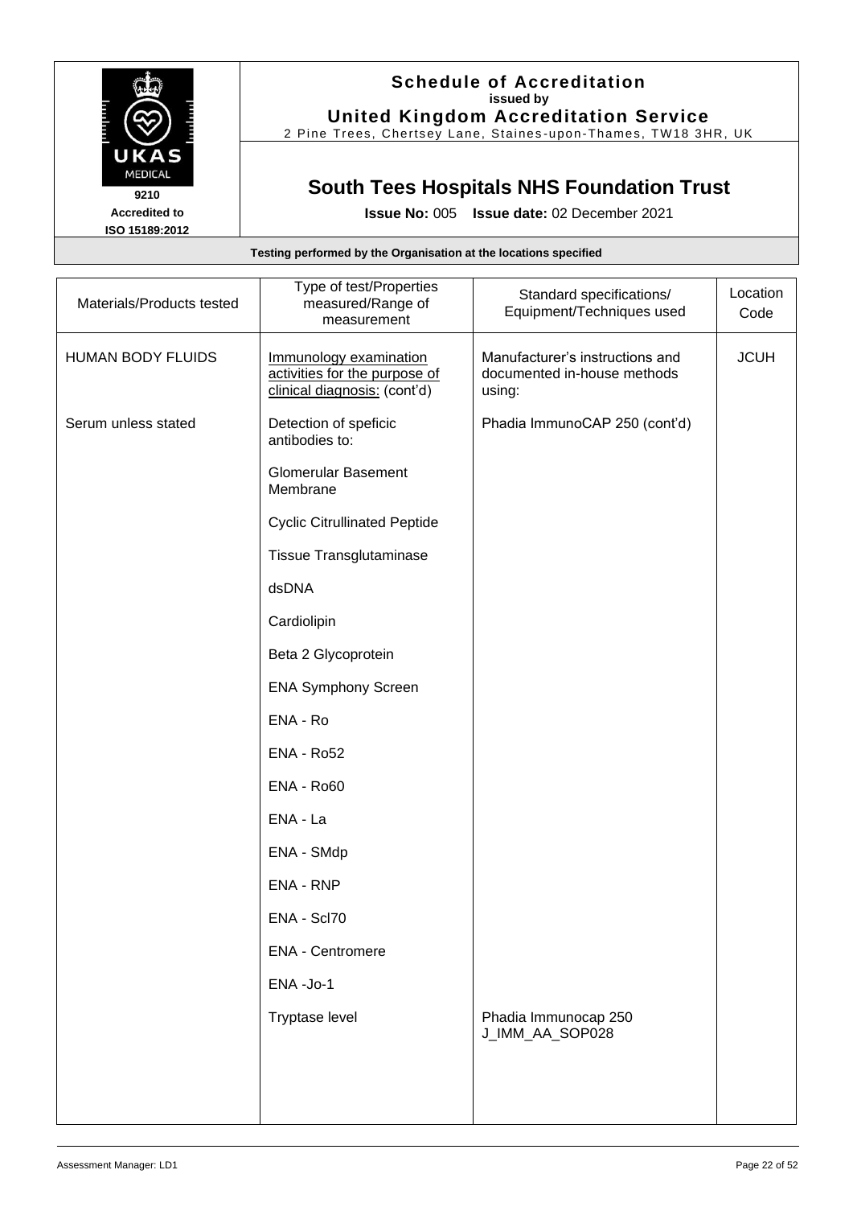# Schedule of Accreditation
**issued by**
**United Kingdom Accreditation Service**
2 Pine Trees, Chertsey Lane, Staines-upon-Thames, TW18 3HR, UK

UKAS MEDICAL
9210
Accredited to ISO 15189:2012

## South Tees Hospitals NHS Foundation Trust

**Issue No:** 005 **Issue date:** 02 December 2021

**Testing performed by the Organisation at the locations specified**

| Materials/Products tested | Type of test/Properties measured/Range of measurement | Standard specifications/ Equipment/Techniques used | Location Code |
|---|---|---|---|
| HUMAN BODY FLUIDS | Immunology examination activities for the purpose of clinical diagnosis: (cont'd) | Manufacturer's instructions and documented in-house methods using: | JCUH |
| Serum unless stated | Detection of speficic antibodies to: | Phadia ImmunoCAP 250 (cont'd) | |
| | Glomerular Basement Membrane | | |
| | Cyclic Citrullinated Peptide | | |
| | Tissue Transglutaminase | | |
| | dsDNA | | |
| | Cardiolipin | | |
| | Beta 2 Glycoprotein | | |
| | ENA Symphony Screen | | |
| | ENA - Ro | | |
| | ENA - Ro52 | | |
| | ENA - Ro60 | | |
| | ENA - La | | |
| | ENA - SMdp | | |
| | ENA - RNP | | |
| | ENA - Scl70 | | |
| | ENA - Centromere | | |
| | ENA -Jo-1 | | |
| | Tryptase level | Phadia Immunocap 250 J_IMM_AA_SOP028 | |

Assessment Manager: LD1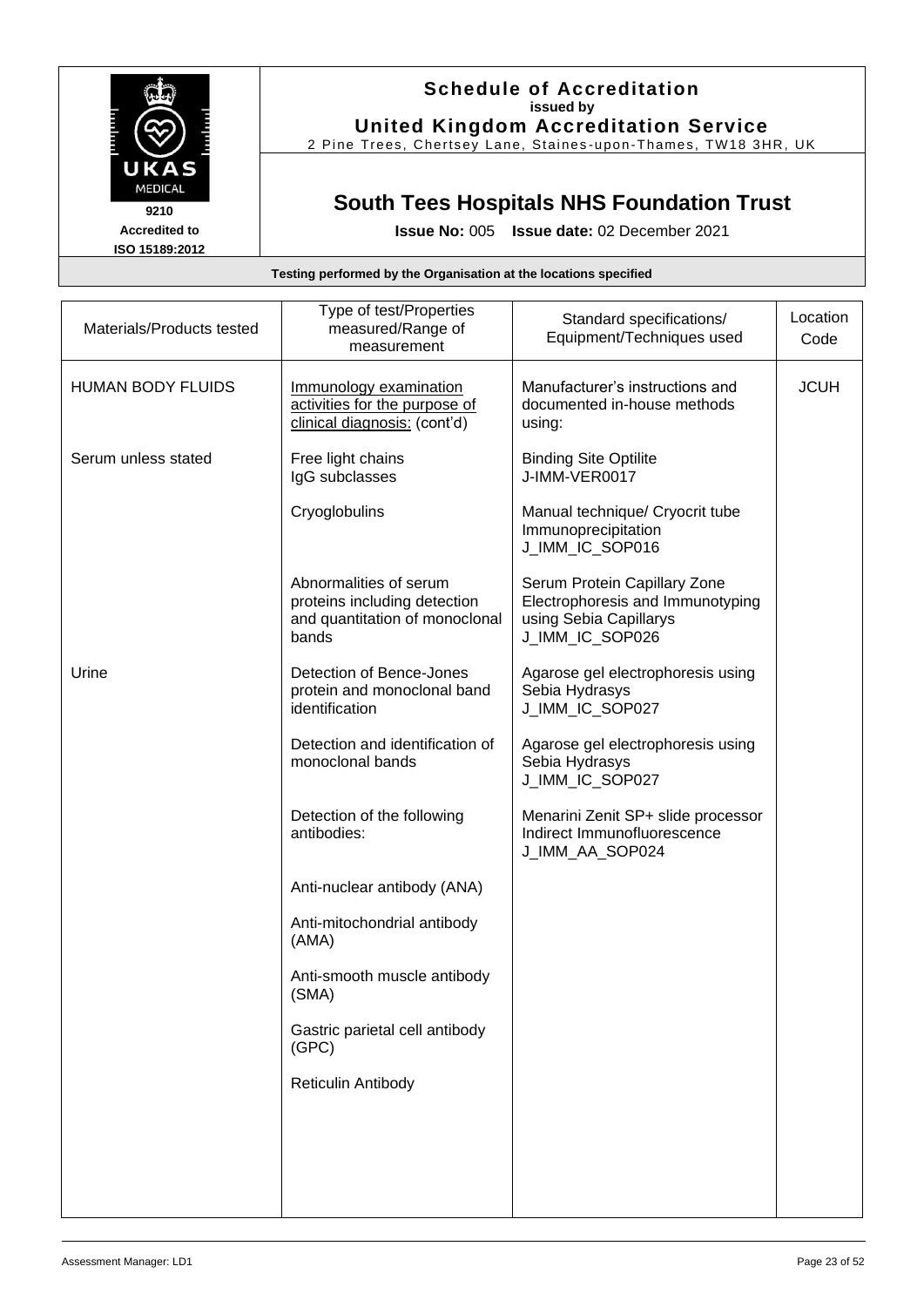**Schedule of Accreditation**
**issued by**
**United Kingdom Accreditation Service**
2 Pine Trees, Chertsey Lane, Staines-upon-Thames, TW18 3HR, UK

UKAS MEDICAL
9210
Accredited to
ISO 15189:2012

## South Tees Hospitals NHS Foundation Trust

**Issue No:** 005 **Issue date:** 02 December 2021

**Testing performed by the Organisation at the locations specified**

| Materials/Products tested | Type of test/Properties measured/Range of measurement | Standard specifications/ Equipment/Techniques used | Location Code |
|---|---|---|---|
| HUMAN BODY FLUIDS | Immunology examination activities for the purpose of clinical diagnosis: (cont'd) | Manufacturer's instructions and documented in-house methods using: | JCUH |
| Serum unless stated | Free light chains<br>IgG subclasses | Binding Site Optilite<br>J-IMM-VER0017 | |
| | Cryoglobulins | Manual technique/ Cryocrit tube<br>Immunoprecipitation<br>J_IMM_IC_SOP016 | |
| | Abnormalities of serum proteins including detection and quantitation of monoclonal bands | Serum Protein Capillary Zone Electrophoresis and Immunotyping using Sebia Capillarys<br>J_IMM_IC_SOP026 | |
| Urine | Detection of Bence-Jones protein and monoclonal band identification | Agarose gel electrophoresis using Sebia Hydrasys<br>J_IMM_IC_SOP027 | |
| | Detection and identification of monoclonal bands | Agarose gel electrophoresis using Sebia Hydrasys<br>J_IMM_IC_SOP027 | |
| | Detection of the following antibodies:<br><br>Anti-nuclear antibody (ANA)<br><br>Anti-mitochondrial antibody (AMA)<br><br>Anti-smooth muscle antibody (SMA)<br><br>Gastric parietal cell antibody (GPC)<br><br>Reticulin Antibody | Menarini Zenit SP+ slide processor<br>Indirect Immunofluorescence<br>J_IMM_AA_SOP024 | |

Assessment Manager: LD1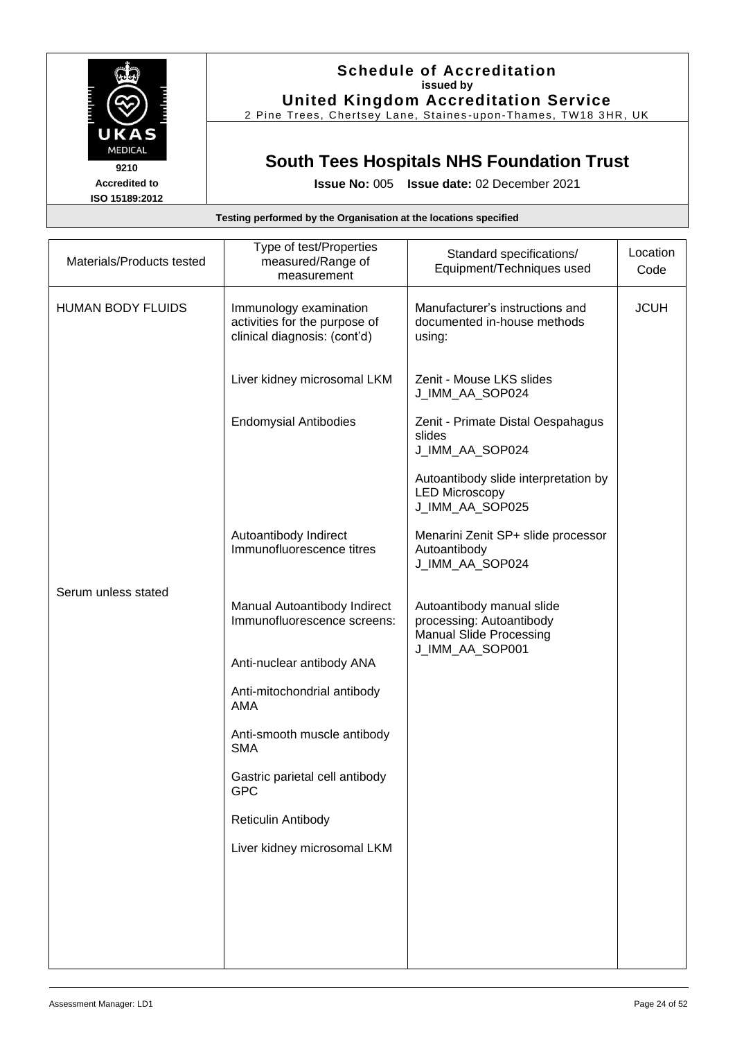**Schedule of Accreditation**
**issued by**
**United Kingdom Accreditation Service**
2 Pine Trees, Chertsey Lane, Staines-upon-Thames, TW18 3HR, UK

UKAS MEDICAL
9210
Accredited to
ISO 15189:2012

## South Tees Hospitals NHS Foundation Trust

**Issue No:** 005 **Issue date:** 02 December 2021

**Testing performed by the Organisation at the locations specified**

| Materials/Products tested | Type of test/Properties measured/Range of measurement | Standard specifications/ Equipment/Techniques used | Location Code |
|---|---|---|---|
| HUMAN BODY FLUIDS | Immunology examination activities for the purpose of clinical diagnosis: (cont'd) | Manufacturer's instructions and documented in-house methods using: | JCUH |
| | Liver kidney microsomal LKM | Zenit - Mouse LKS slides J_IMM_AA_SOP024 | |
| | Endomysial Antibodies | Zenit - Primate Distal Oespahagus slides J_IMM_AA_SOP024 | |
| | | Autoantibody slide interpretation by LED Microscopy J_IMM_AA_SOP025 | |
| | Autoantibody Indirect Immunofluorescence titres | Menarini Zenit SP+ slide processor Autoantibody J_IMM_AA_SOP024 | |
| Serum unless stated | Manual Autoantibody Indirect Immunofluorescence screens: | Autoantibody manual slide processing: Autoantibody Manual Slide Processing J_IMM_AA_SOP001 | |
| | Anti-nuclear antibody ANA | | |
| | Anti-mitochondrial antibody AMA | | |
| | Anti-smooth muscle antibody SMA | | |
| | Gastric parietal cell antibody GPC | | |
| | Reticulin Antibody | | |
| | Liver kidney microsomal LKM | | |

Assessment Manager: LD1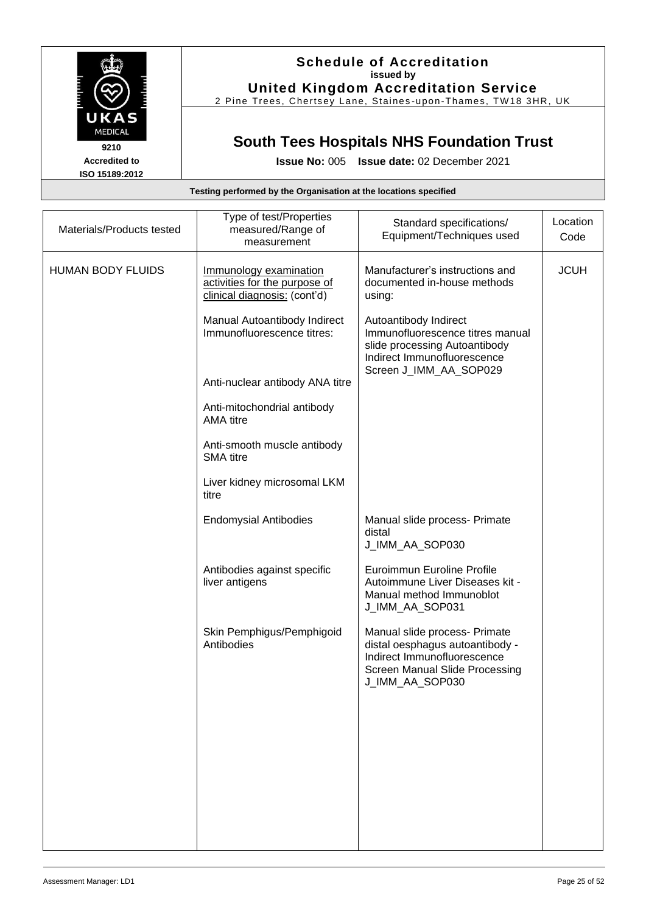# Schedule of Accreditation
issued by
**United Kingdom Accreditation Service**
2 Pine Trees, Chertsey Lane, Staines-upon-Thames, TW18 3HR, UK

UKAS MEDICAL
9210
Accredited to
ISO 15189:2012

## South Tees Hospitals NHS Foundation Trust

**Issue No:** 005 **Issue date:** 02 December 2021

**Testing performed by the Organisation at the locations specified**

| Materials/Products tested | Type of test/Properties measured/Range of measurement | Standard specifications/ Equipment/Techniques used | Location Code |
|---|---|---|---|
| HUMAN BODY FLUIDS | Immunology examination activities for the purpose of clinical diagnosis: (cont'd) | Manufacturer's instructions and documented in-house methods using: | JCUH |
| | Manual Autoantibody Indirect Immunofluorescence titres: | Autoantibody Indirect Immunofluorescence titres manual slide processing Autoantibody Indirect Immunofluorescence Screen J_IMM_AA_SOP029 | |
| | Anti-nuclear antibody ANA titre | | |
| | Anti-mitochondrial antibody AMA titre | | |
| | Anti-smooth muscle antibody SMA titre | | |
| | Liver kidney microsomal LKM titre | | |
| | Endomysial Antibodies | Manual slide process- Primate distal J_IMM_AA_SOP030 | |
| | Antibodies against specific liver antigens | Euroimmun Euroline Profile Autoimmune Liver Diseases kit - Manual method Immunoblot J_IMM_AA_SOP031 | |
| | Skin Pemphigus/Pemphigoid Antibodies | Manual slide process- Primate distal oesphagus autoantibody - Indirect Immunofluorescence Screen Manual Slide Processing J_IMM_AA_SOP030 | |

Assessment Manager: LD1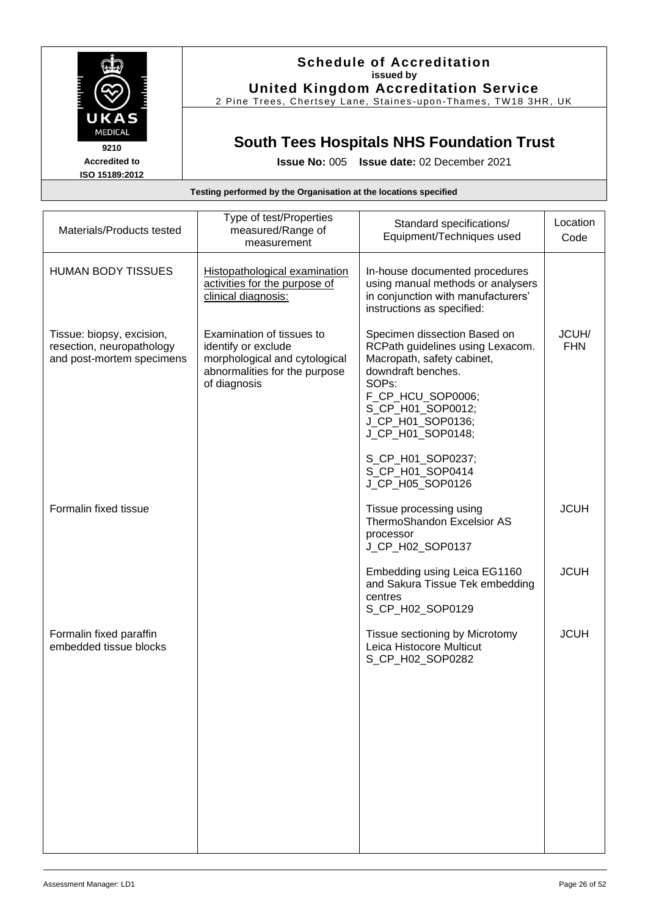## Schedule of Accreditation
issued by
**United Kingdom Accreditation Service**
2 Pine Trees, Chertsey Lane, Staines-upon-Thames, TW18 3HR, UK

UKAS MEDICAL
9210
Accredited to
ISO 15189:2012

# South Tees Hospitals NHS Foundation Trust

**Issue No:** 005 **Issue date:** 02 December 2021

**Testing performed by the Organisation at the locations specified**

| Materials/Products tested | Type of test/Properties measured/Range of measurement | Standard specifications/ Equipment/Techniques used | Location Code |
|---|---|---|---|
| HUMAN BODY TISSUES | Histopathological examination activities for the purpose of clinical diagnosis: | In-house documented procedures using manual methods or analysers in conjunction with manufacturers' instructions as specified: | |
| Tissue: biopsy, excision, resection, neuropathology and post-mortem specimens | Examination of tissues to identify or exclude morphological and cytological abnormalities for the purpose of diagnosis | Specimen dissection Based on RCPath guidelines using Lexacom. Macropath, safety cabinet, downdraft benches.<br>SOPs:<br>F_CP_HCU_SOP0006;<br>S_CP_H01_SOP0012;<br>J_CP_H01_SOP0136;<br>J_CP_H01_SOP0148;<br><br>S_CP_H01_SOP0237;<br>S_CP_H01_SOP0414<br>J_CP_H05_SOP0126 | JCUH/ FHN |
| Formalin fixed tissue | | Tissue processing using ThermoShandon Excelsior AS processor<br>J_CP_H02_SOP0137 | JCUH |
| | | Embedding using Leica EG1160 and Sakura Tissue Tek embedding centres<br>S_CP_H02_SOP0129 | JCUH |
| Formalin fixed paraffin embedded tissue blocks | | Tissue sectioning by Microtomy Leica Histocore Multicut<br>S_CP_H02_SOP0282 | JCUH |

Assessment Manager: LD1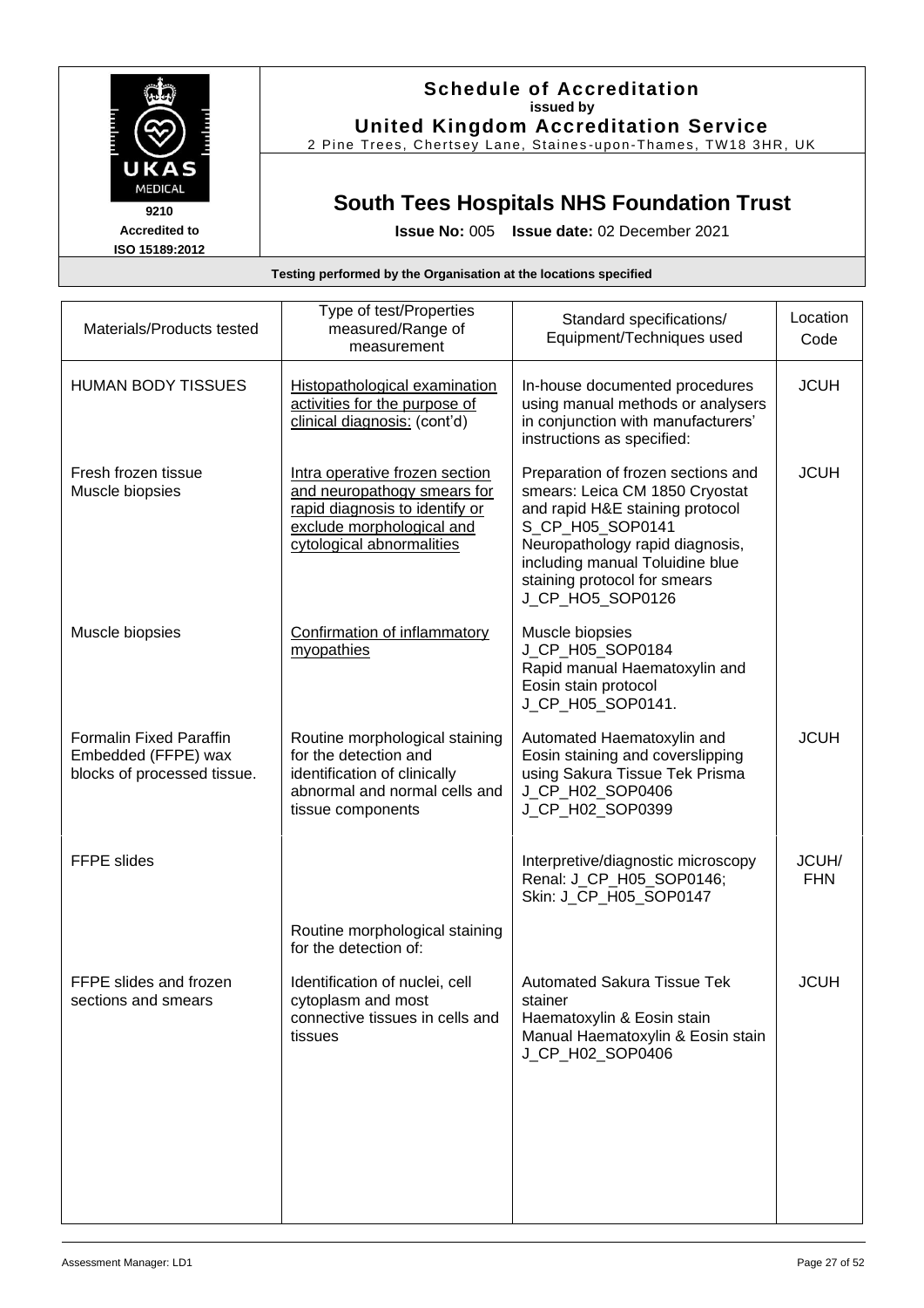**Schedule of Accreditation**
**issued by**
**United Kingdom Accreditation Service**
2 Pine Trees, Chertsey Lane, Staines-upon-Thames, TW18 3HR, UK

UKAS MEDICAL
**9210**
**Accredited to ISO 15189:2012**

## South Tees Hospitals NHS Foundation Trust

**Issue No:** 005 **Issue date:** 02 December 2021

**Testing performed by the Organisation at the locations specified**

| Materials/Products tested | Type of test/Properties measured/Range of measurement | Standard specifications/ Equipment/Techniques used | Location Code |
|---|---|---|---|
| HUMAN BODY TISSUES | Histopathological examination activities for the purpose of clinical diagnosis: (cont'd) | In-house documented procedures using manual methods or analysers in conjunction with manufacturers' instructions as specified: | JCUH |
| Fresh frozen tissue<br>Muscle biopsies | Intra operative frozen section and neuropathogy smears for rapid diagnosis to identify or exclude morphological and cytological abnormalities | Preparation of frozen sections and smears: Leica CM 1850 Cryostat and rapid H&E staining protocol S_CP_H05_SOP0141<br>Neuropathology rapid diagnosis, including manual Toluidine blue staining protocol for smears J_CP_HO5_SOP0126 | JCUH |
| Muscle biopsies | Confirmation of inflammatory myopathies | Muscle biopsies J_CP_H05_SOP0184<br>Rapid manual Haematoxylin and Eosin stain protocol J_CP_H05_SOP0141. | |
| Formalin Fixed Paraffin Embedded (FFPE) wax blocks of processed tissue. | Routine morphological staining for the detection and identification of clinically abnormal and normal cells and tissue components | Automated Haematoxylin and Eosin staining and coverslipping using Sakura Tissue Tek Prisma J_CP_H02_SOP0406<br>J_CP_H02_SOP0399 | JCUH |
| FFPE slides | | Interpretive/diagnostic microscopy Renal: J_CP_H05_SOP0146;<br>Skin: J_CP_H05_SOP0147 | JCUH/ FHN |
| | Routine morphological staining for the detection of: | | |
| FFPE slides and frozen sections and smears | Identification of nuclei, cell cytoplasm and most connective tissues in cells and tissues | Automated Sakura Tissue Tek stainer<br>Haematoxylin & Eosin stain<br>Manual Haematoxylin & Eosin stain J_CP_H02_SOP0406 | JCUH |

Assessment Manager: LD1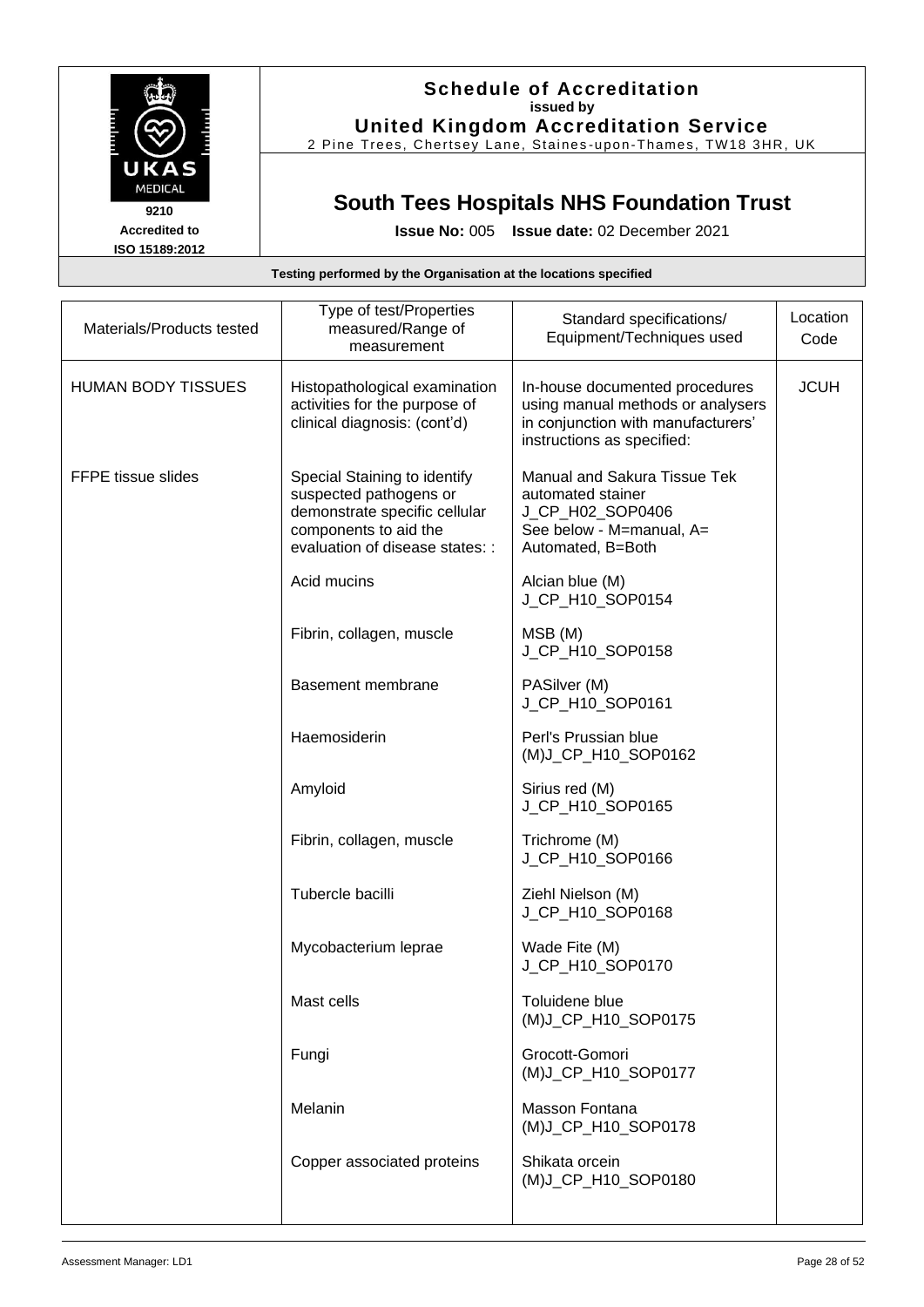**Schedule of Accreditation**
**issued by**
**United Kingdom Accreditation Service**
2 Pine Trees, Chertsey Lane, Staines-upon-Thames, TW18 3HR, UK

9210
Accredited to
ISO 15189:2012

## South Tees Hospitals NHS Foundation Trust

**Issue No:** 005 **Issue date:** 02 December 2021

**Testing performed by the Organisation at the locations specified**

| Materials/Products tested | Type of test/Properties measured/Range of measurement | Standard specifications/ Equipment/Techniques used | Location Code |
|---|---|---|---|
| HUMAN BODY TISSUES | Histopathological examination activities for the purpose of clinical diagnosis: (cont'd) | In-house documented procedures using manual methods or analysers in conjunction with manufacturers' instructions as specified: | JCUH |
| FFPE tissue slides | Special Staining to identify suspected pathogens or demonstrate specific cellular components to aid the evaluation of disease states: : | Manual and Sakura Tissue Tek automated stainer J_CP_H02_SOP0406 See below - M=manual, A= Automated, B=Both | |
| | Acid mucins | Alcian blue (M) J_CP_H10_SOP0154 | |
| | Fibrin, collagen, muscle | MSB (M) J_CP_H10_SOP0158 | |
| | Basement membrane | PASilver (M) J_CP_H10_SOP0161 | |
| | Haemosiderin | Perl's Prussian blue (M)J_CP_H10_SOP0162 | |
| | Amyloid | Sirius red (M) J_CP_H10_SOP0165 | |
| | Fibrin, collagen, muscle | Trichrome (M) J_CP_H10_SOP0166 | |
| | Tubercle bacilli | Ziehl Nielson (M) J_CP_H10_SOP0168 | |
| | Mycobacterium leprae | Wade Fite (M) J_CP_H10_SOP0170 | |
| | Mast cells | Toluidene blue (M)J_CP_H10_SOP0175 | |
| | Fungi | Grocott-Gomori (M)J_CP_H10_SOP0177 | |
| | Melanin | Masson Fontana (M)J_CP_H10_SOP0178 | |
| | Copper associated proteins | Shikata orcein (M)J_CP_H10_SOP0180 | |

Assessment Manager: LD1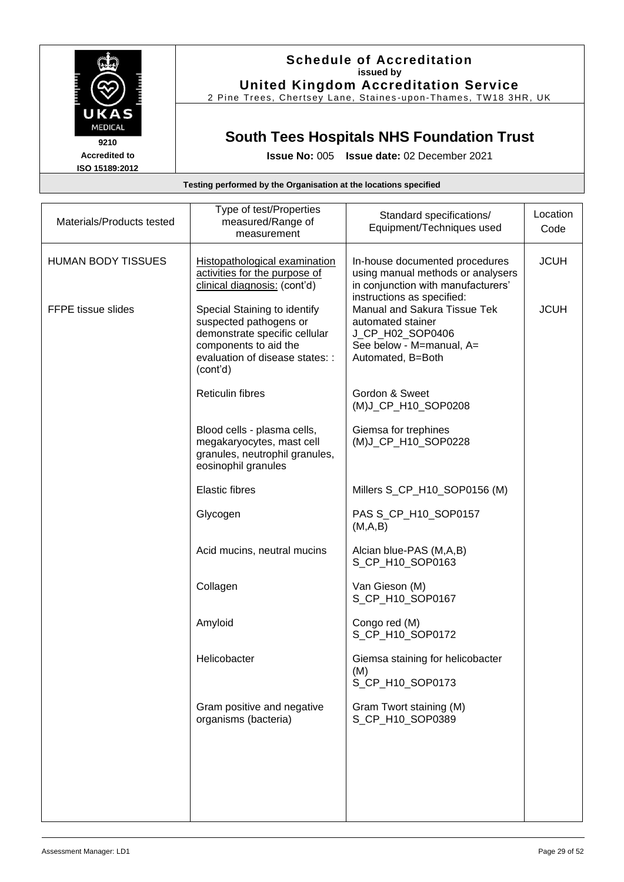# Schedule of Accreditation
issued by
**United Kingdom Accreditation Service**
2 Pine Trees, Chertsey Lane, Staines-upon-Thames, TW18 3HR, UK

9210
Accredited to
ISO 15189:2012

## South Tees Hospitals NHS Foundation Trust

**Issue No:** 005 **Issue date:** 02 December 2021

**Testing performed by the Organisation at the locations specified**

| Materials/Products tested | Type of test/Properties measured/Range of measurement | Standard specifications/ Equipment/Techniques used | Location Code |
|---|---|---|---|
| HUMAN BODY TISSUES | Histopathological examination activities for the purpose of clinical diagnosis: (cont'd) | In-house documented procedures using manual methods or analysers in conjunction with manufacturers' instructions as specified: | JCUH |
| FFPE tissue slides | Special Staining to identify suspected pathogens or demonstrate specific cellular components to aid the evaluation of disease states: : (cont'd) | Manual and Sakura Tissue Tek automated stainer J_CP_H02_SOP0406 See below - M=manual, A= Automated, B=Both | JCUH |
| | Reticulin fibres | Gordon & Sweet (M)J_CP_H10_SOP0208 | |
| | Blood cells - plasma cells, megakaryocytes, mast cell granules, neutrophil granules, eosinophil granules | Giemsa for trephines (M)J_CP_H10_SOP0228 | |
| | Elastic fibres | Millers S_CP_H10_SOP0156 (M) | |
| | Glycogen | PAS S_CP_H10_SOP0157 (M,A,B) | |
| | Acid mucins, neutral mucins | Alcian blue-PAS (M,A,B) S_CP_H10_SOP0163 | |
| | Collagen | Van Gieson (M) S_CP_H10_SOP0167 | |
| | Amyloid | Congo red (M) S_CP_H10_SOP0172 | |
| | Helicobacter | Giemsa staining for helicobacter (M) S_CP_H10_SOP0173 | |
| | Gram positive and negative organisms (bacteria) | Gram Twort staining (M) S_CP_H10_SOP0389 | |

Assessment Manager: LD1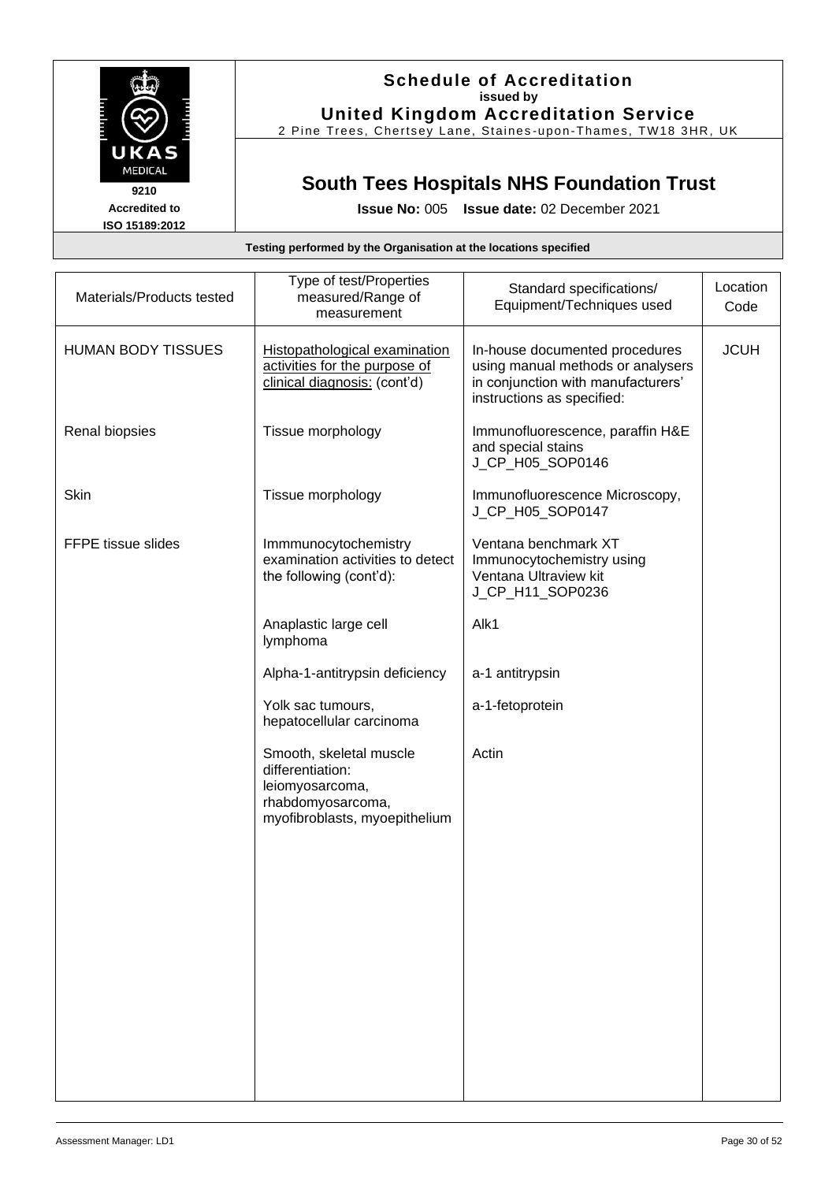# Schedule of Accreditation
issued by
**United Kingdom Accreditation Service**
2 Pine Trees, Chertsey Lane, Staines-upon-Thames, TW18 3HR, UK

9210
Accredited to
ISO 15189:2012

## South Tees Hospitals NHS Foundation Trust

**Issue No:** 005 **Issue date:** 02 December 2021

**Testing performed by the Organisation at the locations specified**

| Materials/Products tested | Type of test/Properties measured/Range of measurement | Standard specifications/ Equipment/Techniques used | Location Code |
|---|---|---|---|
| HUMAN BODY TISSUES | Histopathological examination activities for the purpose of clinical diagnosis: (cont'd) | In-house documented procedures using manual methods or analysers in conjunction with manufacturers' instructions as specified: | JCUH |
| Renal biopsies | Tissue morphology | Immunofluorescence, paraffin H&E and special stains J_CP_H05_SOP0146 | |
| Skin | Tissue morphology | Immunofluorescence Microscopy, J_CP_H05_SOP0147 | |
| FFPE tissue slides | Immmunocytochemistry examination activities to detect the following (cont'd): | Ventana benchmark XT Immunocytochemistry using Ventana Ultraview kit J_CP_H11_SOP0236 | |
| | Anaplastic large cell lymphoma | Alk1 | |
| | Alpha-1-antitrypsin deficiency | a-1 antitrypsin | |
| | Yolk sac tumours, hepatocellular carcinoma | a-1-fetoprotein | |
| | Smooth, skeletal muscle differentiation: leiomyosarcoma, rhabdomyosarcoma, myofibroblasts, myoepithelium | Actin | |

Assessment Manager: LD1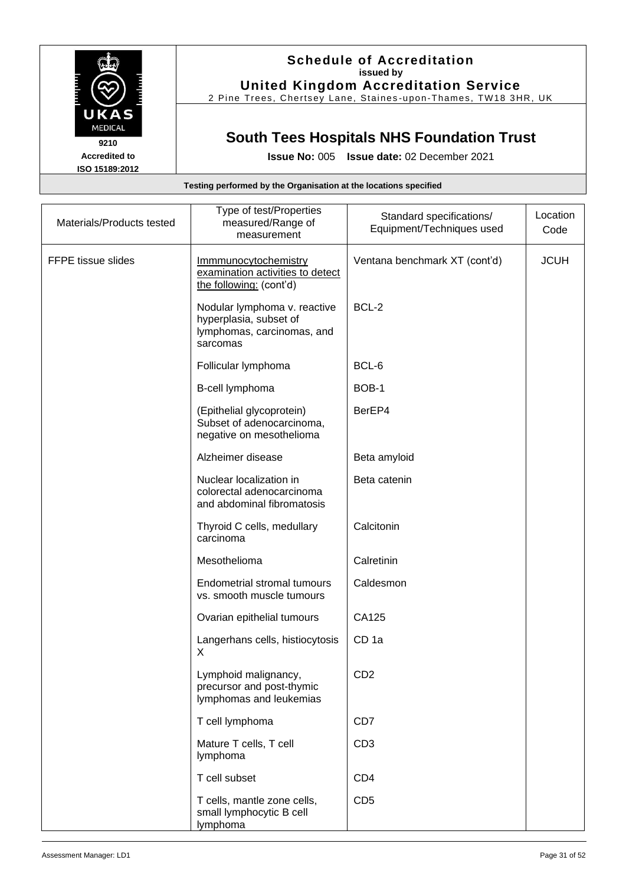# Schedule of Accreditation

issued by

**United Kingdom Accreditation Service**

2 Pine Trees, Chertsey Lane, Staines-upon-Thames, TW18 3HR, UK

9210
Accredited to
ISO 15189:2012

## South Tees Hospitals NHS Foundation Trust

**Issue No:** 005 **Issue date:** 02 December 2021

**Testing performed by the Organisation at the locations specified**

| Materials/Products tested | Type of test/Properties measured/Range of measurement | Standard specifications/ Equipment/Techniques used | Location Code |
|---|---|---|---|
| FFPE tissue slides | Immmunocytochemistry examination activities to detect the following: (cont'd) | Ventana benchmark XT (cont'd) | JCUH |
| | Nodular lymphoma v. reactive hyperplasia, subset of lymphomas, carcinomas, and sarcomas | BCL-2 | |
| | Follicular lymphoma | BCL-6 | |
| | B-cell lymphoma | BOB-1 | |
| | (Epithelial glycoprotein) Subset of adenocarcinoma, negative on mesothelioma | BerEP4 | |
| | Alzheimer disease | Beta amyloid | |
| | Nuclear localization in colorectal adenocarcinoma and abdominal fibromatosis | Beta catenin | |
| | Thyroid C cells, medullary carcinoma | Calcitonin | |
| | Mesothelioma | Calretinin | |
| | Endometrial stromal tumours vs. smooth muscle tumours | Caldesmon | |
| | Ovarian epithelial tumours | CA125 | |
| | Langerhans cells, histiocytosis X | CD 1a | |
| | Lymphoid malignancy, precursor and post-thymic lymphomas and leukemias | CD2 | |
| | T cell lymphoma | CD7 | |
| | Mature T cells, T cell lymphoma | CD3 | |
| | T cell subset | CD4 | |
| | T cells, mantle zone cells, small lymphocytic B cell lymphoma | CD5 | |

Assessment Manager: LD1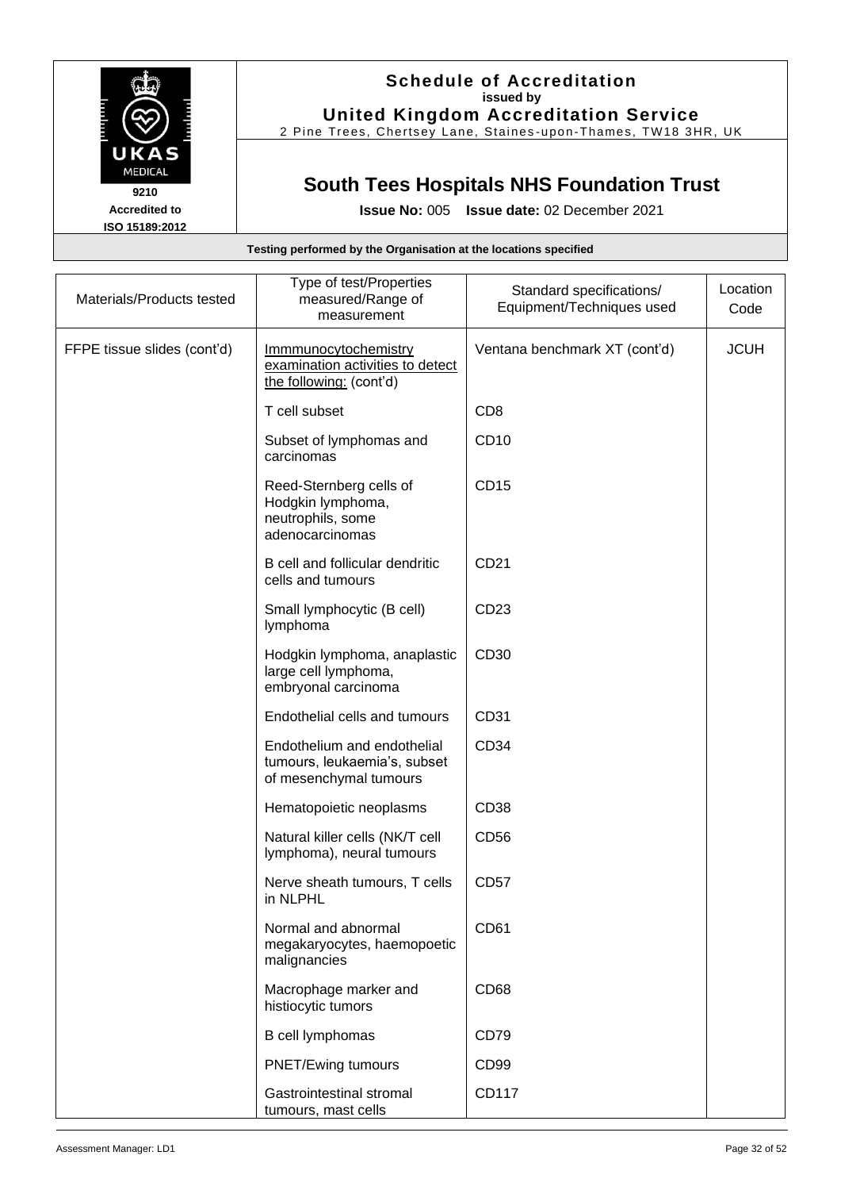**Schedule of Accreditation**
**issued by**
**United Kingdom Accreditation Service**
2 Pine Trees, Chertsey Lane, Staines-upon-Thames, TW18 3HR, UK

UKAS MEDICAL
**9210**
**Accredited to**
**ISO 15189:2012**

## South Tees Hospitals NHS Foundation Trust

**Issue No:** 005 **Issue date:** 02 December 2021

**Testing performed by the Organisation at the locations specified**

| Materials/Products tested | Type of test/Properties measured/Range of measurement | Standard specifications/ Equipment/Techniques used | Location Code |
|---|---|---|---|
| FFPE tissue slides (cont'd) | Immmunocytochemistry examination activities to detect the following: (cont'd) | Ventana benchmark XT (cont'd) | JCUH |
| | T cell subset | CD8 | |
| | Subset of lymphomas and carcinomas | CD10 | |
| | Reed-Sternberg cells of Hodgkin lymphoma, neutrophils, some adenocarcinomas | CD15 | |
| | B cell and follicular dendritic cells and tumours | CD21 | |
| | Small lymphocytic (B cell) lymphoma | CD23 | |
| | Hodgkin lymphoma, anaplastic large cell lymphoma, embryonal carcinoma | CD30 | |
| | Endothelial cells and tumours | CD31 | |
| | Endothelium and endothelial tumours, leukaemia's, subset of mesenchymal tumours | CD34 | |
| | Hematopoietic neoplasms | CD38 | |
| | Natural killer cells (NK/T cell lymphoma), neural tumours | CD56 | |
| | Nerve sheath tumours, T cells in NLPHL | CD57 | |
| | Normal and abnormal megakaryocytes, haemopoetic malignancies | CD61 | |
| | Macrophage marker and histiocytic tumors | CD68 | |
| | B cell lymphomas | CD79 | |
| | PNET/Ewing tumours | CD99 | |
| | Gastrointestinal stromal tumours, mast cells | CD117 | |

Assessment Manager: LD1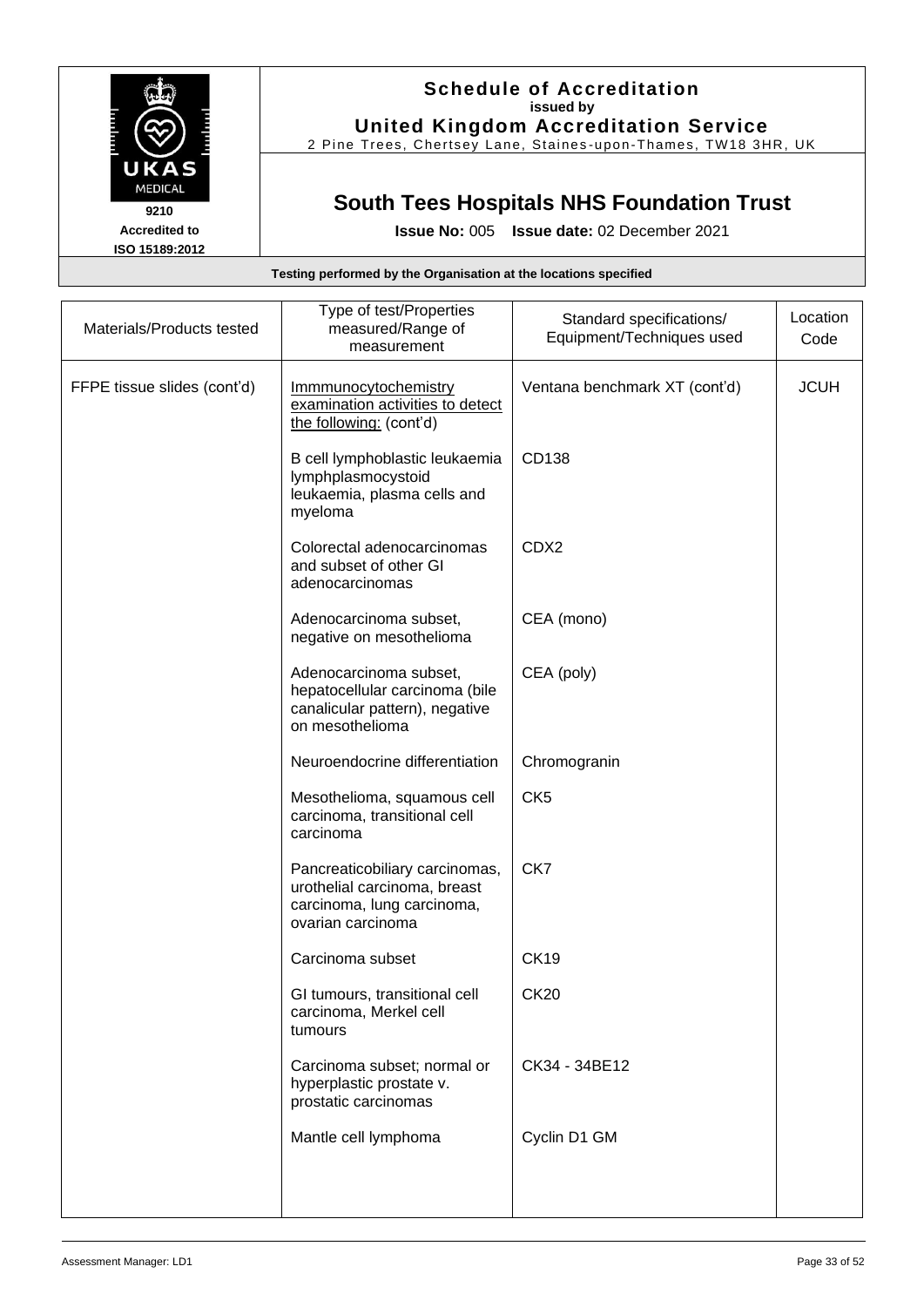# Schedule of Accreditation
**issued by**
**United Kingdom Accreditation Service**
2 Pine Trees, Chertsey Lane, Staines-upon-Thames, TW18 3HR, UK

UKAS MEDICAL
9210
Accredited to
ISO 15189:2012

## South Tees Hospitals NHS Foundation Trust

**Issue No:** 005 **Issue date:** 02 December 2021

**Testing performed by the Organisation at the locations specified**

| Materials/Products tested | Type of test/Properties measured/Range of measurement | Standard specifications/ Equipment/Techniques used | Location Code |
|---|---|---|---|
| FFPE tissue slides (cont'd) | Immmunocytochemistry examination activities to detect the following: (cont'd) | Ventana benchmark XT (cont'd) | JCUH |
| | B cell lymphoblastic leukaemia lymphplasmocystoid leukaemia, plasma cells and myeloma | CD138 | |
| | Colorectal adenocarcinomas and subset of other GI adenocarcinomas | CDX2 | |
| | Adenocarcinoma subset, negative on mesothelioma | CEA (mono) | |
| | Adenocarcinoma subset, hepatocellular carcinoma (bile canalicular pattern), negative on mesothelioma | CEA (poly) | |
| | Neuroendocrine differentiation | Chromogranin | |
| | Mesothelioma, squamous cell carcinoma, transitional cell carcinoma | CK5 | |
| | Pancreaticobiliary carcinomas, urothelial carcinoma, breast carcinoma, lung carcinoma, ovarian carcinoma | CK7 | |
| | Carcinoma subset | CK19 | |
| | GI tumours, transitional cell carcinoma, Merkel cell tumours | CK20 | |
| | Carcinoma subset; normal or hyperplastic prostate v. prostatic carcinomas | CK34 - 34BE12 | |
| | Mantle cell lymphoma | Cyclin D1 GM | |

Assessment Manager: LD1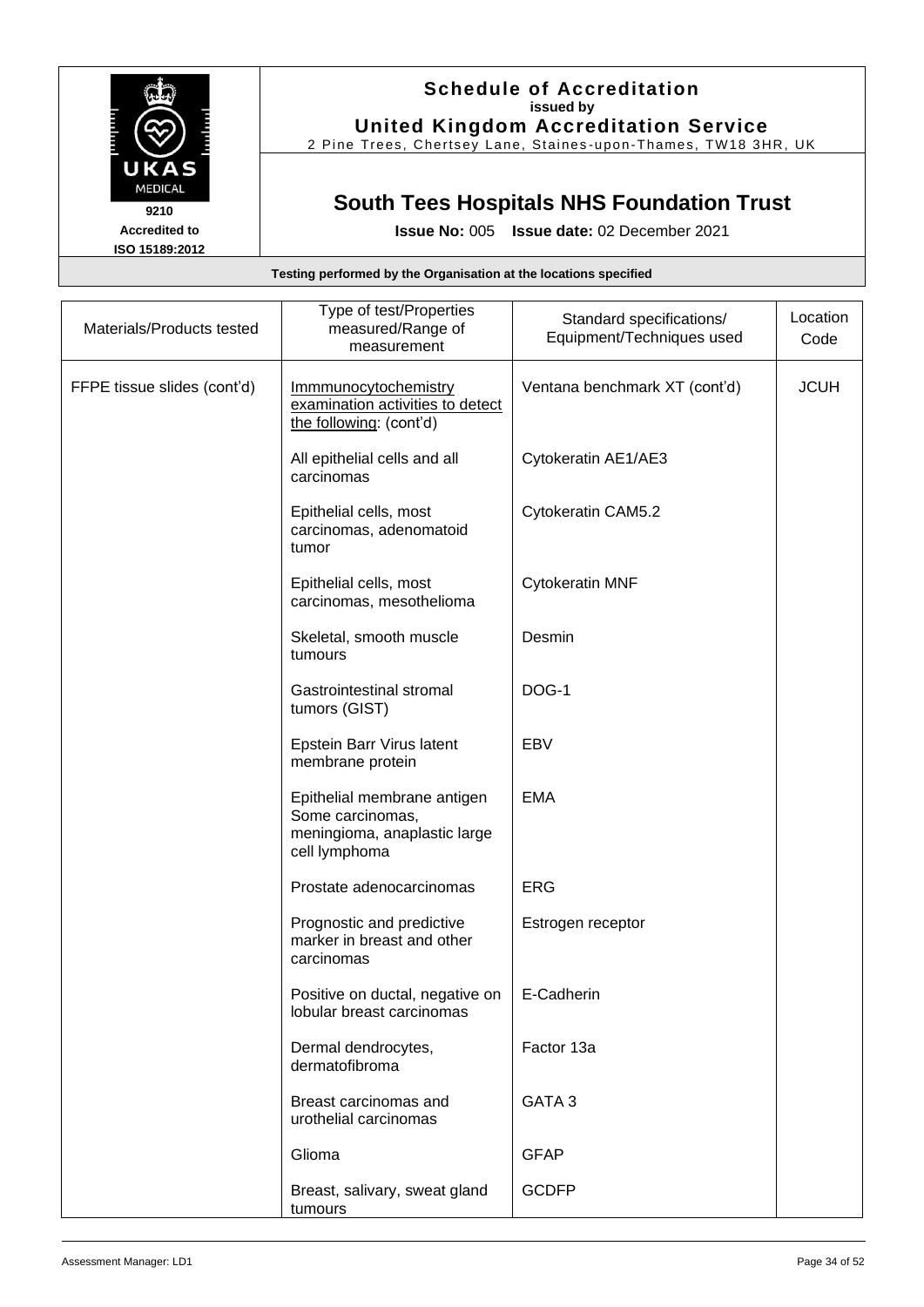**Schedule of Accreditation**
**issued by**
**United Kingdom Accreditation Service**
2 Pine Trees, Chertsey Lane, Staines-upon-Thames, TW18 3HR, UK

9210
**Accredited to ISO 15189:2012**

## South Tees Hospitals NHS Foundation Trust

**Issue No:** 005 **Issue date:** 02 December 2021

**Testing performed by the Organisation at the locations specified**

| Materials/Products tested | Type of test/Properties measured/Range of measurement | Standard specifications/ Equipment/Techniques used | Location Code |
|---|---|---|---|
| FFPE tissue slides (cont'd) | Immmunocytochemistry examination activities to detect the following: (cont'd) | Ventana benchmark XT (cont'd) | JCUH |
| | All epithelial cells and all carcinomas | Cytokeratin AE1/AE3 | |
| | Epithelial cells, most carcinomas, adenomatoid tumor | Cytokeratin CAM5.2 | |
| | Epithelial cells, most carcinomas, mesothelioma | Cytokeratin MNF | |
| | Skeletal, smooth muscle tumours | Desmin | |
| | Gastrointestinal stromal tumors (GIST) | DOG-1 | |
| | Epstein Barr Virus latent membrane protein | EBV | |
| | Epithelial membrane antigen Some carcinomas, meningioma, anaplastic large cell lymphoma | EMA | |
| | Prostate adenocarcinomas | ERG | |
| | Prognostic and predictive marker in breast and other carcinomas | Estrogen receptor | |
| | Positive on ductal, negative on lobular breast carcinomas | E-Cadherin | |
| | Dermal dendrocytes, dermatofibroma | Factor 13a | |
| | Breast carcinomas and urothelial carcinomas | GATA 3 | |
| | Glioma | GFAP | |
| | Breast, salivary, sweat gland tumours | GCDFP | |

Assessment Manager: LD1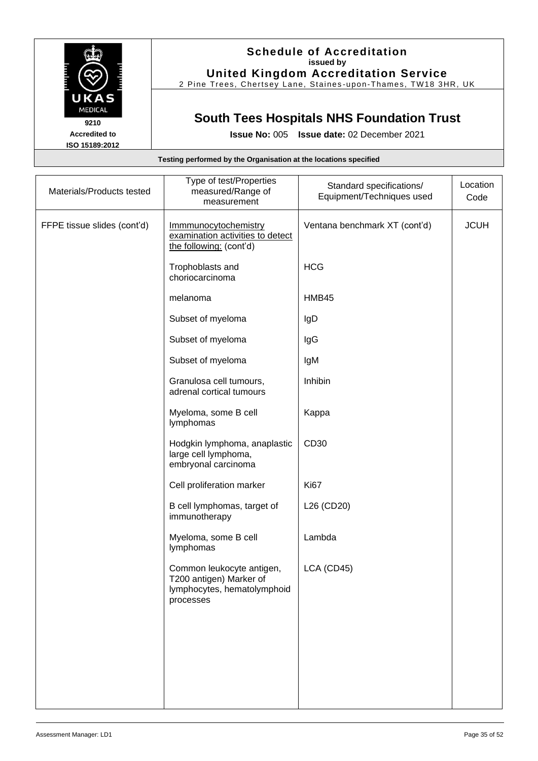**Schedule of Accreditation**
**issued by**
**United Kingdom Accreditation Service**
2 Pine Trees, Chertsey Lane, Staines-upon-Thames, TW18 3HR, UK

UKAS MEDICAL
9210
Accredited to
ISO 15189:2012

## South Tees Hospitals NHS Foundation Trust

**Issue No:** 005 **Issue date:** 02 December 2021

**Testing performed by the Organisation at the locations specified**

| Materials/Products tested | Type of test/Properties measured/Range of measurement | Standard specifications/ Equipment/Techniques used | Location Code |
|---|---|---|---|
| FFPE tissue slides (cont'd) | Immmunocytochemistry examination activities to detect the following: (cont'd) | Ventana benchmark XT (cont'd) | JCUH |
| | Trophoblasts and choriocarcinoma | HCG | |
| | melanoma | HMB45 | |
| | Subset of myeloma | IgD | |
| | Subset of myeloma | IgG | |
| | Subset of myeloma | IgM | |
| | Granulosa cell tumours, adrenal cortical tumours | Inhibin | |
| | Myeloma, some B cell lymphomas | Kappa | |
| | Hodgkin lymphoma, anaplastic large cell lymphoma, embryonal carcinoma | CD30 | |
| | Cell proliferation marker | Ki67 | |
| | B cell lymphomas, target of immunotherapy | L26 (CD20) | |
| | Myeloma, some B cell lymphomas | Lambda | |
| | Common leukocyte antigen, T200 antigen) Marker of lymphocytes, hematolymphoid processes | LCA (CD45) | |

Assessment Manager: LD1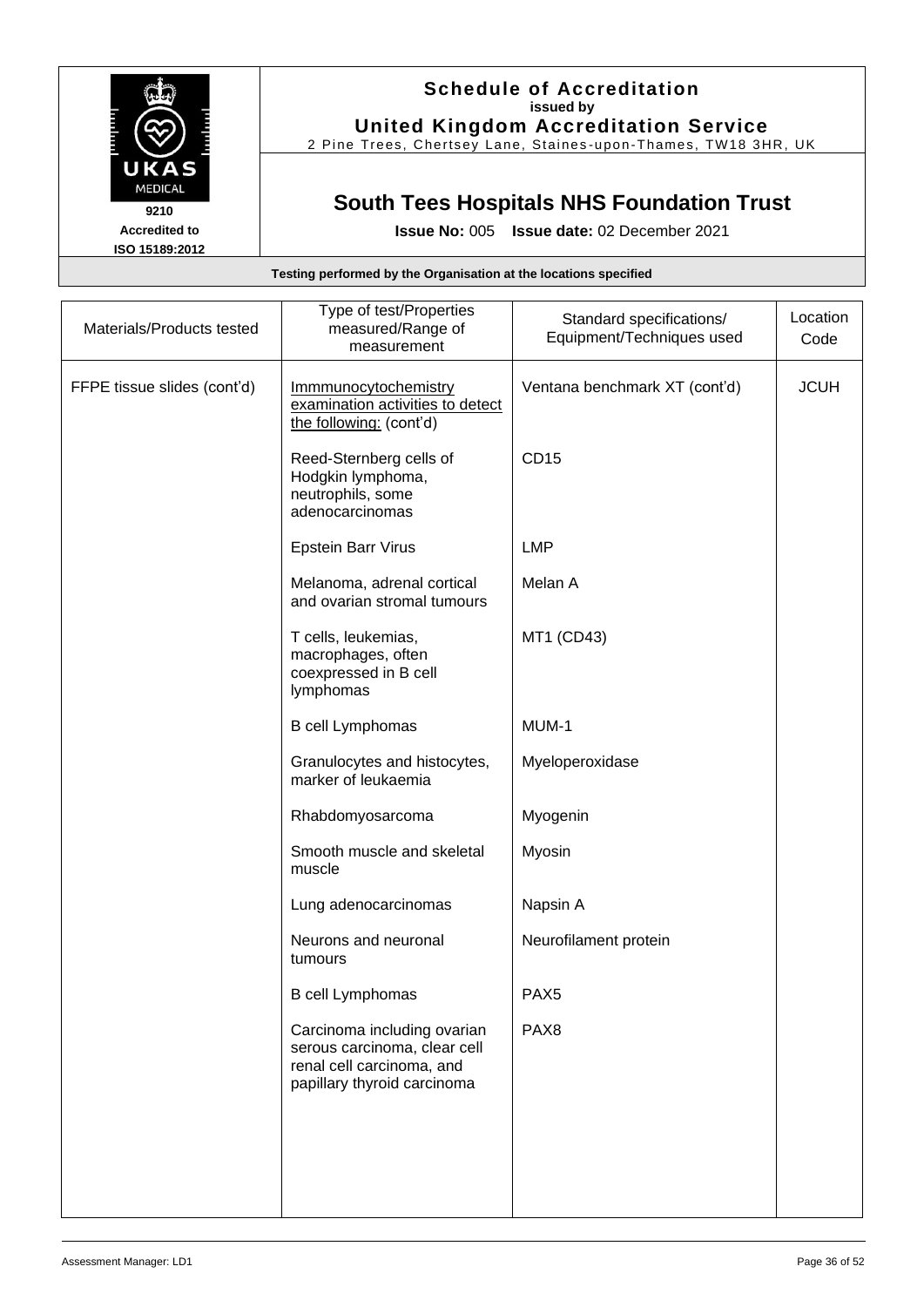# Schedule of Accreditation
**issued by**
**United Kingdom Accreditation Service**

2 Pine Trees, Chertsey Lane, Staines-upon-Thames, TW18 3HR, UK

9210
**Accredited to**
**ISO 15189:2012**

## South Tees Hospitals NHS Foundation Trust

**Issue No:** 005 **Issue date:** 02 December 2021

**Testing performed by the Organisation at the locations specified**

| Materials/Products tested | Type of test/Properties measured/Range of measurement | Standard specifications/ Equipment/Techniques used | Location Code |
|---|---|---|---|
| FFPE tissue slides (cont'd) | Immmunocytochemistry examination activities to detect the following: (cont'd) | Ventana benchmark XT (cont'd) | JCUH |
| | Reed-Sternberg cells of Hodgkin lymphoma, neutrophils, some adenocarcinomas | CD15 | |
| | Epstein Barr Virus | LMP | |
| | Melanoma, adrenal cortical and ovarian stromal tumours | Melan A | |
| | T cells, leukemias, macrophages, often coexpressed in B cell lymphomas | MT1 (CD43) | |
| | B cell Lymphomas | MUM-1 | |
| | Granulocytes and histocytes, marker of leukaemia | Myeloperoxidase | |
| | Rhabdomyosarcoma | Myogenin | |
| | Smooth muscle and skeletal muscle | Myosin | |
| | Lung adenocarcinomas | Napsin A | |
| | Neurons and neuronal tumours | Neurofilament protein | |
| | B cell Lymphomas | PAX5 | |
| | Carcinoma including ovarian serous carcinoma, clear cell renal cell carcinoma, and papillary thyroid carcinoma | PAX8 | |

Assessment Manager: LD1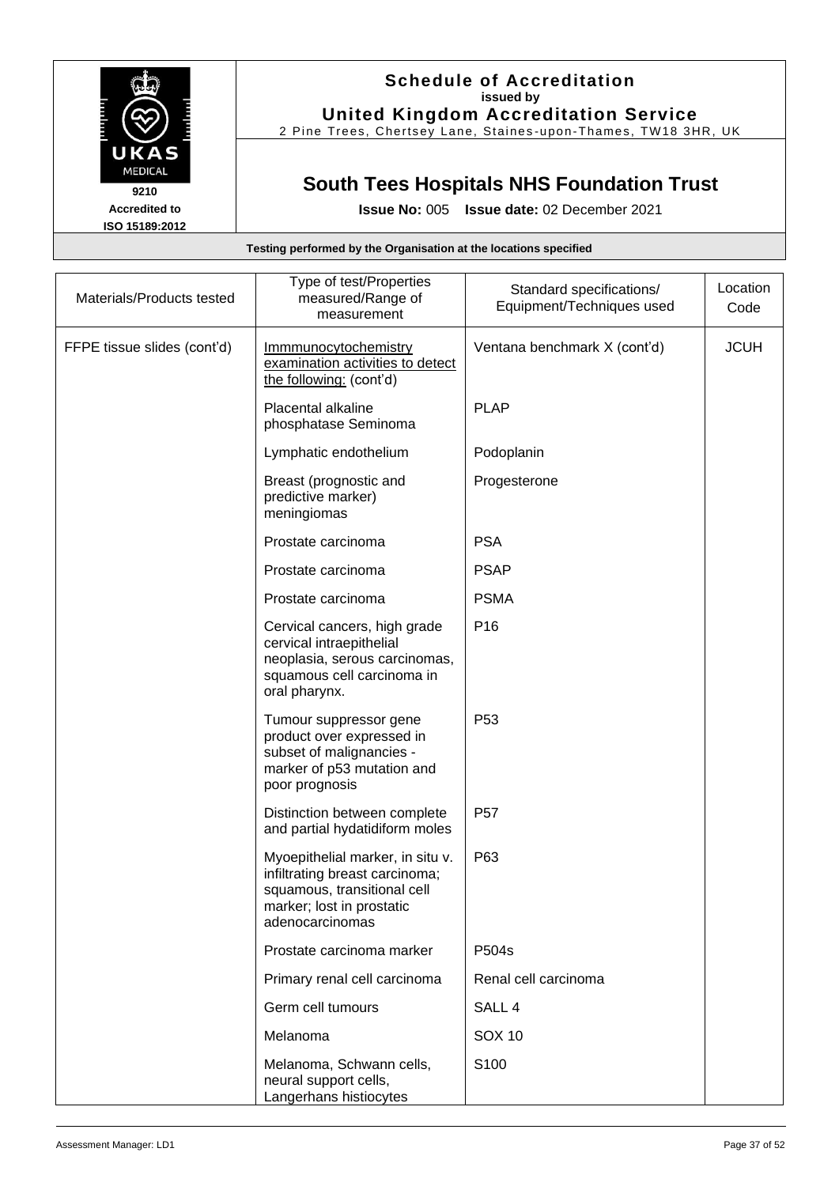**Schedule of Accreditation**
**issued by**
**United Kingdom Accreditation Service**
2 Pine Trees, Chertsey Lane, Staines-upon-Thames, TW18 3HR, UK

UKAS MEDICAL
**9210**
**Accredited to**
**ISO 15189:2012**

## South Tees Hospitals NHS Foundation Trust

**Issue No:** 005 **Issue date:** 02 December 2021

**Testing performed by the Organisation at the locations specified**

| Materials/Products tested | Type of test/Properties measured/Range of measurement | Standard specifications/ Equipment/Techniques used | Location Code |
|---|---|---|---|
| FFPE tissue slides (cont'd) | Immmunocytochemistry examination activities to detect the following: (cont'd) | Ventana benchmark X (cont'd) | JCUH |
| | Placental alkaline phosphatase Seminoma | PLAP | |
| | Lymphatic endothelium | Podoplanin | |
| | Breast (prognostic and predictive marker) meningiomas | Progesterone | |
| | Prostate carcinoma | PSA | |
| | Prostate carcinoma | PSAP | |
| | Prostate carcinoma | PSMA | |
| | Cervical cancers, high grade cervical intraepithelial neoplasia, serous carcinomas, squamous cell carcinoma in oral pharynx. | P16 | |
| | Tumour suppressor gene product over expressed in subset of malignancies - marker of p53 mutation and poor prognosis | P53 | |
| | Distinction between complete and partial hydatidiform moles | P57 | |
| | Myoepithelial marker, in situ v. infiltrating breast carcinoma; squamous, transitional cell marker; lost in prostatic adenocarcinomas | P63 | |
| | Prostate carcinoma marker | P504s | |
| | Primary renal cell carcinoma | Renal cell carcinoma | |
| | Germ cell tumours | SALL 4 | |
| | Melanoma | SOX 10 | |
| | Melanoma, Schwann cells, neural support cells, Langerhans histiocytes | S100 | |

Assessment Manager: LD1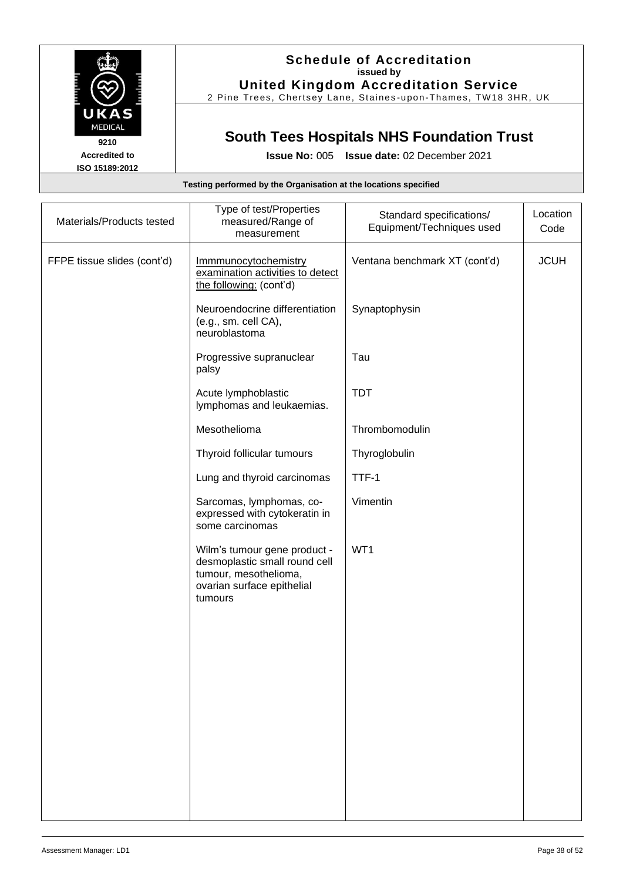**Schedule of Accreditation**
**issued by**
**United Kingdom Accreditation Service**
2 Pine Trees, Chertsey Lane, Staines-upon-Thames, TW18 3HR, UK

9210
Accredited to
ISO 15189:2012

## South Tees Hospitals NHS Foundation Trust

**Issue No:** 005 **Issue date:** 02 December 2021

**Testing performed by the Organisation at the locations specified**

| Materials/Products tested | Type of test/Properties measured/Range of measurement | Standard specifications/ Equipment/Techniques used | Location Code |
|---|---|---|---|
| FFPE tissue slides (cont'd) | Immmunocytochemistry examination activities to detect the following: (cont'd) | Ventana benchmark XT (cont'd) | JCUH |
| | Neuroendocrine differentiation (e.g., sm. cell CA), neuroblastoma | Synaptophysin | |
| | Progressive supranuclear palsy | Tau | |
| | Acute lymphoblastic lymphomas and leukaemias. | TDT | |
| | Mesothelioma | Thrombomodulin | |
| | Thyroid follicular tumours | Thyroglobulin | |
| | Lung and thyroid carcinomas | TTF-1 | |
| | Sarcomas, lymphomas, co-expressed with cytokeratin in some carcinomas | Vimentin | |
| | Wilm's tumour gene product - desmoplastic small round cell tumour, mesothelioma, ovarian surface epithelial tumours | WT1 | |

Assessment Manager: LD1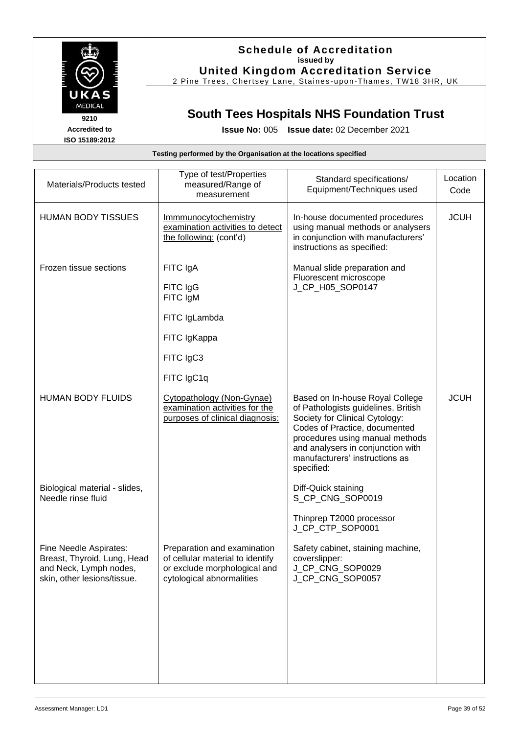**Schedule of Accreditation**
**issued by**
**United Kingdom Accreditation Service**
2 Pine Trees, Chertsey Lane, Staines-upon-Thames, TW18 3HR, UK

UKAS MEDICAL
**9210**
**Accredited to**
**ISO 15189:2012**

# South Tees Hospitals NHS Foundation Trust

**Issue No:** 005 **Issue date:** 02 December 2021

**Testing performed by the Organisation at the locations specified**

| Materials/Products tested | Type of test/Properties measured/Range of measurement | Standard specifications/ Equipment/Techniques used | Location Code |
|---|---|---|---|
| HUMAN BODY TISSUES | Immmunocytochemistry examination activities to detect the following: (cont'd) | In-house documented procedures using manual methods or analysers in conjunction with manufacturers' instructions as specified: | JCUH |
| Frozen tissue sections | FITC IgA<br>FITC IgG<br>FITC IgM<br>FITC IgLambda<br>FITC IgKappa<br>FITC IgC3<br>FITC IgC1q | Manual slide preparation and Fluorescent microscope<br>J_CP_H05_SOP0147 | |
| HUMAN BODY FLUIDS | Cytopathology (Non-Gynae) examination activities for the purposes of clinical diagnosis: | Based on In-house Royal College of Pathologists guidelines, British Society for Clinical Cytology: Codes of Practice, documented procedures using manual methods and analysers in conjunction with manufacturers' instructions as specified: | JCUH |
| Biological material - slides, Needle rinse fluid | | Diff-Quick staining<br>S_CP_CNG_SOP0019<br><br>Thinprep T2000 processor<br>J_CP_CTP_SOP0001 | |
| Fine Needle Aspirates: Breast, Thyroid, Lung, Head and Neck, Lymph nodes, skin, other lesions/tissue. | Preparation and examination of cellular material to identify or exclude morphological and cytological abnormalities | Safety cabinet, staining machine, coverslipper:<br>J_CP_CNG_SOP0029<br>J_CP_CNG_SOP0057 | |

Assessment Manager: LD1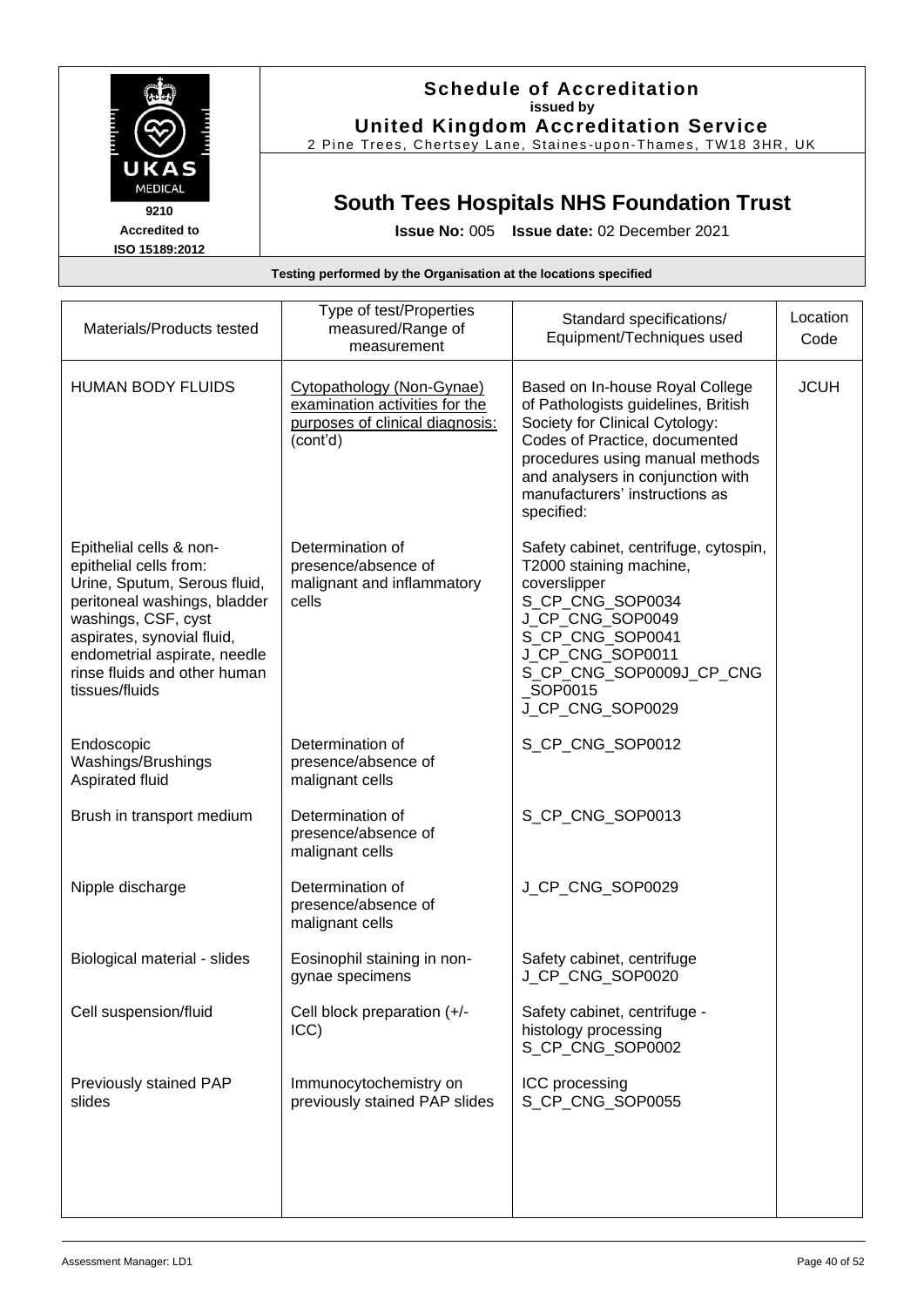**Schedule of Accreditation**
**issued by**
**United Kingdom Accreditation Service**
2 Pine Trees, Chertsey Lane, Staines-upon-Thames, TW18 3HR, UK

UKAS MEDICAL
9210
Accredited to
ISO 15189:2012

## South Tees Hospitals NHS Foundation Trust

**Issue No:** 005 **Issue date:** 02 December 2021

**Testing performed by the Organisation at the locations specified**

| Materials/Products tested | Type of test/Properties measured/Range of measurement | Standard specifications/ Equipment/Techniques used | Location Code |
|---|---|---|---|
| HUMAN BODY FLUIDS | Cytopathology (Non-Gynae) examination activities for the purposes of clinical diagnosis: (cont'd) | Based on In-house Royal College of Pathologists guidelines, British Society for Clinical Cytology: Codes of Practice, documented procedures using manual methods and analysers in conjunction with manufacturers' instructions as specified: | JCUH |
| Epithelial cells & non-epithelial cells from: Urine, Sputum, Serous fluid, peritoneal washings, bladder washings, CSF, cyst aspirates, synovial fluid, endometrial aspirate, needle rinse fluids and other human tissues/fluids | Determination of presence/absence of malignant and inflammatory cells | Safety cabinet, centrifuge, cytospin, T2000 staining machine, coverslipper<br>S_CP_CNG_SOP0034<br>J_CP_CNG_SOP0049<br>S_CP_CNG_SOP0041<br>J_CP_CNG_SOP0011<br>S_CP_CNG_SOP0009J_CP_CNG_SOP0015<br>J_CP_CNG_SOP0029 | |
| Endoscopic Washings/Brushings Aspirated fluid | Determination of presence/absence of malignant cells | S_CP_CNG_SOP0012 | |
| Brush in transport medium | Determination of presence/absence of malignant cells | S_CP_CNG_SOP0013 | |
| Nipple discharge | Determination of presence/absence of malignant cells | J_CP_CNG_SOP0029 | |
| Biological material - slides | Eosinophil staining in non-gynae specimens | Safety cabinet, centrifuge<br>J_CP_CNG_SOP0020 | |
| Cell suspension/fluid | Cell block preparation (+/- ICC) | Safety cabinet, centrifuge - histology processing<br>S_CP_CNG_SOP0002 | |
| Previously stained PAP slides | Immunocytochemistry on previously stained PAP slides | ICC processing<br>S_CP_CNG_SOP0055 | |

Assessment Manager: LD1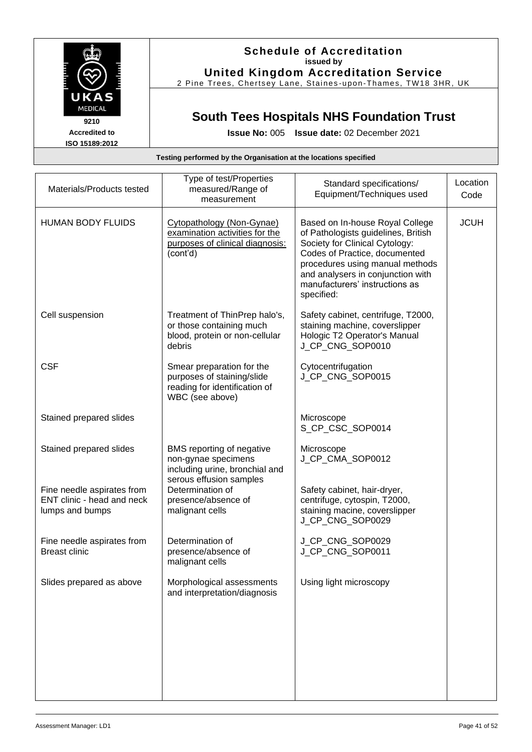# Schedule of Accreditation

issued by

**United Kingdom Accreditation Service**

2 Pine Trees, Chertsey Lane, Staines-upon-Thames, TW18 3HR, UK

9210
Accredited to
ISO 15189:2012

## South Tees Hospitals NHS Foundation Trust

**Issue No:** 005 **Issue date:** 02 December 2021

**Testing performed by the Organisation at the locations specified**

| Materials/Products tested | Type of test/Properties measured/Range of measurement | Standard specifications/ Equipment/Techniques used | Location Code |
|---|---|---|---|
| HUMAN BODY FLUIDS | Cytopathology (Non-Gynae) examination activities for the purposes of clinical diagnosis: (cont'd) | Based on In-house Royal College of Pathologists guidelines, British Society for Clinical Cytology: Codes of Practice, documented procedures using manual methods and analysers in conjunction with manufacturers' instructions as specified: | JCUH |
| Cell suspension | Treatment of ThinPrep halo's, or those containing much blood, protein or non-cellular debris | Safety cabinet, centrifuge, T2000, staining machine, coverslipper Hologic T2 Operator's Manual J_CP_CNG_SOP0010 | |
| CSF | Smear preparation for the purposes of staining/slide reading for identification of WBC (see above) | Cytocentrifugation J_CP_CNG_SOP0015 | |
| Stained prepared slides | | Microscope S_CP_CSC_SOP0014 | |
| Stained prepared slides | BMS reporting of negative non-gynae specimens including urine, bronchial and serous effusion samples | Microscope J_CP_CMA_SOP0012 | |
| Fine needle aspirates from ENT clinic - head and neck lumps and bumps | Determination of presence/absence of malignant cells | Safety cabinet, hair-dryer, centrifuge, cytospin, T2000, staining macine, coverslipper J_CP_CNG_SOP0029 | |
| Fine needle aspirates from Breast clinic | Determination of presence/absence of malignant cells | J_CP_CNG_SOP0029 J_CP_CNG_SOP0011 | |
| Slides prepared as above | Morphological assessments and interpretation/diagnosis | Using light microscopy | |

Assessment Manager: LD1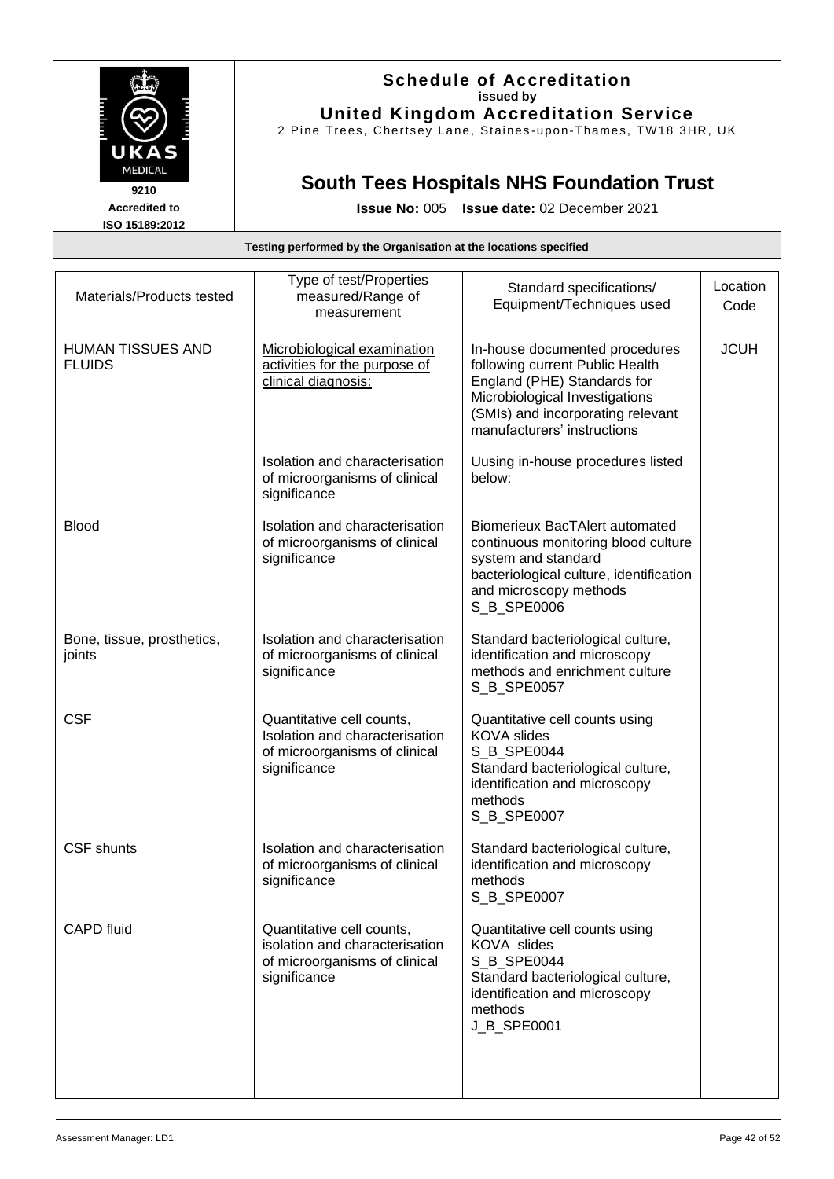**Schedule of Accreditation**
**issued by**
**United Kingdom Accreditation Service**
2 Pine Trees, Chertsey Lane, Staines-upon-Thames, TW18 3HR, UK

UKAS MEDICAL
**9210**
**Accredited to**
**ISO 15189:2012**

## South Tees Hospitals NHS Foundation Trust

**Issue No:** 005 **Issue date:** 02 December 2021

**Testing performed by the Organisation at the locations specified**

| Materials/Products tested | Type of test/Properties measured/Range of measurement | Standard specifications/ Equipment/Techniques used | Location Code |
|---|---|---|---|
| HUMAN TISSUES AND FLUIDS | Microbiological examination activities for the purpose of clinical diagnosis: | In-house documented procedures following current Public Health England (PHE) Standards for Microbiological Investigations (SMIs) and incorporating relevant manufacturers' instructions | JCUH |
| | Isolation and characterisation of microorganisms of clinical significance | Uusing in-house procedures listed below: | |
| Blood | Isolation and characterisation of microorganisms of clinical significance | Biomerieux BacTAlert automated continuous monitoring blood culture system and standard bacteriological culture, identification and microscopy methods<br>S_B_SPE0006 | |
| Bone, tissue, prosthetics, joints | Isolation and characterisation of microorganisms of clinical significance | Standard bacteriological culture, identification and microscopy methods and enrichment culture<br>S_B_SPE0057 | |
| CSF | Quantitative cell counts, Isolation and characterisation of microorganisms of clinical significance | Quantitative cell counts using KOVA slides<br>S_B_SPE0044<br>Standard bacteriological culture, identification and microscopy methods<br>S_B_SPE0007 | |
| CSF shunts | Isolation and characterisation of microorganisms of clinical significance | Standard bacteriological culture, identification and microscopy methods<br>S_B_SPE0007 | |
| CAPD fluid | Quantitative cell counts, isolation and characterisation of microorganisms of clinical significance | Quantitative cell counts using KOVA slides<br>S_B_SPE0044<br>Standard bacteriological culture, identification and microscopy methods<br>J_B_SPE0001 | |

Assessment Manager: LD1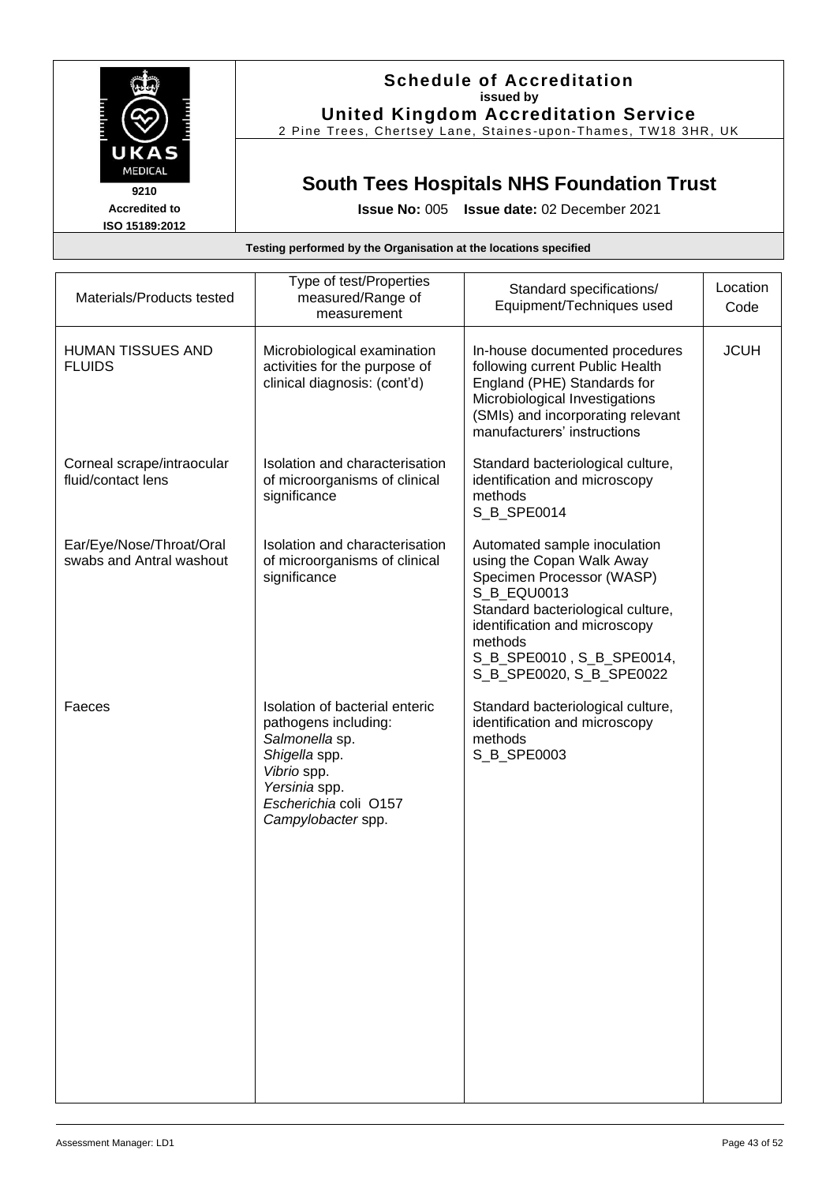**Schedule of Accreditation**
**issued by**
**United Kingdom Accreditation Service**
2 Pine Trees, Chertsey Lane, Staines-upon-Thames, TW18 3HR, UK

UKAS MEDICAL
9210
Accredited to
ISO 15189:2012

## South Tees Hospitals NHS Foundation Trust

**Issue No:** 005 **Issue date:** 02 December 2021

**Testing performed by the Organisation at the locations specified**

| Materials/Products tested | Type of test/Properties measured/Range of measurement | Standard specifications/ Equipment/Techniques used | Location Code |
|---|---|---|---|
| HUMAN TISSUES AND FLUIDS | Microbiological examination activities for the purpose of clinical diagnosis: (cont'd) | In-house documented procedures following current Public Health England (PHE) Standards for Microbiological Investigations (SMIs) and incorporating relevant manufacturers' instructions | JCUH |
| Corneal scrape/intraocular fluid/contact lens | Isolation and characterisation of microorganisms of clinical significance | Standard bacteriological culture, identification and microscopy methods<br>S_B_SPE0014 | |
| Ear/Eye/Nose/Throat/Oral swabs and Antral washout | Isolation and characterisation of microorganisms of clinical significance | Automated sample inoculation using the Copan Walk Away Specimen Processor (WASP)<br>S_B_EQU0013<br>Standard bacteriological culture, identification and microscopy methods<br>S_B_SPE0010 , S_B_SPE0014, S_B_SPE0020, S_B_SPE0022 | |
| Faeces | Isolation of bacterial enteric pathogens including:<br>*Salmonella* sp.<br>*Shigella* spp.<br>*Vibrio* spp.<br>*Yersinia* spp.<br>*Escherichia* coli O157<br>*Campylobacter* spp. | Standard bacteriological culture, identification and microscopy methods<br>S_B_SPE0003 | |

Assessment Manager: LD1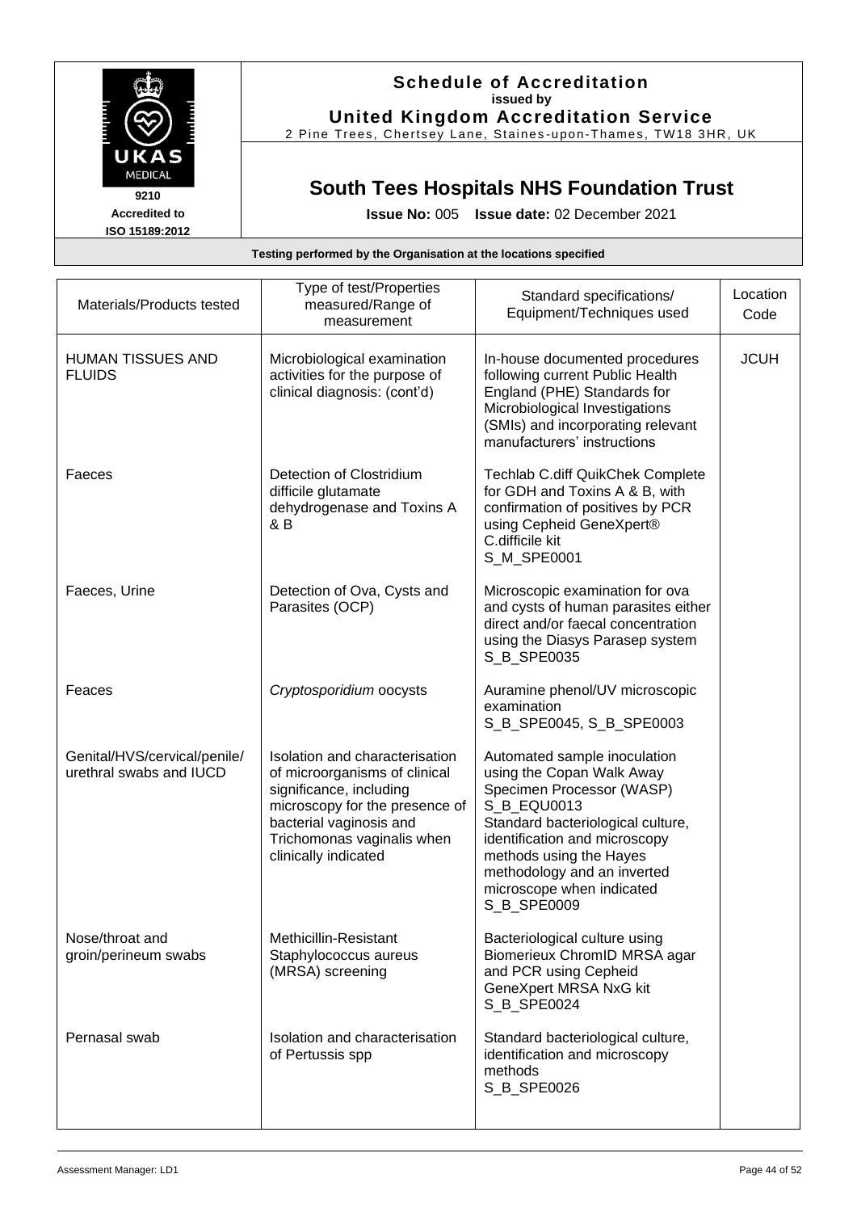# Schedule of Accreditation
**issued by**
**United Kingdom Accreditation Service**
2 Pine Trees, Chertsey Lane, Staines-upon-Thames, TW18 3HR, UK

9210
Accredited to
ISO 15189:2012

## South Tees Hospitals NHS Foundation Trust

**Issue No:** 005 **Issue date:** 02 December 2021

**Testing performed by the Organisation at the locations specified**

| Materials/Products tested | Type of test/Properties measured/Range of measurement | Standard specifications/ Equipment/Techniques used | Location Code |
|---|---|---|---|
| HUMAN TISSUES AND FLUIDS | Microbiological examination activities for the purpose of clinical diagnosis: (cont'd) | In-house documented procedures following current Public Health England (PHE) Standards for Microbiological Investigations (SMIs) and incorporating relevant manufacturers' instructions | JCUH |
| Faeces | Detection of Clostridium difficile glutamate dehydrogenase and Toxins A & B | Techlab C.diff QuikChek Complete for GDH and Toxins A & B, with confirmation of positives by PCR using Cepheid GeneXpert® C.difficile kit S_M_SPE0001 | |
| Faeces, Urine | Detection of Ova, Cysts and Parasites (OCP) | Microscopic examination for ova and cysts of human parasites either direct and/or faecal concentration using the Diasys Parasep system S_B_SPE0035 | |
| Feaces | *Cryptosporidium* oocysts | Auramine phenol/UV microscopic examination S_B_SPE0045, S_B_SPE0003 | |
| Genital/HVS/cervical/penile/ urethral swabs and IUCD | Isolation and characterisation of microorganisms of clinical significance, including microscopy for the presence of bacterial vaginosis and Trichomonas vaginalis when clinically indicated | Automated sample inoculation using the Copan Walk Away Specimen Processor (WASP) S_B_EQU0013<br>Standard bacteriological culture, identification and microscopy methods using the Hayes methodology and an inverted microscope when indicated S_B_SPE0009 | |
| Nose/throat and groin/perineum swabs | Methicillin-Resistant Staphylococcus aureus (MRSA) screening | Bacteriological culture using Biomerieux ChromID MRSA agar and PCR using Cepheid GeneXpert MRSA NxG kit S_B_SPE0024 | |
| Pernasal swab | Isolation and characterisation of Pertussis spp | Standard bacteriological culture, identification and microscopy methods S_B_SPE0026 | |

Assessment Manager: LD1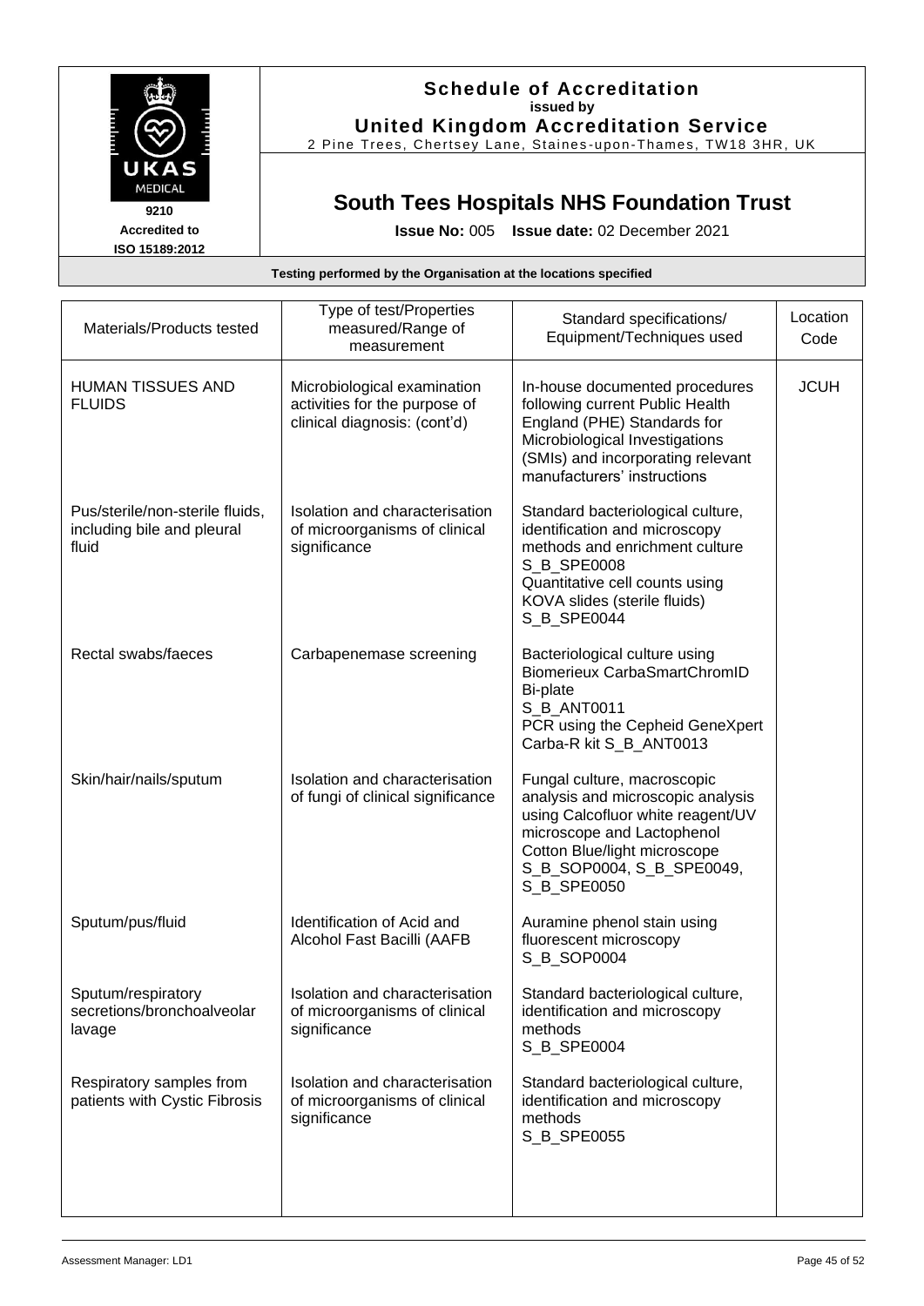**Schedule of Accreditation**
issued by
**United Kingdom Accreditation Service**
2 Pine Trees, Chertsey Lane, Staines-upon-Thames, TW18 3HR, UK

9210
Accredited to
ISO 15189:2012

# South Tees Hospitals NHS Foundation Trust

**Issue No:** 005 **Issue date:** 02 December 2021

**Testing performed by the Organisation at the locations specified**

| Materials/Products tested | Type of test/Properties measured/Range of measurement | Standard specifications/ Equipment/Techniques used | Location Code |
|---|---|---|---|
| HUMAN TISSUES AND FLUIDS | Microbiological examination activities for the purpose of clinical diagnosis: (cont'd) | In-house documented procedures following current Public Health England (PHE) Standards for Microbiological Investigations (SMIs) and incorporating relevant manufacturers' instructions | JCUH |
| Pus/sterile/non-sterile fluids, including bile and pleural fluid | Isolation and characterisation of microorganisms of clinical significance | Standard bacteriological culture, identification and microscopy methods and enrichment culture S_B_SPE0008<br>Quantitative cell counts using KOVA slides (sterile fluids) S_B_SPE0044 | |
| Rectal swabs/faeces | Carbapenemase screening | Bacteriological culture using Biomerieux CarbaSmartChromID Bi-plate S_B_ANT0011<br>PCR using the Cepheid GeneXpert Carba-R kit S_B_ANT0013 | |
| Skin/hair/nails/sputum | Isolation and characterisation of fungi of clinical significance | Fungal culture, macroscopic analysis and microscopic analysis using Calcofluor white reagent/UV microscope and Lactophenol Cotton Blue/light microscope S_B_SOP0004, S_B_SPE0049, S_B_SPE0050 | |
| Sputum/pus/fluid | Identification of Acid and Alcohol Fast Bacilli (AAFB | Auramine phenol stain using fluorescent microscopy S_B_SOP0004 | |
| Sputum/respiratory secretions/bronchoalveolar lavage | Isolation and characterisation of microorganisms of clinical significance | Standard bacteriological culture, identification and microscopy methods S_B_SPE0004 | |
| Respiratory samples from patients with Cystic Fibrosis | Isolation and characterisation of microorganisms of clinical significance | Standard bacteriological culture, identification and microscopy methods S_B_SPE0055 | |

Assessment Manager: LD1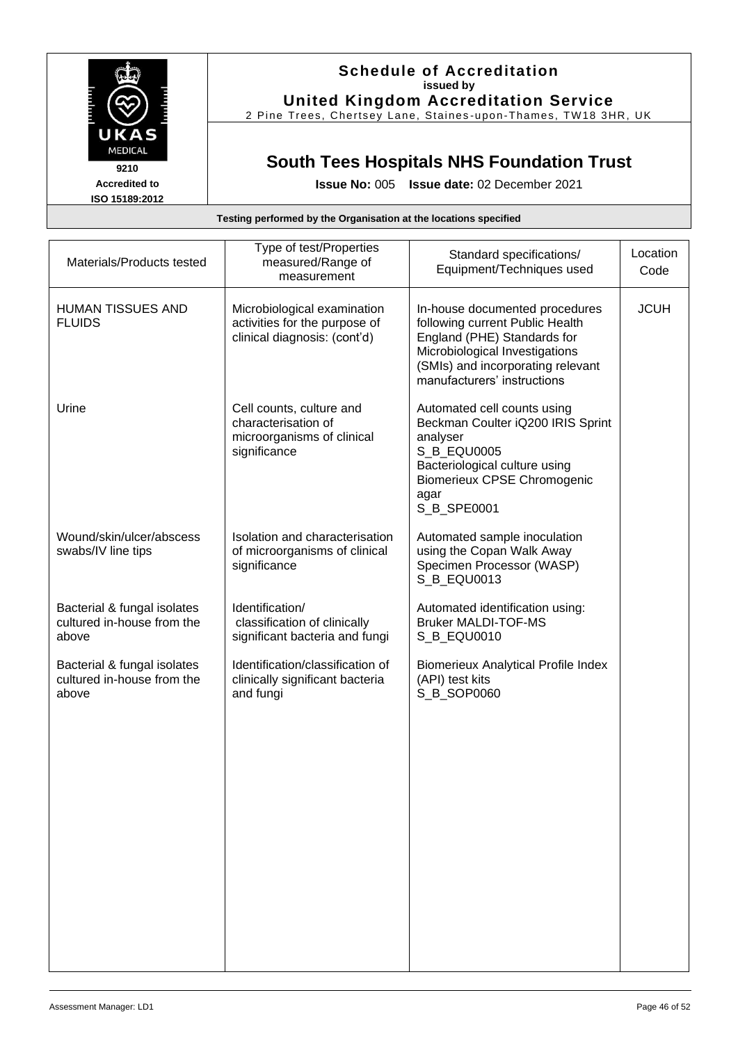# Schedule of Accreditation
issued by
**United Kingdom Accreditation Service**
2 Pine Trees, Chertsey Lane, Staines-upon-Thames, TW18 3HR, UK

UKAS MEDICAL
9210
Accredited to
ISO 15189:2012

## South Tees Hospitals NHS Foundation Trust

**Issue No:** 005 **Issue date:** 02 December 2021

**Testing performed by the Organisation at the locations specified**

| Materials/Products tested | Type of test/Properties measured/Range of measurement | Standard specifications/ Equipment/Techniques used | Location Code |
|---|---|---|---|
| HUMAN TISSUES AND FLUIDS | Microbiological examination activities for the purpose of clinical diagnosis: (cont'd) | In-house documented procedures following current Public Health England (PHE) Standards for Microbiological Investigations (SMIs) and incorporating relevant manufacturers' instructions | JCUH |
| Urine | Cell counts, culture and characterisation of microorganisms of clinical significance | Automated cell counts using Beckman Coulter iQ200 IRIS Sprint analyser S_B_EQU0005<br>Bacteriological culture using Biomerieux CPSE Chromogenic agar S_B_SPE0001 | |
| Wound/skin/ulcer/abscess swabs/IV line tips | Isolation and characterisation of microorganisms of clinical significance | Automated sample inoculation using the Copan Walk Away Specimen Processor (WASP) S_B_EQU0013 | |
| Bacterial & fungal isolates cultured in-house from the above | Identification/ classification of clinically significant bacteria and fungi | Automated identification using: Bruker MALDI-TOF-MS S_B_EQU0010 | |
| Bacterial & fungal isolates cultured in-house from the above | Identification/classification of clinically significant bacteria and fungi | Biomerieux Analytical Profile Index (API) test kits S_B_SOP0060 | |

Assessment Manager: LD1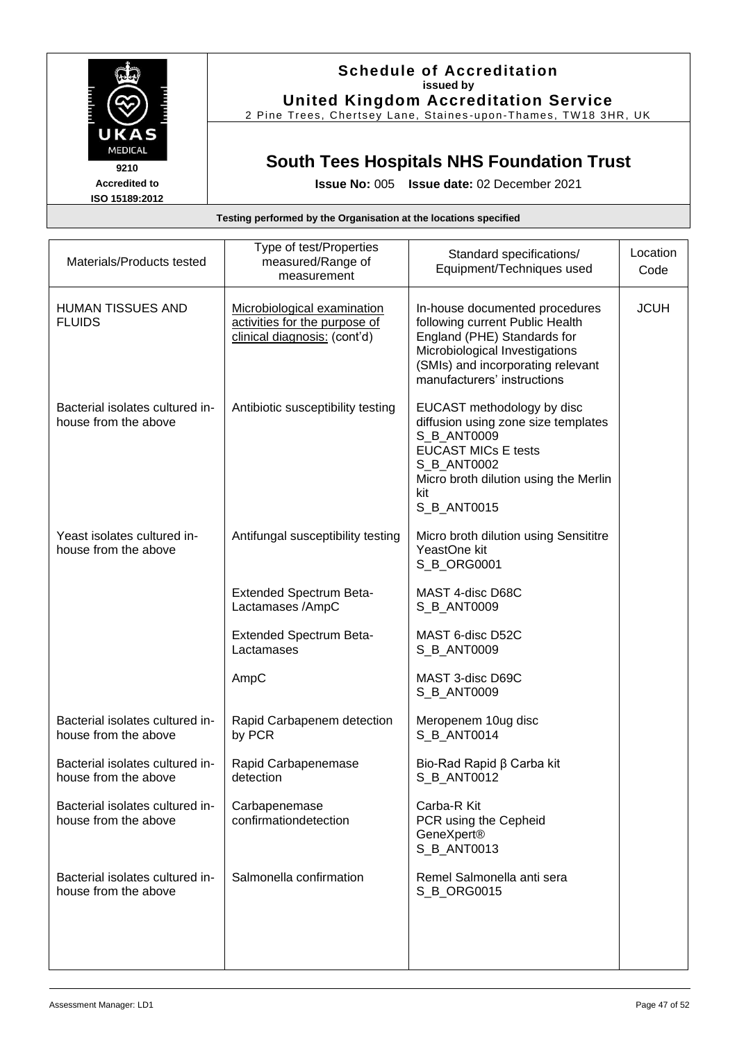**Schedule of Accreditation**
**issued by**
**United Kingdom Accreditation Service**
2 Pine Trees, Chertsey Lane, Staines-upon-Thames, TW18 3HR, UK

9210
**Accredited to**
**ISO 15189:2012**

## South Tees Hospitals NHS Foundation Trust

**Issue No:** 005 **Issue date:** 02 December 2021

**Testing performed by the Organisation at the locations specified**

| Materials/Products tested | Type of test/Properties measured/Range of measurement | Standard specifications/ Equipment/Techniques used | Location Code |
|---|---|---|---|
| HUMAN TISSUES AND FLUIDS | Microbiological examination activities for the purpose of clinical diagnosis: (cont'd) | In-house documented procedures following current Public Health England (PHE) Standards for Microbiological Investigations (SMIs) and incorporating relevant manufacturers' instructions | JCUH |
| Bacterial isolates cultured in-house from the above | Antibiotic susceptibility testing | EUCAST methodology by disc diffusion using zone size templates S_B_ANT0009<br>EUCAST MICs E tests S_B_ANT0002<br>Micro broth dilution using the Merlin kit S_B_ANT0015 | |
| Yeast isolates cultured in-house from the above | Antifungal susceptibility testing | Micro broth dilution using Sensititre YeastOne kit S_B_ORG0001 | |
| | Extended Spectrum Beta-Lactamases /AmpC | MAST 4-disc D68C S_B_ANT0009 | |
| | Extended Spectrum Beta-Lactamases | MAST 6-disc D52C S_B_ANT0009 | |
| | AmpC | MAST 3-disc D69C S_B_ANT0009 | |
| Bacterial isolates cultured in-house from the above | Rapid Carbapenem detection by PCR | Meropenem 10ug disc S_B_ANT0014 | |
| Bacterial isolates cultured in-house from the above | Rapid Carbapenemase detection | Bio-Rad Rapid β Carba kit S_B_ANT0012 | |
| Bacterial isolates cultured in-house from the above | Carbapenemase confirmationdetection | Carba-R Kit PCR using the Cepheid GeneXpert® S_B_ANT0013 | |
| Bacterial isolates cultured in-house from the above | Salmonella confirmation | Remel Salmonella anti sera S_B_ORG0015 | |

Assessment Manager: LD1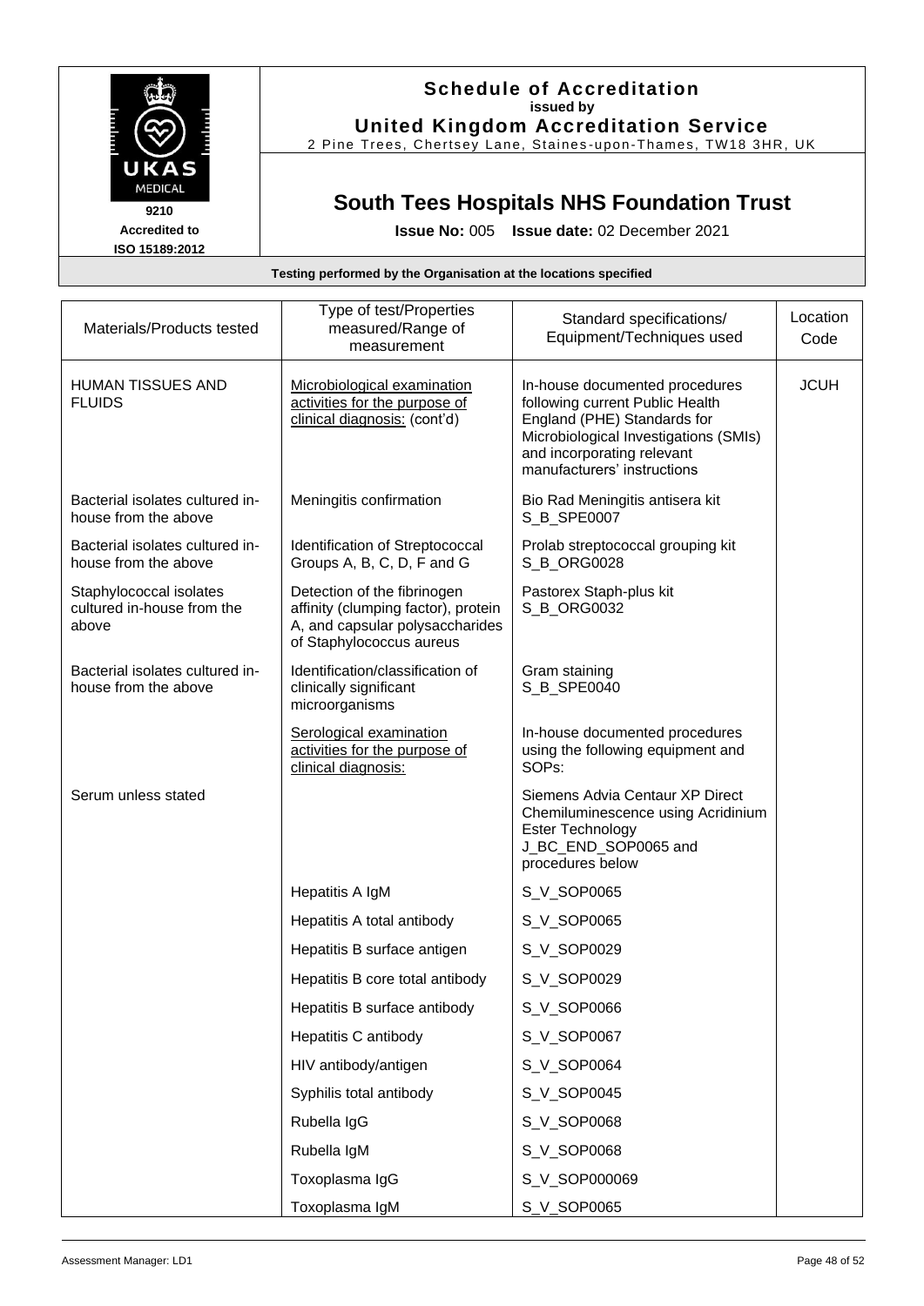**Schedule of Accreditation**
**issued by**
**United Kingdom Accreditation Service**
2 Pine Trees, Chertsey Lane, Staines-upon-Thames, TW18 3HR, UK

UKAS MEDICAL
**9210**
**Accredited to**
**ISO 15189:2012**

## South Tees Hospitals NHS Foundation Trust

**Issue No:** 005 **Issue date:** 02 December 2021

**Testing performed by the Organisation at the locations specified**

| Materials/Products tested | Type of test/Properties measured/Range of measurement | Standard specifications/ Equipment/Techniques used | Location Code |
|---|---|---|---|
| HUMAN TISSUES AND FLUIDS | Microbiological examination activities for the purpose of clinical diagnosis: (cont'd) | In-house documented procedures following current Public Health England (PHE) Standards for Microbiological Investigations (SMIs) and incorporating relevant manufacturers' instructions | JCUH |
| Bacterial isolates cultured in-house from the above | Meningitis confirmation | Bio Rad Meningitis antisera kit S_B_SPE0007 | |
| Bacterial isolates cultured in-house from the above | Identification of Streptococcal Groups A, B, C, D, F and G | Prolab streptococcal grouping kit S_B_ORG0028 | |
| Staphylococcal isolates cultured in-house from the above | Detection of the fibrinogen affinity (clumping factor), protein A, and capsular polysaccharides of Staphylococcus aureus | Pastorex Staph-plus kit S_B_ORG0032 | |
| Bacterial isolates cultured in-house from the above | Identification/classification of clinically significant microorganisms | Gram staining S_B_SPE0040 | |
| | Serological examination activities for the purpose of clinical diagnosis: | In-house documented procedures using the following equipment and SOPs: | |
| Serum unless stated | | Siemens Advia Centaur XP Direct Chemiluminescence using Acridinium Ester Technology J_BC_END_SOP0065 and procedures below | |
| | Hepatitis A IgM | S_V_SOP0065 | |
| | Hepatitis A total antibody | S_V_SOP0065 | |
| | Hepatitis B surface antigen | S_V_SOP0029 | |
| | Hepatitis B core total antibody | S_V_SOP0029 | |
| | Hepatitis B surface antibody | S_V_SOP0066 | |
| | Hepatitis C antibody | S_V_SOP0067 | |
| | HIV antibody/antigen | S_V_SOP0064 | |
| | Syphilis total antibody | S_V_SOP0045 | |
| | Rubella IgG | S_V_SOP0068 | |
| | Rubella IgM | S_V_SOP0068 | |
| | Toxoplasma IgG | S_V_SOP000069 | |
| | Toxoplasma IgM | S_V_SOP0065 | |

Assessment Manager: LD1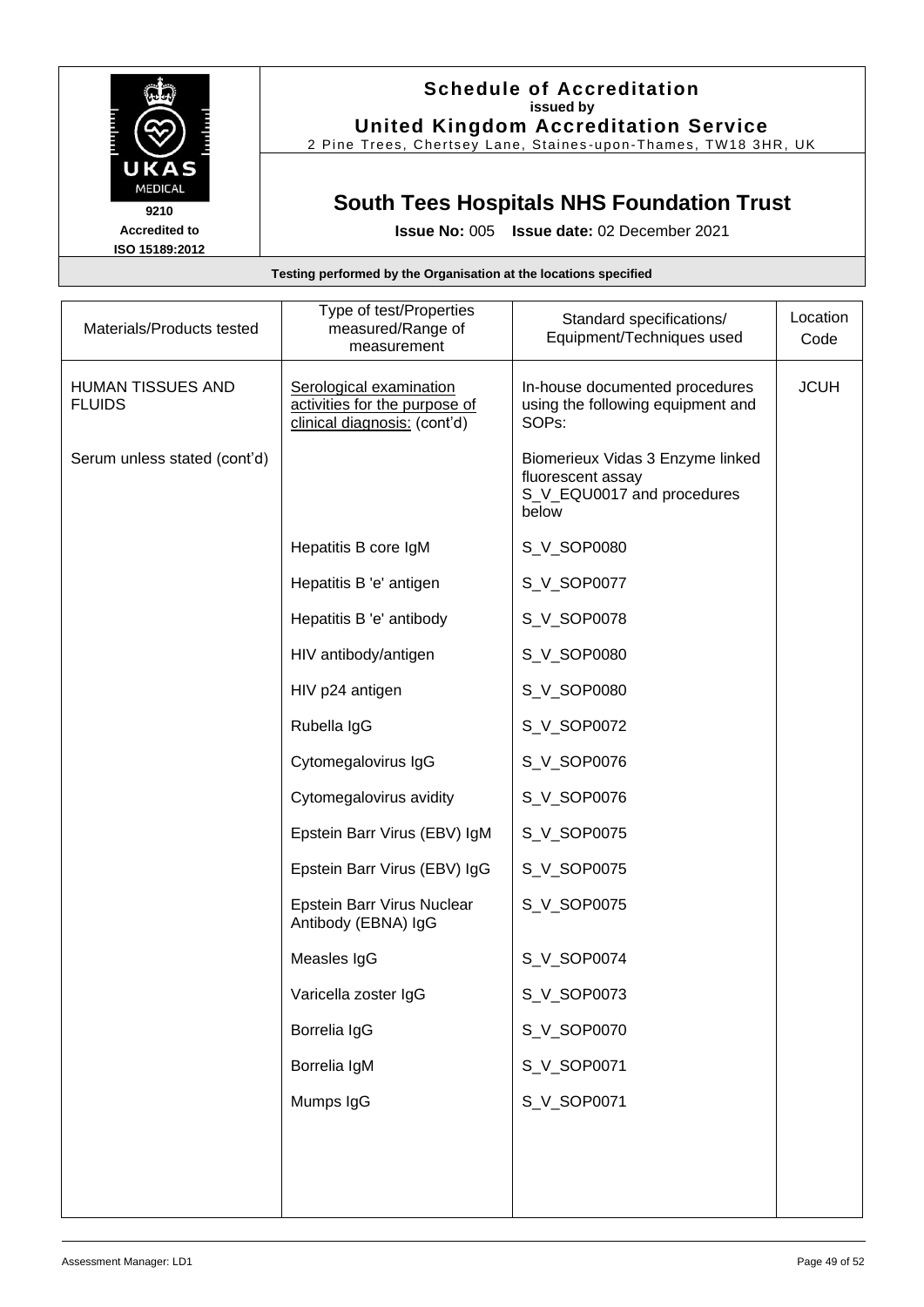# Schedule of Accreditation
**issued by**
**United Kingdom Accreditation Service**
2 Pine Trees, Chertsey Lane, Staines-upon-Thames, TW18 3HR, UK

9210
**Accredited to**
**ISO 15189:2012**

## South Tees Hospitals NHS Foundation Trust

**Issue No:** 005 **Issue date:** 02 December 2021

**Testing performed by the Organisation at the locations specified**

| Materials/Products tested | Type of test/Properties measured/Range of measurement | Standard specifications/ Equipment/Techniques used | Location Code |
|---|---|---|---|
| HUMAN TISSUES AND FLUIDS | Serological examination activities for the purpose of clinical diagnosis: (cont'd) | In-house documented procedures using the following equipment and SOPs: | JCUH |
| Serum unless stated (cont'd) | | Biomerieux Vidas 3 Enzyme linked fluorescent assay S_V_EQU0017 and procedures below | |
| | Hepatitis B core IgM | S_V_SOP0080 | |
| | Hepatitis B 'e' antigen | S_V_SOP0077 | |
| | Hepatitis B 'e' antibody | S_V_SOP0078 | |
| | HIV antibody/antigen | S_V_SOP0080 | |
| | HIV p24 antigen | S_V_SOP0080 | |
| | Rubella IgG | S_V_SOP0072 | |
| | Cytomegalovirus IgG | S_V_SOP0076 | |
| | Cytomegalovirus avidity | S_V_SOP0076 | |
| | Epstein Barr Virus (EBV) IgM | S_V_SOP0075 | |
| | Epstein Barr Virus (EBV) IgG | S_V_SOP0075 | |
| | Epstein Barr Virus Nuclear Antibody (EBNA) IgG | S_V_SOP0075 | |
| | Measles IgG | S_V_SOP0074 | |
| | Varicella zoster IgG | S_V_SOP0073 | |
| | Borrelia IgG | S_V_SOP0070 | |
| | Borrelia IgM | S_V_SOP0071 | |
| | Mumps IgG | S_V_SOP0071 | |

Assessment Manager: LD1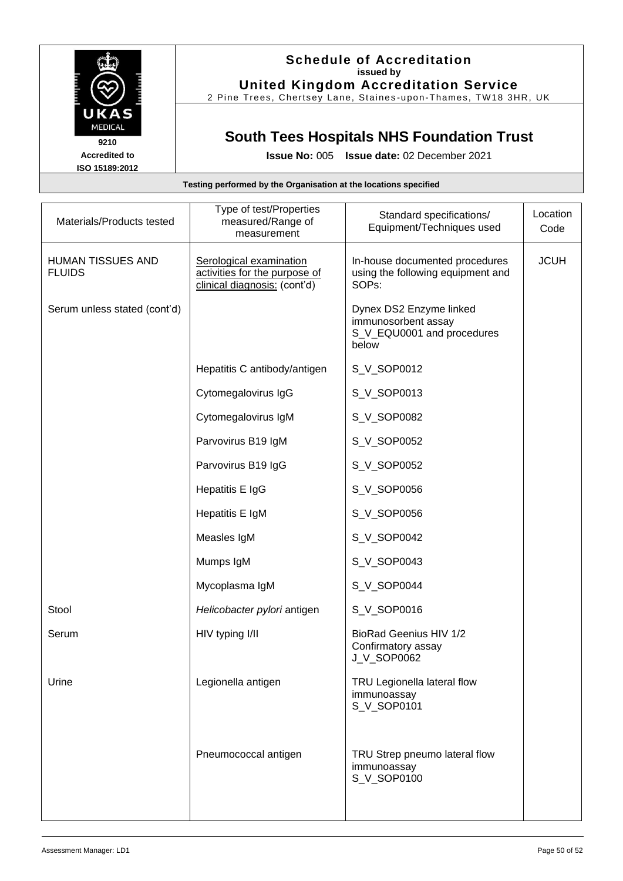**Schedule of Accreditation**
**issued by**
**United Kingdom Accreditation Service**
2 Pine Trees, Chertsey Lane, Staines-upon-Thames, TW18 3HR, UK

UKAS MEDICAL
9210
Accredited to
ISO 15189:2012

## South Tees Hospitals NHS Foundation Trust

**Issue No:** 005 **Issue date:** 02 December 2021

**Testing performed by the Organisation at the locations specified**

| Materials/Products tested | Type of test/Properties measured/Range of measurement | Standard specifications/ Equipment/Techniques used | Location Code |
|---|---|---|---|
| HUMAN TISSUES AND FLUIDS | Serological examination activities for the purpose of clinical diagnosis: (cont'd) | In-house documented procedures using the following equipment and SOPs: | JCUH |
| Serum unless stated (cont'd) | | Dynex DS2 Enzyme linked immunosorbent assay S_V_EQU0001 and procedures below | |
| | Hepatitis C antibody/antigen | S_V_SOP0012 | |
| | Cytomegalovirus IgG | S_V_SOP0013 | |
| | Cytomegalovirus IgM | S_V_SOP0082 | |
| | Parvovirus B19 IgM | S_V_SOP0052 | |
| | Parvovirus B19 IgG | S_V_SOP0052 | |
| | Hepatitis E IgG | S_V_SOP0056 | |
| | Hepatitis E IgM | S_V_SOP0056 | |
| | Measles IgM | S_V_SOP0042 | |
| | Mumps IgM | S_V_SOP0043 | |
| | Mycoplasma IgM | S_V_SOP0044 | |
| Stool | *Helicobacter pylori* antigen | S_V_SOP0016 | |
| Serum | HIV typing I/II | BioRad Geenius HIV 1/2 Confirmatory assay J_V_SOP0062 | |
| Urine | Legionella antigen | TRU Legionella lateral flow immunoassay S_V_SOP0101 | |
| | Pneumococcal antigen | TRU Strep pneumo lateral flow immunoassay S_V_SOP0100 | |

Assessment Manager: LD1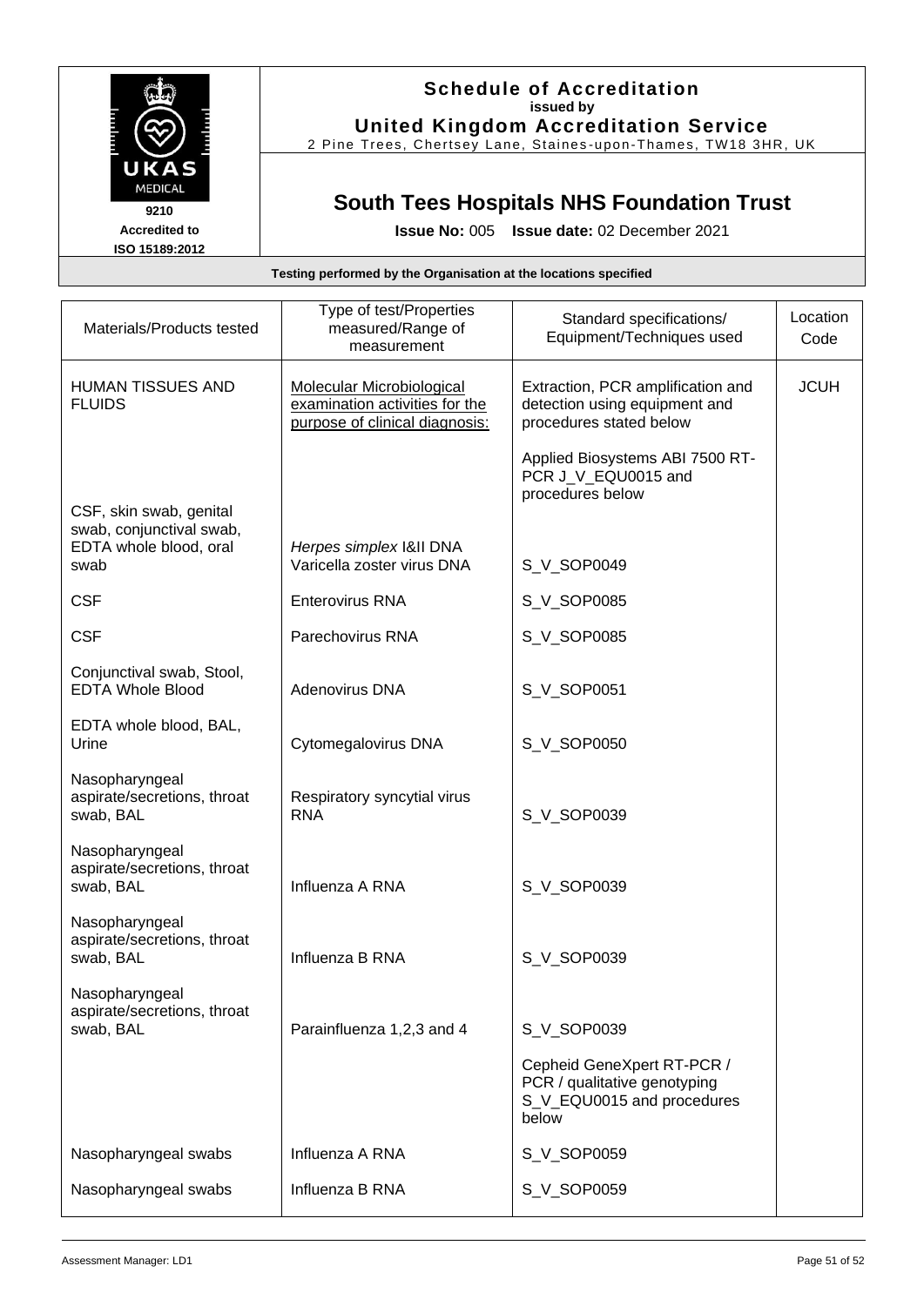# Schedule of Accreditation

issued by

**United Kingdom Accreditation Service**

2 Pine Trees, Chertsey Lane, Staines-upon-Thames, TW18 3HR, UK

UKAS MEDICAL 9210 Accredited to ISO 15189:2012

## South Tees Hospitals NHS Foundation Trust

**Issue No:** 005 **Issue date:** 02 December 2021

**Testing performed by the Organisation at the locations specified**

| Materials/Products tested | Type of test/Properties measured/Range of measurement | Standard specifications/ Equipment/Techniques used | Location Code |
|---|---|---|---|
| HUMAN TISSUES AND FLUIDS | Molecular Microbiological examination activities for the purpose of clinical diagnosis: | Extraction, PCR amplification and detection using equipment and procedures stated below | JCUH |
| | | Applied Biosystems ABI 7500 RT-PCR J_V_EQU0015 and procedures below | |
| CSF, skin swab, genital swab, conjunctival swab, EDTA whole blood, oral swab | *Herpes simplex* I&II DNA<br>Varicella zoster virus DNA | S_V_SOP0049 | |
| CSF | Enterovirus RNA | S_V_SOP0085 | |
| CSF | Parechovirus RNA | S_V_SOP0085 | |
| Conjunctival swab, Stool, EDTA Whole Blood | Adenovirus DNA | S_V_SOP0051 | |
| EDTA whole blood, BAL, Urine | Cytomegalovirus DNA | S_V_SOP0050 | |
| Nasopharyngeal aspirate/secretions, throat swab, BAL | Respiratory syncytial virus RNA | S_V_SOP0039 | |
| Nasopharyngeal aspirate/secretions, throat swab, BAL | Influenza A RNA | S_V_SOP0039 | |
| Nasopharyngeal aspirate/secretions, throat swab, BAL | Influenza B RNA | S_V_SOP0039 | |
| Nasopharyngeal aspirate/secretions, throat swab, BAL | Parainfluenza 1,2,3 and 4 | S_V_SOP0039 | |
| | | Cepheid GeneXpert RT-PCR / PCR / qualitative genotyping S_V_EQU0015 and procedures below | |
| Nasopharyngeal swabs | Influenza A RNA | S_V_SOP0059 | |
| Nasopharyngeal swabs | Influenza B RNA | S_V_SOP0059 | |

Assessment Manager: LD1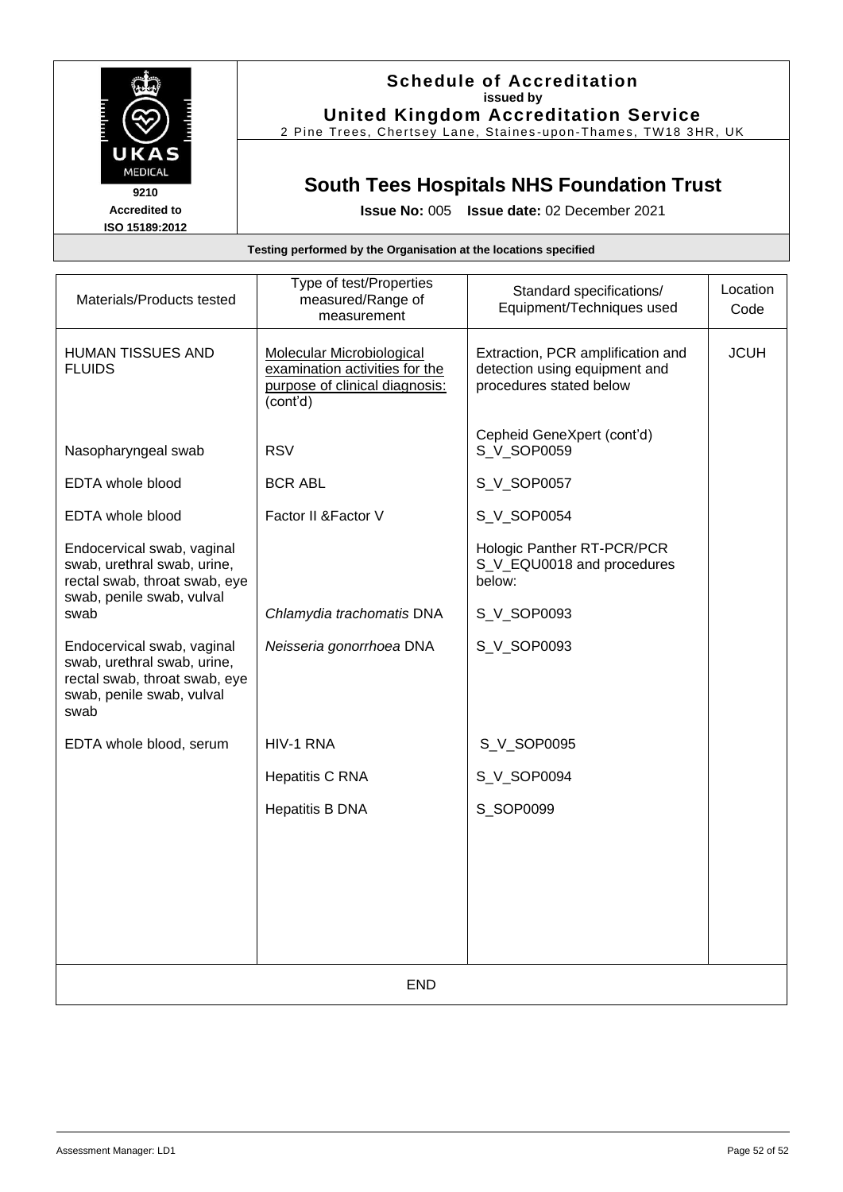**Schedule of Accreditation**
**issued by**
**United Kingdom Accreditation Service**
2 Pine Trees, Chertsey Lane, Staines-upon-Thames, TW18 3HR, UK

UKAS MEDICAL
**9210**
**Accredited to**
**ISO 15189:2012**

# South Tees Hospitals NHS Foundation Trust

**Issue No:** 005 **Issue date:** 02 December 2021

**Testing performed by the Organisation at the locations specified**

| Materials/Products tested | Type of test/Properties measured/Range of measurement | Standard specifications/ Equipment/Techniques used | Location Code |
|---|---|---|---|
| HUMAN TISSUES AND FLUIDS | Molecular Microbiological examination activities for the purpose of clinical diagnosis: (cont'd) | Extraction, PCR amplification and detection using equipment and procedures stated below | JCUH |
| | | Cepheid GeneXpert (cont'd) | |
| Nasopharyngeal swab | RSV | S_V_SOP0059 | |
| EDTA whole blood | BCR ABL | S_V_SOP0057 | |
| EDTA whole blood | Factor II &Factor V | S_V_SOP0054 | |
| Endocervical swab, vaginal swab, urethral swab, urine, rectal swab, throat swab, eye swab, penile swab, vulval swab | | Hologic Panther RT-PCR/PCR S_V_EQU0018 and procedures below: | |
| | *Chlamydia trachomatis* DNA | S_V_SOP0093 | |
| Endocervical swab, vaginal swab, urethral swab, urine, rectal swab, throat swab, eye swab, penile swab, vulval swab | *Neisseria gonorrhoea* DNA | S_V_SOP0093 | |
| EDTA whole blood, serum | HIV-1 RNA | S_V_SOP0095 | |
| | Hepatitis C RNA | S_V_SOP0094 | |
| | Hepatitis B DNA | S_SOP0099 | |

END

Assessment Manager: LD1